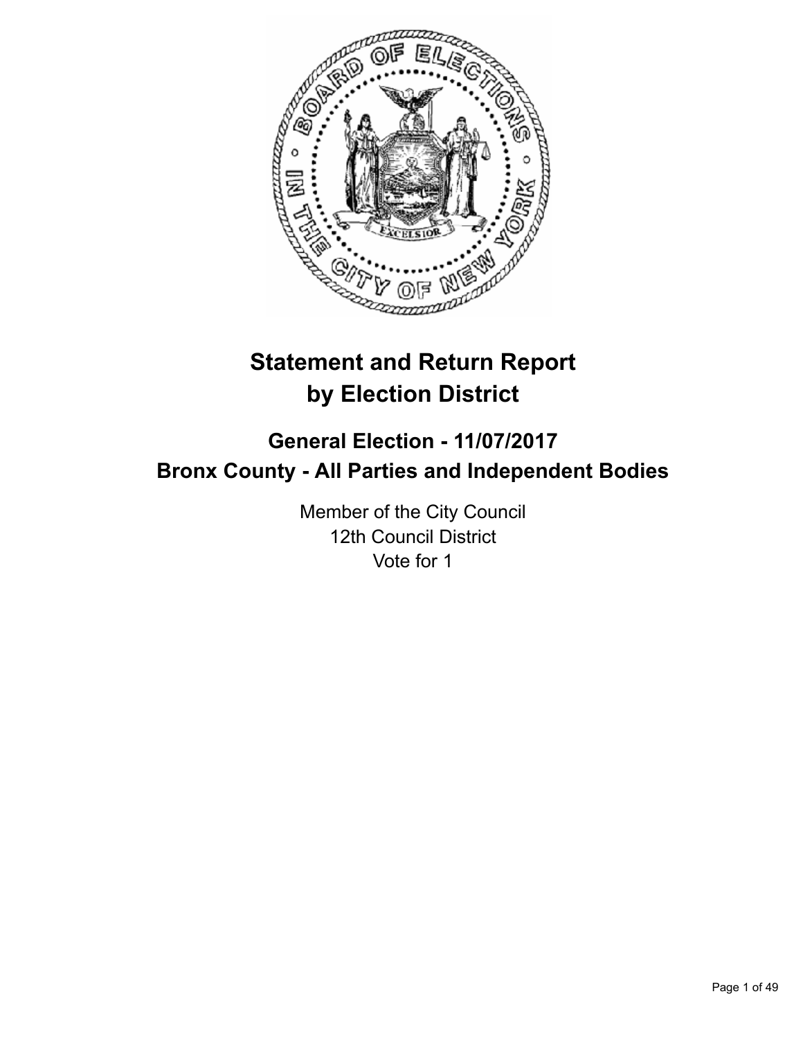# Statement and Return Report by Election District

## General Election - 11/07/2017
## Bronx County - All Parties and Independent Bodies

Member of the City Council
12th Council District
Vote for 1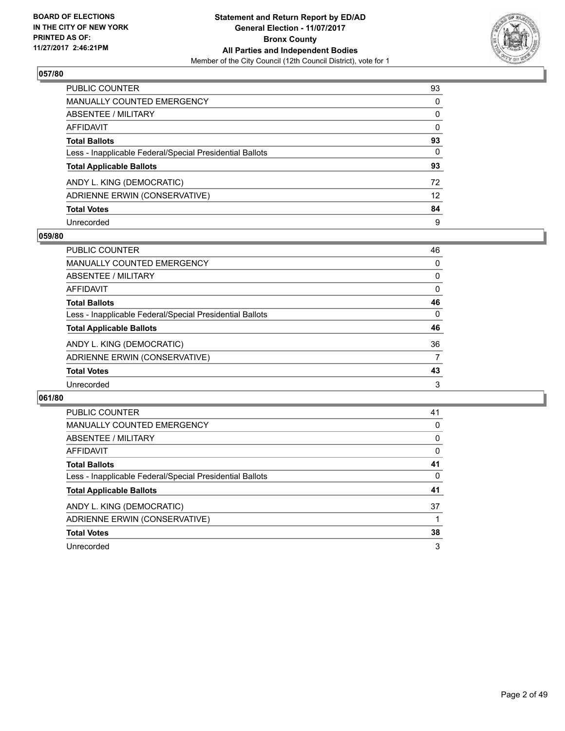## 057/80

| | |
|---|---|
| PUBLIC COUNTER | 93 |
| MANUALLY COUNTED EMERGENCY | 0 |
| ABSENTEE / MILITARY | 0 |
| AFFIDAVIT | 0 |
| **Total Ballots** | **93** |
| Less - Inapplicable Federal/Special Presidential Ballots | 0 |
| **Total Applicable Ballots** | **93** |
| ANDY L. KING (DEMOCRATIC) | 72 |
| ADRIENNE ERWIN (CONSERVATIVE) | 12 |
| **Total Votes** | **84** |
| Unrecorded | 9 |

## 059/80

| | |
|---|---|
| PUBLIC COUNTER | 46 |
| MANUALLY COUNTED EMERGENCY | 0 |
| ABSENTEE / MILITARY | 0 |
| AFFIDAVIT | 0 |
| **Total Ballots** | **46** |
| Less - Inapplicable Federal/Special Presidential Ballots | 0 |
| **Total Applicable Ballots** | **46** |
| ANDY L. KING (DEMOCRATIC) | 36 |
| ADRIENNE ERWIN (CONSERVATIVE) | 7 |
| **Total Votes** | **43** |
| Unrecorded | 3 |

## 061/80

| | |
|---|---|
| PUBLIC COUNTER | 41 |
| MANUALLY COUNTED EMERGENCY | 0 |
| ABSENTEE / MILITARY | 0 |
| AFFIDAVIT | 0 |
| **Total Ballots** | **41** |
| Less - Inapplicable Federal/Special Presidential Ballots | 0 |
| **Total Applicable Ballots** | **41** |
| ANDY L. KING (DEMOCRATIC) | 37 |
| ADRIENNE ERWIN (CONSERVATIVE) | 1 |
| **Total Votes** | **38** |
| Unrecorded | 3 |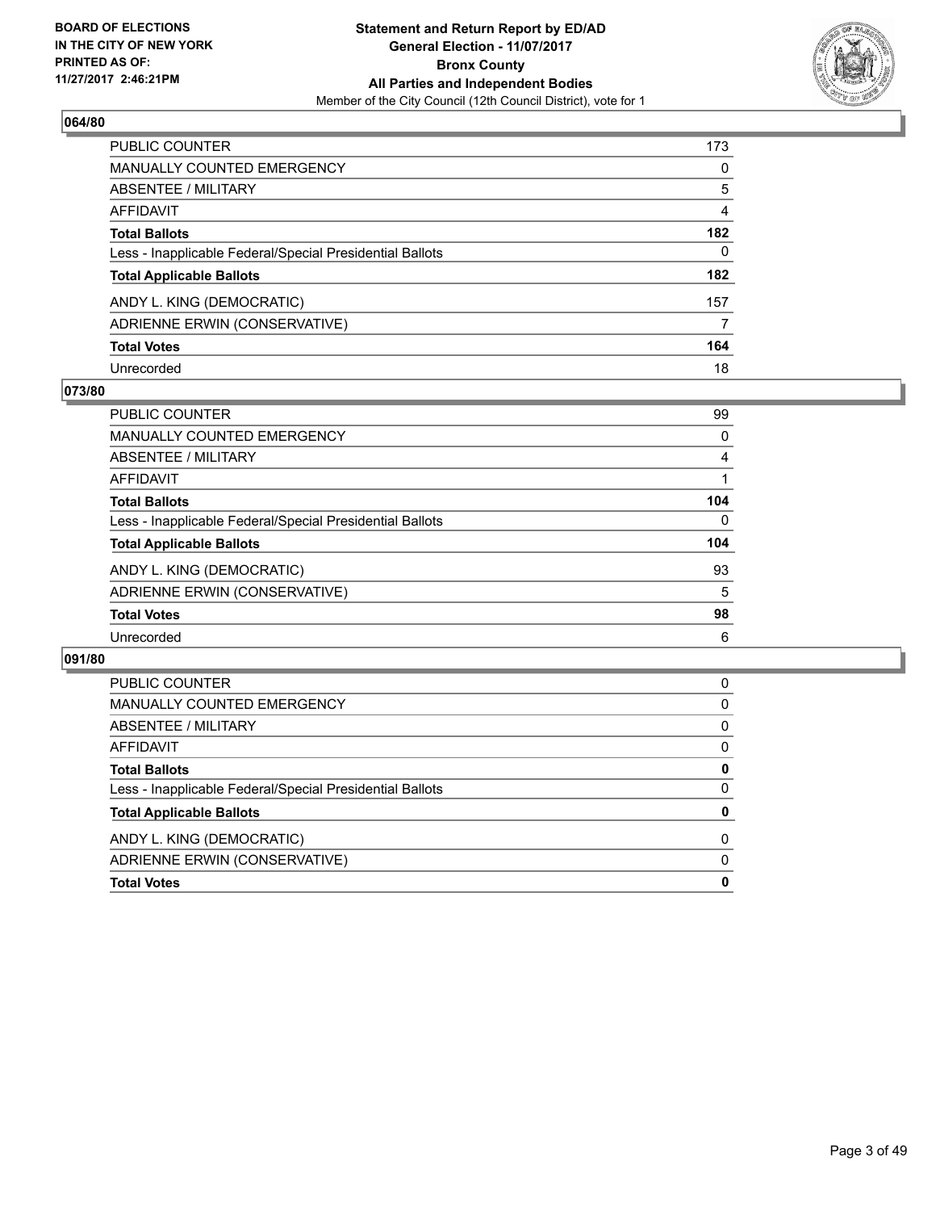**BOARD OF ELECTIONS IN THE CITY OF NEW YORK PRINTED AS OF: 11/27/2017 2:46:21PM**

**Statement and Return Report by ED/AD General Election - 11/07/2017 Bronx County All Parties and Independent Bodies**

Member of the City Council (12th Council District), vote for 1

## 064/80

| | |
|---|---|
| PUBLIC COUNTER | 173 |
| MANUALLY COUNTED EMERGENCY | 0 |
| ABSENTEE / MILITARY | 5 |
| AFFIDAVIT | 4 |
| **Total Ballots** | **182** |
| Less - Inapplicable Federal/Special Presidential Ballots | 0 |
| **Total Applicable Ballots** | **182** |
| ANDY L. KING (DEMOCRATIC) | 157 |
| ADRIENNE ERWIN (CONSERVATIVE) | 7 |
| **Total Votes** | **164** |
| Unrecorded | 18 |

## 073/80

| | |
|---|---|
| PUBLIC COUNTER | 99 |
| MANUALLY COUNTED EMERGENCY | 0 |
| ABSENTEE / MILITARY | 4 |
| AFFIDAVIT | 1 |
| **Total Ballots** | **104** |
| Less - Inapplicable Federal/Special Presidential Ballots | 0 |
| **Total Applicable Ballots** | **104** |
| ANDY L. KING (DEMOCRATIC) | 93 |
| ADRIENNE ERWIN (CONSERVATIVE) | 5 |
| **Total Votes** | **98** |
| Unrecorded | 6 |

## 091/80

| | |
|---|---|
| PUBLIC COUNTER | 0 |
| MANUALLY COUNTED EMERGENCY | 0 |
| ABSENTEE / MILITARY | 0 |
| AFFIDAVIT | 0 |
| **Total Ballots** | **0** |
| Less - Inapplicable Federal/Special Presidential Ballots | 0 |
| **Total Applicable Ballots** | **0** |
| ANDY L. KING (DEMOCRATIC) | 0 |
| ADRIENNE ERWIN (CONSERVATIVE) | 0 |
| **Total Votes** | **0** |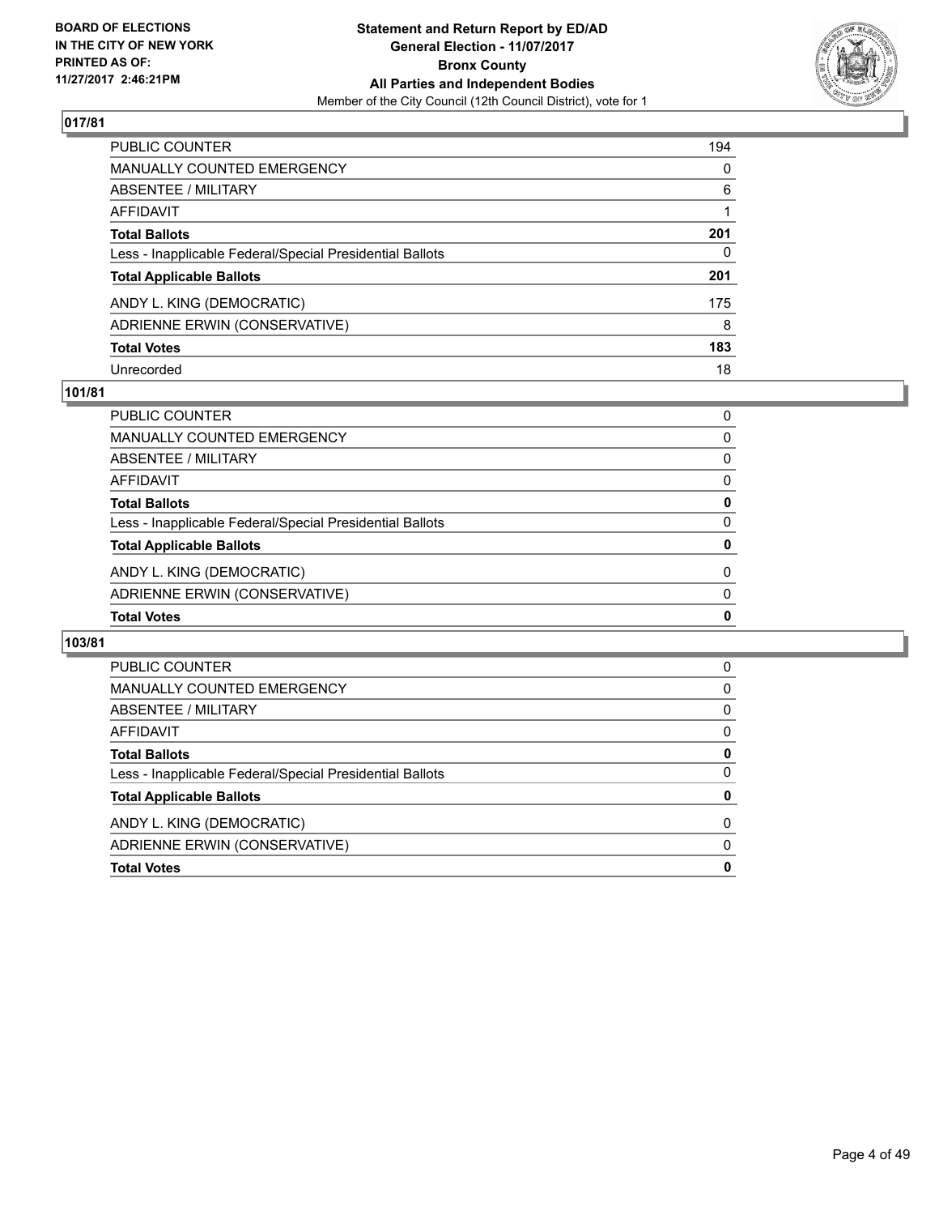## 017/81

| | |
|---|---|
| PUBLIC COUNTER | 194 |
| MANUALLY COUNTED EMERGENCY | 0 |
| ABSENTEE / MILITARY | 6 |
| AFFIDAVIT | 1 |
| **Total Ballots** | **201** |
| Less - Inapplicable Federal/Special Presidential Ballots | 0 |
| **Total Applicable Ballots** | **201** |
| ANDY L. KING (DEMOCRATIC) | 175 |
| ADRIENNE ERWIN (CONSERVATIVE) | 8 |
| **Total Votes** | **183** |
| Unrecorded | 18 |

## 101/81

| | |
|---|---|
| PUBLIC COUNTER | 0 |
| MANUALLY COUNTED EMERGENCY | 0 |
| ABSENTEE / MILITARY | 0 |
| AFFIDAVIT | 0 |
| **Total Ballots** | **0** |
| Less - Inapplicable Federal/Special Presidential Ballots | 0 |
| **Total Applicable Ballots** | **0** |
| ANDY L. KING (DEMOCRATIC) | 0 |
| ADRIENNE ERWIN (CONSERVATIVE) | 0 |
| **Total Votes** | **0** |

## 103/81

| | |
|---|---|
| PUBLIC COUNTER | 0 |
| MANUALLY COUNTED EMERGENCY | 0 |
| ABSENTEE / MILITARY | 0 |
| AFFIDAVIT | 0 |
| **Total Ballots** | **0** |
| Less - Inapplicable Federal/Special Presidential Ballots | 0 |
| **Total Applicable Ballots** | **0** |
| ANDY L. KING (DEMOCRATIC) | 0 |
| ADRIENNE ERWIN (CONSERVATIVE) | 0 |
| **Total Votes** | **0** |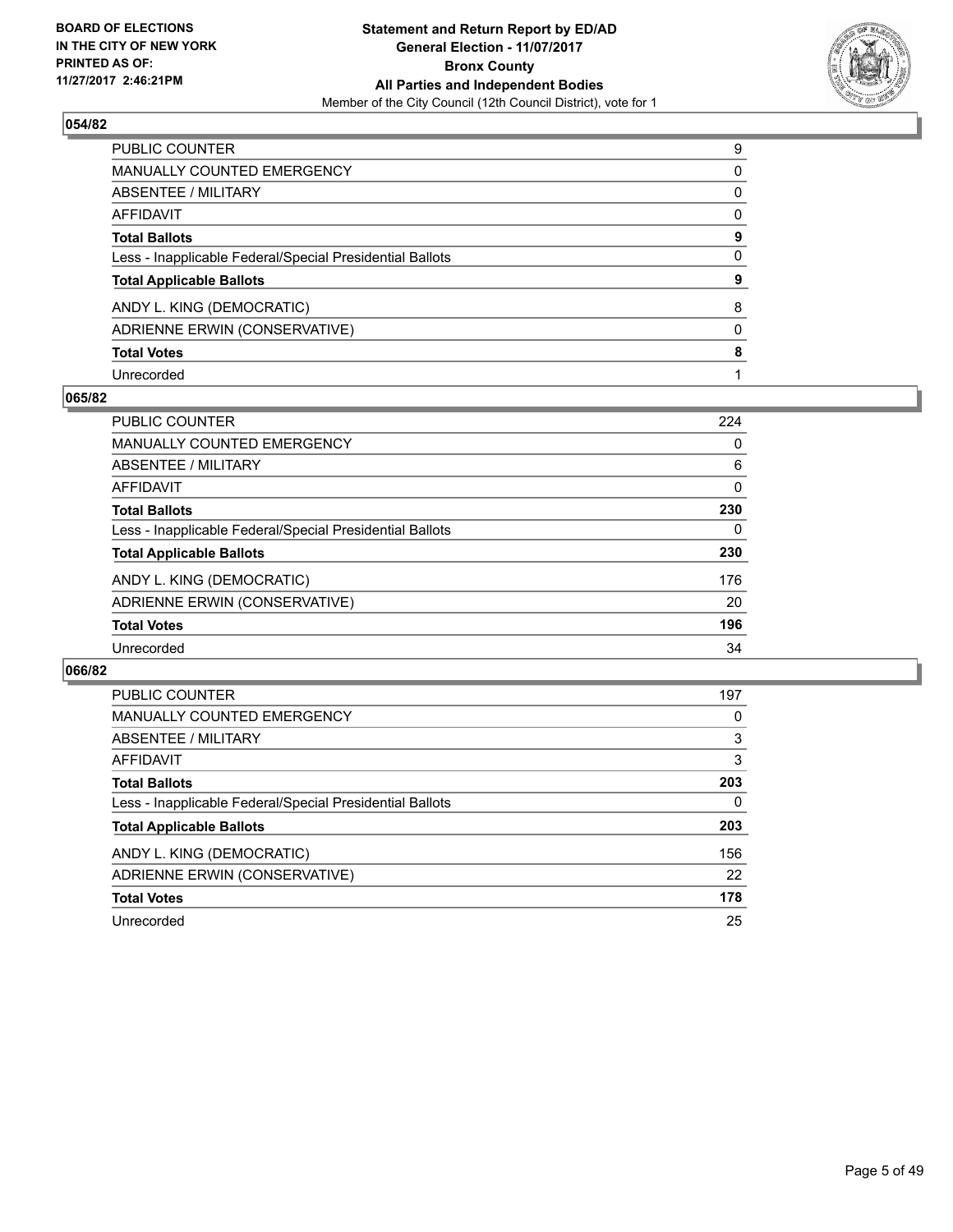BOARD OF ELECTIONS
IN THE CITY OF NEW YORK
PRINTED AS OF:
11/27/2017 2:46:21PM

**Statement and Return Report by ED/AD**
**General Election - 11/07/2017**
**Bronx County**
**All Parties and Independent Bodies**
Member of the City Council (12th Council District), vote for 1

### 054/82

| | |
|---|---|
| PUBLIC COUNTER | 9 |
| MANUALLY COUNTED EMERGENCY | 0 |
| ABSENTEE / MILITARY | 0 |
| AFFIDAVIT | 0 |
| **Total Ballots** | **9** |
| Less - Inapplicable Federal/Special Presidential Ballots | 0 |
| **Total Applicable Ballots** | **9** |
| ANDY L. KING (DEMOCRATIC) | 8 |
| ADRIENNE ERWIN (CONSERVATIVE) | 0 |
| **Total Votes** | **8** |
| Unrecorded | 1 |

### 065/82

| | |
|---|---|
| PUBLIC COUNTER | 224 |
| MANUALLY COUNTED EMERGENCY | 0 |
| ABSENTEE / MILITARY | 6 |
| AFFIDAVIT | 0 |
| **Total Ballots** | **230** |
| Less - Inapplicable Federal/Special Presidential Ballots | 0 |
| **Total Applicable Ballots** | **230** |
| ANDY L. KING (DEMOCRATIC) | 176 |
| ADRIENNE ERWIN (CONSERVATIVE) | 20 |
| **Total Votes** | **196** |
| Unrecorded | 34 |

### 066/82

| | |
|---|---|
| PUBLIC COUNTER | 197 |
| MANUALLY COUNTED EMERGENCY | 0 |
| ABSENTEE / MILITARY | 3 |
| AFFIDAVIT | 3 |
| **Total Ballots** | **203** |
| Less - Inapplicable Federal/Special Presidential Ballots | 0 |
| **Total Applicable Ballots** | **203** |
| ANDY L. KING (DEMOCRATIC) | 156 |
| ADRIENNE ERWIN (CONSERVATIVE) | 22 |
| **Total Votes** | **178** |
| Unrecorded | 25 |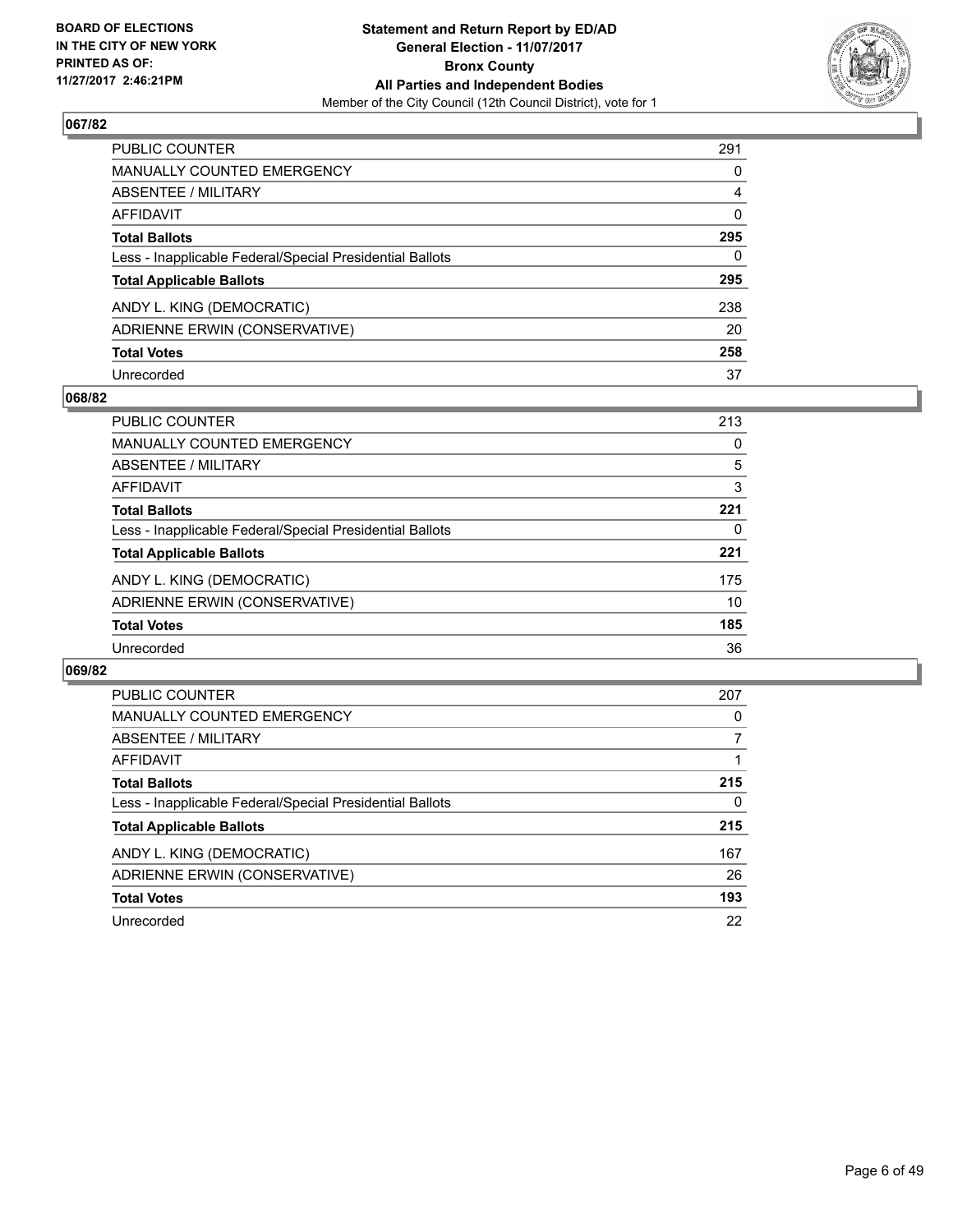**BOARD OF ELECTIONS IN THE CITY OF NEW YORK PRINTED AS OF: 11/27/2017 2:46:21PM**

**Statement and Return Report by ED/AD General Election - 11/07/2017 Bronx County All Parties and Independent Bodies**
Member of the City Council (12th Council District), vote for 1

### 067/82

| | |
|---|---|
| PUBLIC COUNTER | 291 |
| MANUALLY COUNTED EMERGENCY | 0 |
| ABSENTEE / MILITARY | 4 |
| AFFIDAVIT | 0 |
| **Total Ballots** | **295** |
| Less - Inapplicable Federal/Special Presidential Ballots | 0 |
| **Total Applicable Ballots** | **295** |
| ANDY L. KING (DEMOCRATIC) | 238 |
| ADRIENNE ERWIN (CONSERVATIVE) | 20 |
| **Total Votes** | **258** |
| Unrecorded | 37 |

### 068/82

| | |
|---|---|
| PUBLIC COUNTER | 213 |
| MANUALLY COUNTED EMERGENCY | 0 |
| ABSENTEE / MILITARY | 5 |
| AFFIDAVIT | 3 |
| **Total Ballots** | **221** |
| Less - Inapplicable Federal/Special Presidential Ballots | 0 |
| **Total Applicable Ballots** | **221** |
| ANDY L. KING (DEMOCRATIC) | 175 |
| ADRIENNE ERWIN (CONSERVATIVE) | 10 |
| **Total Votes** | **185** |
| Unrecorded | 36 |

### 069/82

| | |
|---|---|
| PUBLIC COUNTER | 207 |
| MANUALLY COUNTED EMERGENCY | 0 |
| ABSENTEE / MILITARY | 7 |
| AFFIDAVIT | 1 |
| **Total Ballots** | **215** |
| Less - Inapplicable Federal/Special Presidential Ballots | 0 |
| **Total Applicable Ballots** | **215** |
| ANDY L. KING (DEMOCRATIC) | 167 |
| ADRIENNE ERWIN (CONSERVATIVE) | 26 |
| **Total Votes** | **193** |
| Unrecorded | 22 |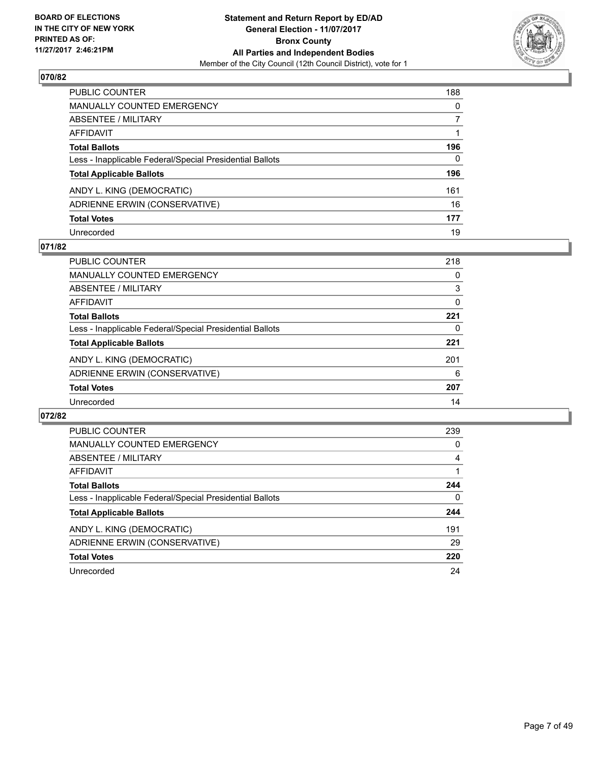**BOARD OF ELECTIONS IN THE CITY OF NEW YORK PRINTED AS OF: 11/27/2017 2:46:21PM**

**Statement and Return Report by ED/AD General Election - 11/07/2017 Bronx County All Parties and Independent Bodies**

Member of the City Council (12th Council District), vote for 1

## 070/82

| | |
|---|---|
| PUBLIC COUNTER | 188 |
| MANUALLY COUNTED EMERGENCY | 0 |
| ABSENTEE / MILITARY | 7 |
| AFFIDAVIT | 1 |
| **Total Ballots** | **196** |
| Less - Inapplicable Federal/Special Presidential Ballots | 0 |
| **Total Applicable Ballots** | **196** |
| ANDY L. KING (DEMOCRATIC) | 161 |
| ADRIENNE ERWIN (CONSERVATIVE) | 16 |
| **Total Votes** | **177** |
| Unrecorded | 19 |

## 071/82

| | |
|---|---|
| PUBLIC COUNTER | 218 |
| MANUALLY COUNTED EMERGENCY | 0 |
| ABSENTEE / MILITARY | 3 |
| AFFIDAVIT | 0 |
| **Total Ballots** | **221** |
| Less - Inapplicable Federal/Special Presidential Ballots | 0 |
| **Total Applicable Ballots** | **221** |
| ANDY L. KING (DEMOCRATIC) | 201 |
| ADRIENNE ERWIN (CONSERVATIVE) | 6 |
| **Total Votes** | **207** |
| Unrecorded | 14 |

## 072/82

| | |
|---|---|
| PUBLIC COUNTER | 239 |
| MANUALLY COUNTED EMERGENCY | 0 |
| ABSENTEE / MILITARY | 4 |
| AFFIDAVIT | 1 |
| **Total Ballots** | **244** |
| Less - Inapplicable Federal/Special Presidential Ballots | 0 |
| **Total Applicable Ballots** | **244** |
| ANDY L. KING (DEMOCRATIC) | 191 |
| ADRIENNE ERWIN (CONSERVATIVE) | 29 |
| **Total Votes** | **220** |
| Unrecorded | 24 |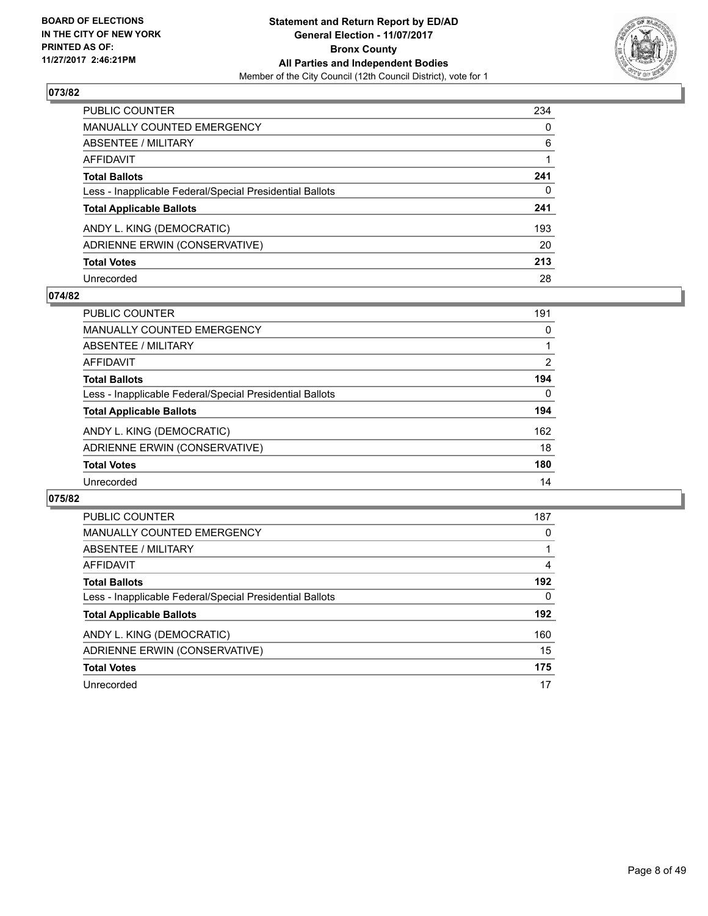**BOARD OF ELECTIONS IN THE CITY OF NEW YORK PRINTED AS OF: 11/27/2017 2:46:21PM**

**Statement and Return Report by ED/AD General Election - 11/07/2017 Bronx County All Parties and Independent Bodies**

Member of the City Council (12th Council District), vote for 1

## 073/82

| | |
|---|---|
| PUBLIC COUNTER | 234 |
| MANUALLY COUNTED EMERGENCY | 0 |
| ABSENTEE / MILITARY | 6 |
| AFFIDAVIT | 1 |
| **Total Ballots** | **241** |
| Less - Inapplicable Federal/Special Presidential Ballots | 0 |
| **Total Applicable Ballots** | **241** |
| ANDY L. KING (DEMOCRATIC) | 193 |
| ADRIENNE ERWIN (CONSERVATIVE) | 20 |
| **Total Votes** | **213** |
| Unrecorded | 28 |

## 074/82

| | |
|---|---|
| PUBLIC COUNTER | 191 |
| MANUALLY COUNTED EMERGENCY | 0 |
| ABSENTEE / MILITARY | 1 |
| AFFIDAVIT | 2 |
| **Total Ballots** | **194** |
| Less - Inapplicable Federal/Special Presidential Ballots | 0 |
| **Total Applicable Ballots** | **194** |
| ANDY L. KING (DEMOCRATIC) | 162 |
| ADRIENNE ERWIN (CONSERVATIVE) | 18 |
| **Total Votes** | **180** |
| Unrecorded | 14 |

## 075/82

| | |
|---|---|
| PUBLIC COUNTER | 187 |
| MANUALLY COUNTED EMERGENCY | 0 |
| ABSENTEE / MILITARY | 1 |
| AFFIDAVIT | 4 |
| **Total Ballots** | **192** |
| Less - Inapplicable Federal/Special Presidential Ballots | 0 |
| **Total Applicable Ballots** | **192** |
| ANDY L. KING (DEMOCRATIC) | 160 |
| ADRIENNE ERWIN (CONSERVATIVE) | 15 |
| **Total Votes** | **175** |
| Unrecorded | 17 |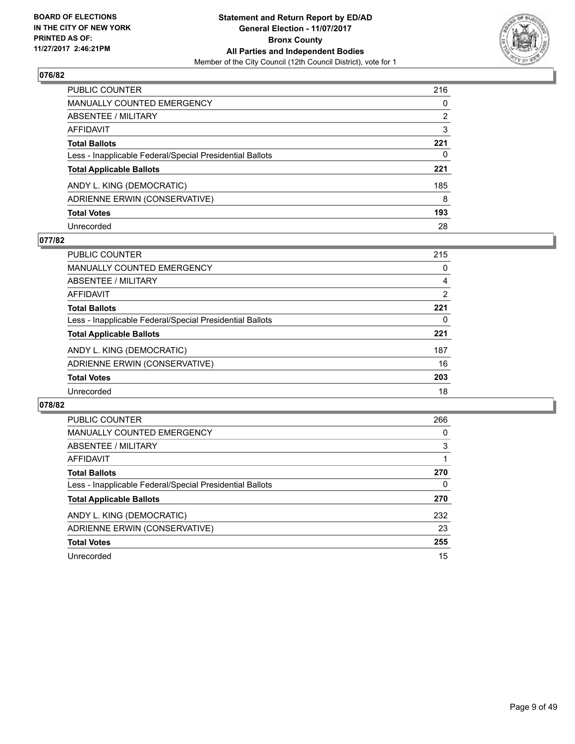BOARD OF ELECTIONS
IN THE CITY OF NEW YORK
PRINTED AS OF:
11/27/2017 2:46:21PM

**Statement and Return Report by ED/AD**
**General Election - 11/07/2017**
**Bronx County**
**All Parties and Independent Bodies**
Member of the City Council (12th Council District), vote for 1

## 076/82

| | |
|---|---|
| PUBLIC COUNTER | 216 |
| MANUALLY COUNTED EMERGENCY | 0 |
| ABSENTEE / MILITARY | 2 |
| AFFIDAVIT | 3 |
| **Total Ballots** | **221** |
| Less - Inapplicable Federal/Special Presidential Ballots | 0 |
| **Total Applicable Ballots** | **221** |
| ANDY L. KING (DEMOCRATIC) | 185 |
| ADRIENNE ERWIN (CONSERVATIVE) | 8 |
| **Total Votes** | **193** |
| Unrecorded | 28 |

## 077/82

| | |
|---|---|
| PUBLIC COUNTER | 215 |
| MANUALLY COUNTED EMERGENCY | 0 |
| ABSENTEE / MILITARY | 4 |
| AFFIDAVIT | 2 |
| **Total Ballots** | **221** |
| Less - Inapplicable Federal/Special Presidential Ballots | 0 |
| **Total Applicable Ballots** | **221** |
| ANDY L. KING (DEMOCRATIC) | 187 |
| ADRIENNE ERWIN (CONSERVATIVE) | 16 |
| **Total Votes** | **203** |
| Unrecorded | 18 |

## 078/82

| | |
|---|---|
| PUBLIC COUNTER | 266 |
| MANUALLY COUNTED EMERGENCY | 0 |
| ABSENTEE / MILITARY | 3 |
| AFFIDAVIT | 1 |
| **Total Ballots** | **270** |
| Less - Inapplicable Federal/Special Presidential Ballots | 0 |
| **Total Applicable Ballots** | **270** |
| ANDY L. KING (DEMOCRATIC) | 232 |
| ADRIENNE ERWIN (CONSERVATIVE) | 23 |
| **Total Votes** | **255** |
| Unrecorded | 15 |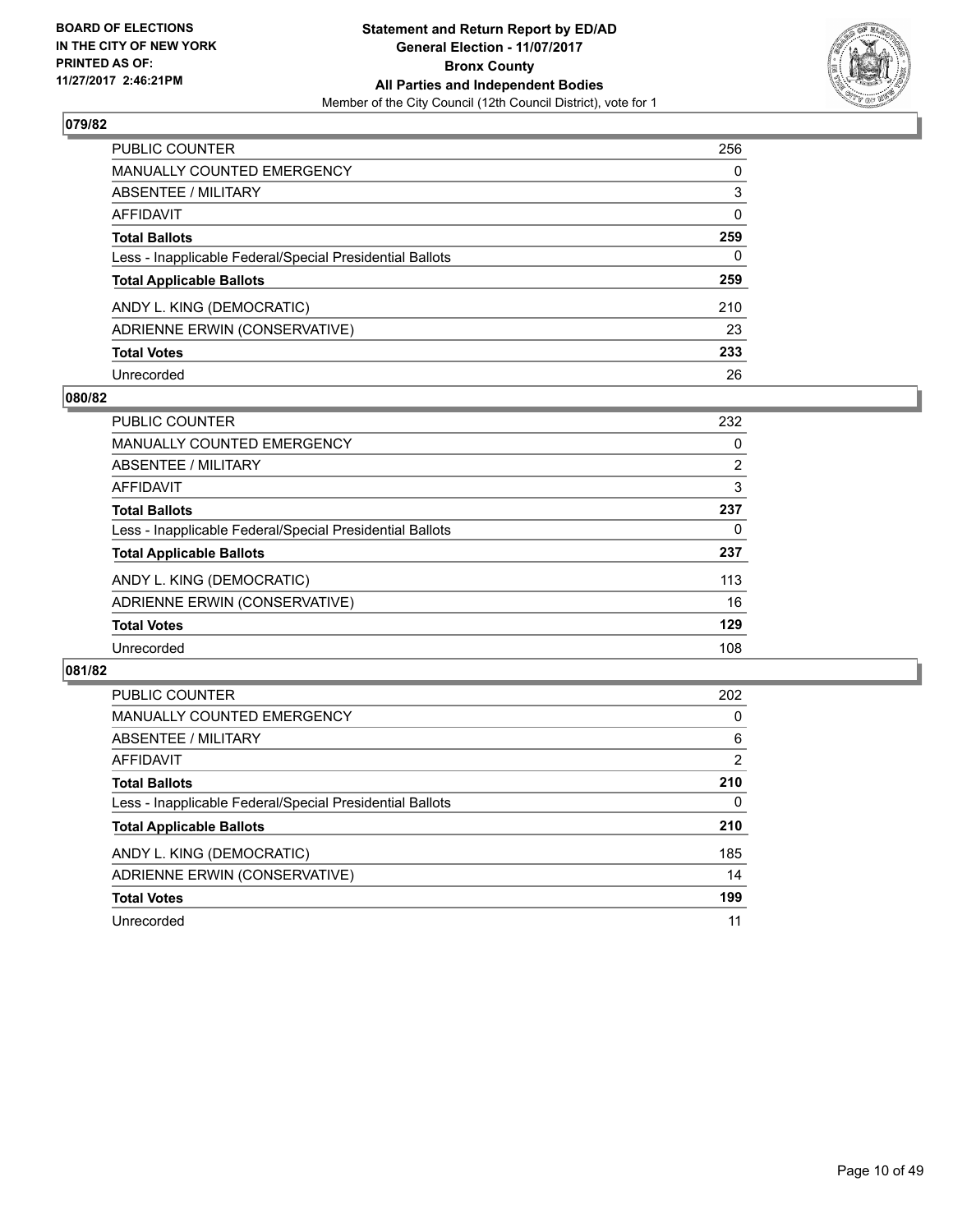**BOARD OF ELECTIONS IN THE CITY OF NEW YORK PRINTED AS OF: 11/27/2017 2:46:21PM**

**Statement and Return Report by ED/AD General Election - 11/07/2017 Bronx County All Parties and Independent Bodies**

Member of the City Council (12th Council District), vote for 1

## 079/82

| | |
|---|---|
| PUBLIC COUNTER | 256 |
| MANUALLY COUNTED EMERGENCY | 0 |
| ABSENTEE / MILITARY | 3 |
| AFFIDAVIT | 0 |
| **Total Ballots** | **259** |
| Less - Inapplicable Federal/Special Presidential Ballots | 0 |
| **Total Applicable Ballots** | **259** |
| ANDY L. KING (DEMOCRATIC) | 210 |
| ADRIENNE ERWIN (CONSERVATIVE) | 23 |
| **Total Votes** | **233** |
| Unrecorded | 26 |

## 080/82

| | |
|---|---|
| PUBLIC COUNTER | 232 |
| MANUALLY COUNTED EMERGENCY | 0 |
| ABSENTEE / MILITARY | 2 |
| AFFIDAVIT | 3 |
| **Total Ballots** | **237** |
| Less - Inapplicable Federal/Special Presidential Ballots | 0 |
| **Total Applicable Ballots** | **237** |
| ANDY L. KING (DEMOCRATIC) | 113 |
| ADRIENNE ERWIN (CONSERVATIVE) | 16 |
| **Total Votes** | **129** |
| Unrecorded | 108 |

## 081/82

| | |
|---|---|
| PUBLIC COUNTER | 202 |
| MANUALLY COUNTED EMERGENCY | 0 |
| ABSENTEE / MILITARY | 6 |
| AFFIDAVIT | 2 |
| **Total Ballots** | **210** |
| Less - Inapplicable Federal/Special Presidential Ballots | 0 |
| **Total Applicable Ballots** | **210** |
| ANDY L. KING (DEMOCRATIC) | 185 |
| ADRIENNE ERWIN (CONSERVATIVE) | 14 |
| **Total Votes** | **199** |
| Unrecorded | 11 |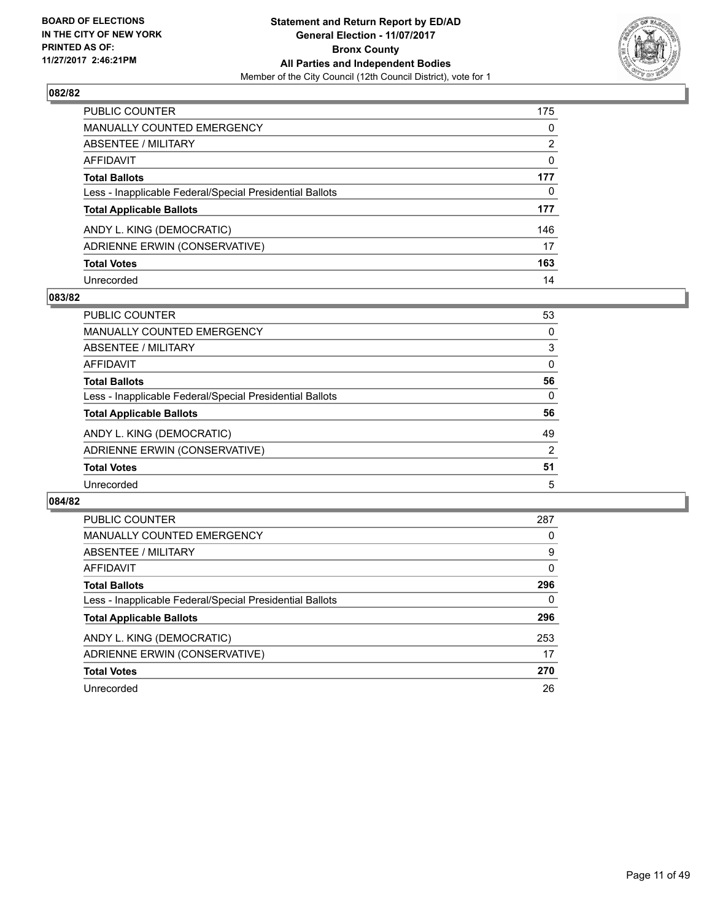**BOARD OF ELECTIONS IN THE CITY OF NEW YORK PRINTED AS OF: 11/27/2017 2:46:21PM**

**Statement and Return Report by ED/AD General Election - 11/07/2017 Bronx County All Parties and Independent Bodies**

Member of the City Council (12th Council District), vote for 1

## 082/82

| | |
|---|---|
| PUBLIC COUNTER | 175 |
| MANUALLY COUNTED EMERGENCY | 0 |
| ABSENTEE / MILITARY | 2 |
| AFFIDAVIT | 0 |
| **Total Ballots** | **177** |
| Less - Inapplicable Federal/Special Presidential Ballots | 0 |
| **Total Applicable Ballots** | **177** |
| ANDY L. KING (DEMOCRATIC) | 146 |
| ADRIENNE ERWIN (CONSERVATIVE) | 17 |
| **Total Votes** | **163** |
| Unrecorded | 14 |

## 083/82

| | |
|---|---|
| PUBLIC COUNTER | 53 |
| MANUALLY COUNTED EMERGENCY | 0 |
| ABSENTEE / MILITARY | 3 |
| AFFIDAVIT | 0 |
| **Total Ballots** | **56** |
| Less - Inapplicable Federal/Special Presidential Ballots | 0 |
| **Total Applicable Ballots** | **56** |
| ANDY L. KING (DEMOCRATIC) | 49 |
| ADRIENNE ERWIN (CONSERVATIVE) | 2 |
| **Total Votes** | **51** |
| Unrecorded | 5 |

## 084/82

| | |
|---|---|
| PUBLIC COUNTER | 287 |
| MANUALLY COUNTED EMERGENCY | 0 |
| ABSENTEE / MILITARY | 9 |
| AFFIDAVIT | 0 |
| **Total Ballots** | **296** |
| Less - Inapplicable Federal/Special Presidential Ballots | 0 |
| **Total Applicable Ballots** | **296** |
| ANDY L. KING (DEMOCRATIC) | 253 |
| ADRIENNE ERWIN (CONSERVATIVE) | 17 |
| **Total Votes** | **270** |
| Unrecorded | 26 |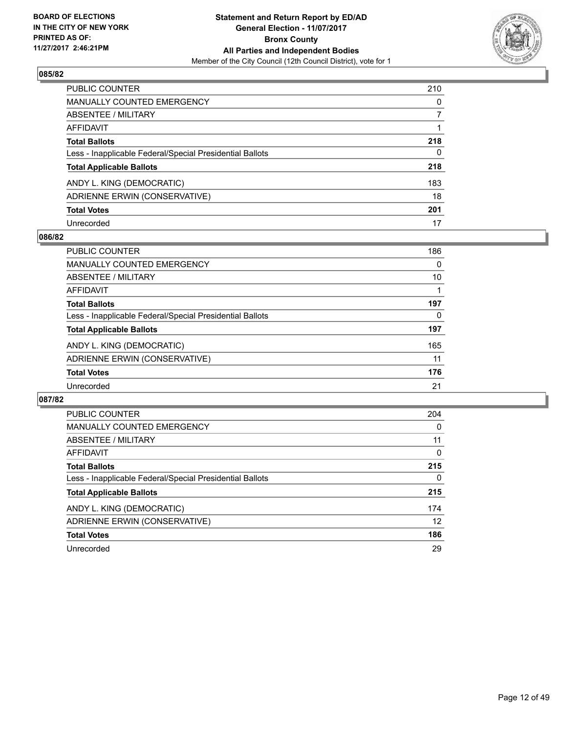**Statement and Return Report by ED/AD**
**General Election - 11/07/2017**
**Bronx County**
**All Parties and Independent Bodies**
Member of the City Council (12th Council District), vote for 1

BOARD OF ELECTIONS
IN THE CITY OF NEW YORK
PRINTED AS OF:
11/27/2017 2:46:21PM

### 085/82

| | |
|---|---|
| PUBLIC COUNTER | 210 |
| MANUALLY COUNTED EMERGENCY | 0 |
| ABSENTEE / MILITARY | 7 |
| AFFIDAVIT | 1 |
| **Total Ballots** | **218** |
| Less - Inapplicable Federal/Special Presidential Ballots | 0 |
| **Total Applicable Ballots** | **218** |
| ANDY L. KING (DEMOCRATIC) | 183 |
| ADRIENNE ERWIN (CONSERVATIVE) | 18 |
| **Total Votes** | **201** |
| Unrecorded | 17 |

### 086/82

| | |
|---|---|
| PUBLIC COUNTER | 186 |
| MANUALLY COUNTED EMERGENCY | 0 |
| ABSENTEE / MILITARY | 10 |
| AFFIDAVIT | 1 |
| **Total Ballots** | **197** |
| Less - Inapplicable Federal/Special Presidential Ballots | 0 |
| **Total Applicable Ballots** | **197** |
| ANDY L. KING (DEMOCRATIC) | 165 |
| ADRIENNE ERWIN (CONSERVATIVE) | 11 |
| **Total Votes** | **176** |
| Unrecorded | 21 |

### 087/82

| | |
|---|---|
| PUBLIC COUNTER | 204 |
| MANUALLY COUNTED EMERGENCY | 0 |
| ABSENTEE / MILITARY | 11 |
| AFFIDAVIT | 0 |
| **Total Ballots** | **215** |
| Less - Inapplicable Federal/Special Presidential Ballots | 0 |
| **Total Applicable Ballots** | **215** |
| ANDY L. KING (DEMOCRATIC) | 174 |
| ADRIENNE ERWIN (CONSERVATIVE) | 12 |
| **Total Votes** | **186** |
| Unrecorded | 29 |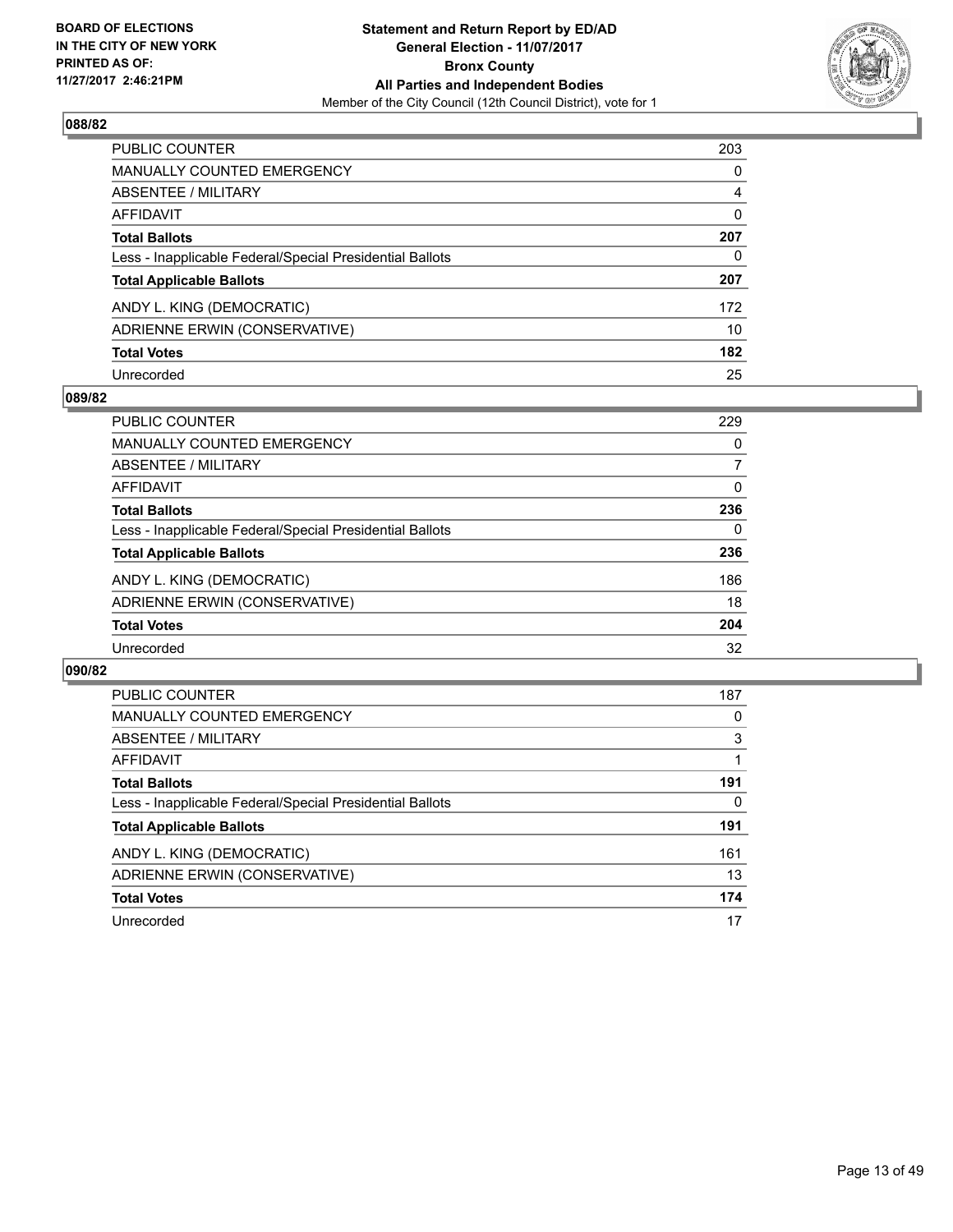**BOARD OF ELECTIONS IN THE CITY OF NEW YORK PRINTED AS OF: 11/27/2017 2:46:21PM**

**Statement and Return Report by ED/AD**
**General Election - 11/07/2017**
**Bronx County**
**All Parties and Independent Bodies**
Member of the City Council (12th Council District), vote for 1

### 088/82

| | |
|---|---|
| PUBLIC COUNTER | 203 |
| MANUALLY COUNTED EMERGENCY | 0 |
| ABSENTEE / MILITARY | 4 |
| AFFIDAVIT | 0 |
| **Total Ballots** | **207** |
| Less - Inapplicable Federal/Special Presidential Ballots | 0 |
| **Total Applicable Ballots** | **207** |
| ANDY L. KING (DEMOCRATIC) | 172 |
| ADRIENNE ERWIN (CONSERVATIVE) | 10 |
| **Total Votes** | **182** |
| Unrecorded | 25 |

### 089/82

| | |
|---|---|
| PUBLIC COUNTER | 229 |
| MANUALLY COUNTED EMERGENCY | 0 |
| ABSENTEE / MILITARY | 7 |
| AFFIDAVIT | 0 |
| **Total Ballots** | **236** |
| Less - Inapplicable Federal/Special Presidential Ballots | 0 |
| **Total Applicable Ballots** | **236** |
| ANDY L. KING (DEMOCRATIC) | 186 |
| ADRIENNE ERWIN (CONSERVATIVE) | 18 |
| **Total Votes** | **204** |
| Unrecorded | 32 |

### 090/82

| | |
|---|---|
| PUBLIC COUNTER | 187 |
| MANUALLY COUNTED EMERGENCY | 0 |
| ABSENTEE / MILITARY | 3 |
| AFFIDAVIT | 1 |
| **Total Ballots** | **191** |
| Less - Inapplicable Federal/Special Presidential Ballots | 0 |
| **Total Applicable Ballots** | **191** |
| ANDY L. KING (DEMOCRATIC) | 161 |
| ADRIENNE ERWIN (CONSERVATIVE) | 13 |
| **Total Votes** | **174** |
| Unrecorded | 17 |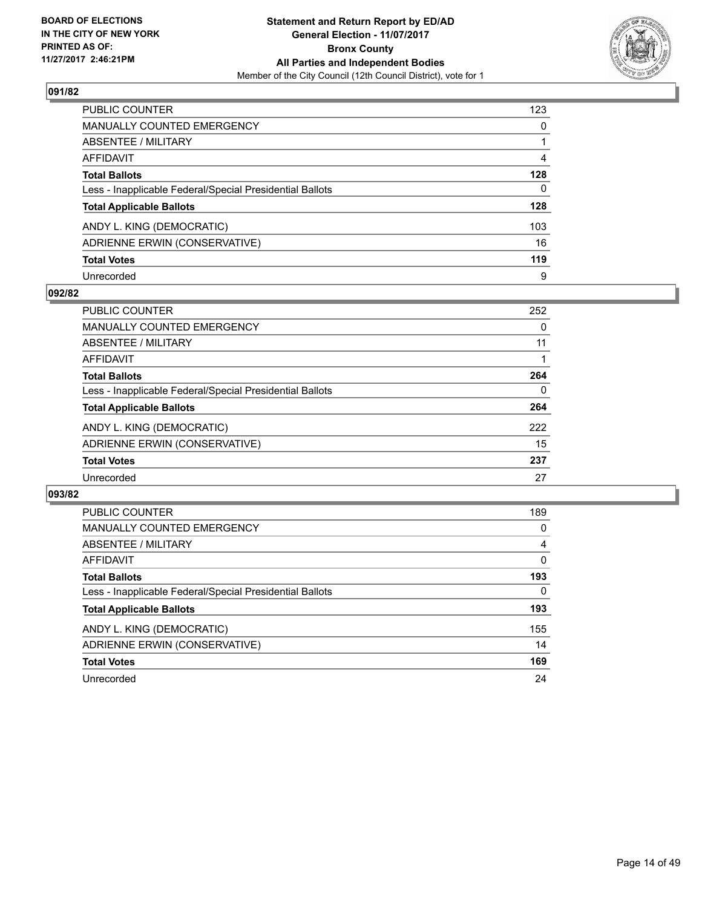**BOARD OF ELECTIONS IN THE CITY OF NEW YORK PRINTED AS OF: 11/27/2017 2:46:21PM**

**Statement and Return Report by ED/AD**
**General Election - 11/07/2017**
**Bronx County**
**All Parties and Independent Bodies**
Member of the City Council (12th Council District), vote for 1

## 091/82

| | |
|---|---|
| PUBLIC COUNTER | 123 |
| MANUALLY COUNTED EMERGENCY | 0 |
| ABSENTEE / MILITARY | 1 |
| AFFIDAVIT | 4 |
| **Total Ballots** | **128** |
| Less - Inapplicable Federal/Special Presidential Ballots | 0 |
| **Total Applicable Ballots** | **128** |
| ANDY L. KING (DEMOCRATIC) | 103 |
| ADRIENNE ERWIN (CONSERVATIVE) | 16 |
| **Total Votes** | **119** |
| Unrecorded | 9 |

## 092/82

| | |
|---|---|
| PUBLIC COUNTER | 252 |
| MANUALLY COUNTED EMERGENCY | 0 |
| ABSENTEE / MILITARY | 11 |
| AFFIDAVIT | 1 |
| **Total Ballots** | **264** |
| Less - Inapplicable Federal/Special Presidential Ballots | 0 |
| **Total Applicable Ballots** | **264** |
| ANDY L. KING (DEMOCRATIC) | 222 |
| ADRIENNE ERWIN (CONSERVATIVE) | 15 |
| **Total Votes** | **237** |
| Unrecorded | 27 |

## 093/82

| | |
|---|---|
| PUBLIC COUNTER | 189 |
| MANUALLY COUNTED EMERGENCY | 0 |
| ABSENTEE / MILITARY | 4 |
| AFFIDAVIT | 0 |
| **Total Ballots** | **193** |
| Less - Inapplicable Federal/Special Presidential Ballots | 0 |
| **Total Applicable Ballots** | **193** |
| ANDY L. KING (DEMOCRATIC) | 155 |
| ADRIENNE ERWIN (CONSERVATIVE) | 14 |
| **Total Votes** | **169** |
| Unrecorded | 24 |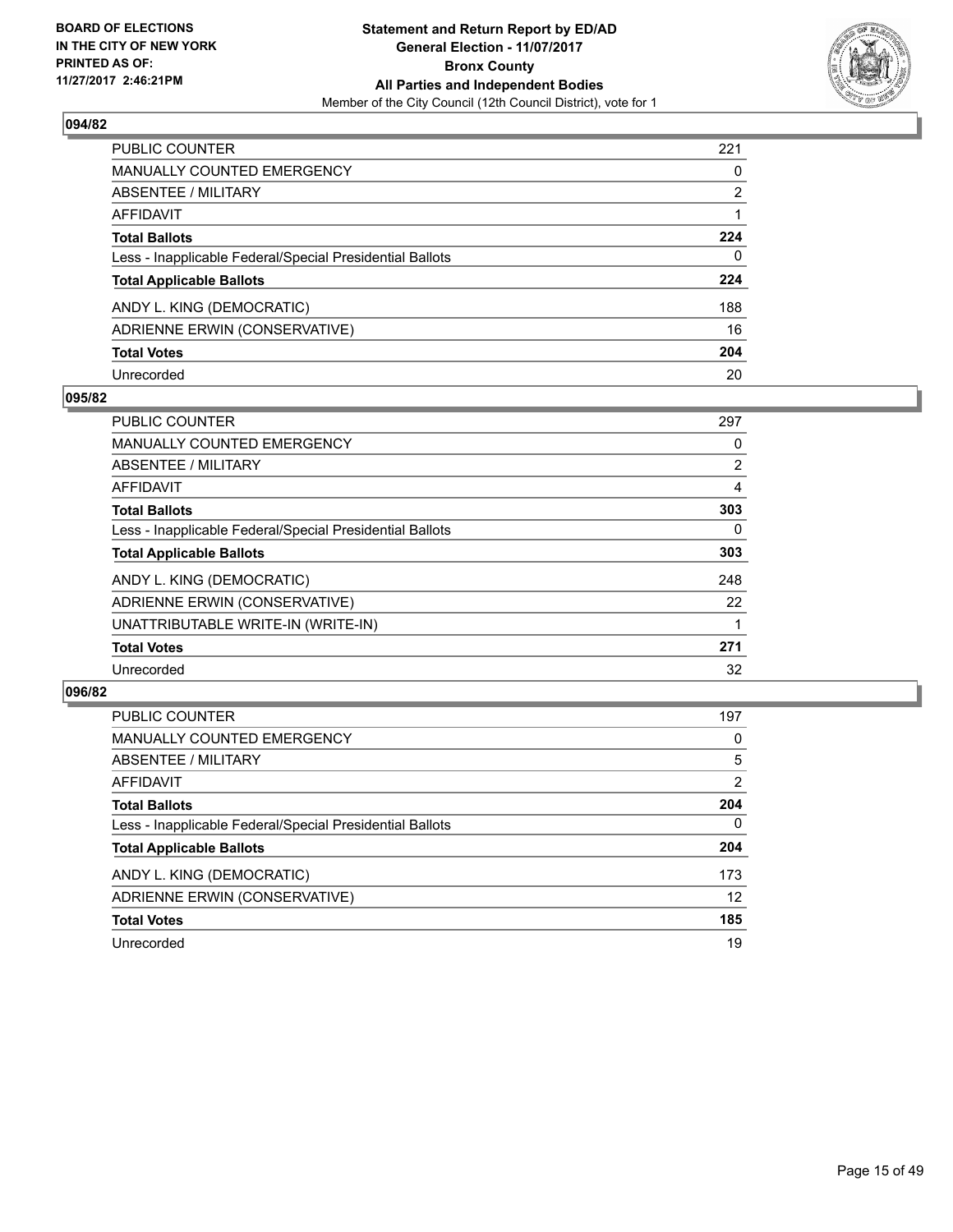## 094/82

| | |
|---|---|
| PUBLIC COUNTER | 221 |
| MANUALLY COUNTED EMERGENCY | 0 |
| ABSENTEE / MILITARY | 2 |
| AFFIDAVIT | 1 |
| **Total Ballots** | **224** |
| Less - Inapplicable Federal/Special Presidential Ballots | 0 |
| **Total Applicable Ballots** | **224** |
| ANDY L. KING (DEMOCRATIC) | 188 |
| ADRIENNE ERWIN (CONSERVATIVE) | 16 |
| **Total Votes** | **204** |
| Unrecorded | 20 |

## 095/82

| | |
|---|---|
| PUBLIC COUNTER | 297 |
| MANUALLY COUNTED EMERGENCY | 0 |
| ABSENTEE / MILITARY | 2 |
| AFFIDAVIT | 4 |
| **Total Ballots** | **303** |
| Less - Inapplicable Federal/Special Presidential Ballots | 0 |
| **Total Applicable Ballots** | **303** |
| ANDY L. KING (DEMOCRATIC) | 248 |
| ADRIENNE ERWIN (CONSERVATIVE) | 22 |
| UNATTRIBUTABLE WRITE-IN (WRITE-IN) | 1 |
| **Total Votes** | **271** |
| Unrecorded | 32 |

## 096/82

| | |
|---|---|
| PUBLIC COUNTER | 197 |
| MANUALLY COUNTED EMERGENCY | 0 |
| ABSENTEE / MILITARY | 5 |
| AFFIDAVIT | 2 |
| **Total Ballots** | **204** |
| Less - Inapplicable Federal/Special Presidential Ballots | 0 |
| **Total Applicable Ballots** | **204** |
| ANDY L. KING (DEMOCRATIC) | 173 |
| ADRIENNE ERWIN (CONSERVATIVE) | 12 |
| **Total Votes** | **185** |
| Unrecorded | 19 |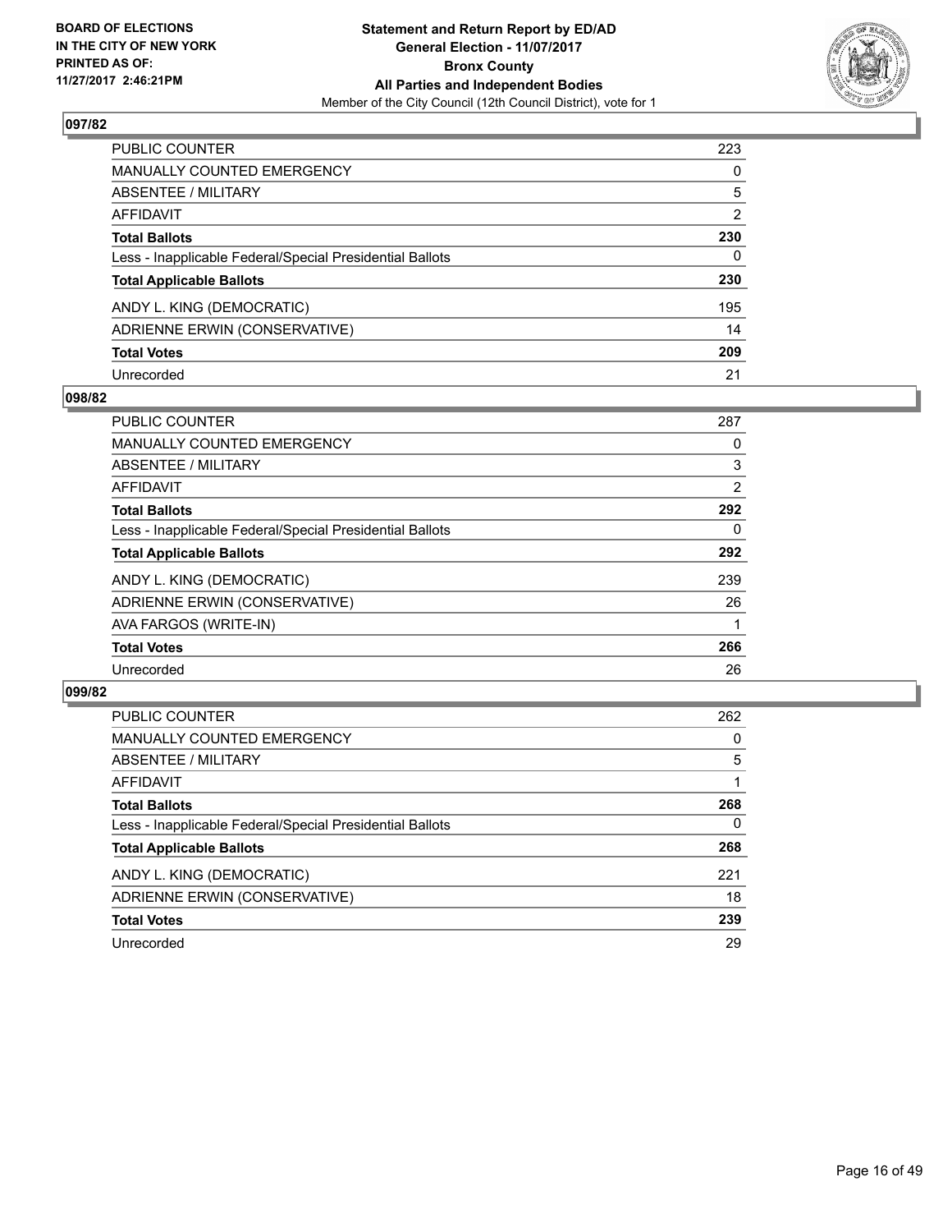BOARD OF ELECTIONS
IN THE CITY OF NEW YORK
PRINTED AS OF:
11/27/2017 2:46:21PM

**Statement and Return Report by ED/AD**
**General Election - 11/07/2017**
**Bronx County**
**All Parties and Independent Bodies**
Member of the City Council (12th Council District), vote for 1

## 097/82

| | |
|---|---|
| PUBLIC COUNTER | 223 |
| MANUALLY COUNTED EMERGENCY | 0 |
| ABSENTEE / MILITARY | 5 |
| AFFIDAVIT | 2 |
| **Total Ballots** | **230** |
| Less - Inapplicable Federal/Special Presidential Ballots | 0 |
| **Total Applicable Ballots** | **230** |
| ANDY L. KING (DEMOCRATIC) | 195 |
| ADRIENNE ERWIN (CONSERVATIVE) | 14 |
| **Total Votes** | **209** |
| Unrecorded | 21 |

## 098/82

| | |
|---|---|
| PUBLIC COUNTER | 287 |
| MANUALLY COUNTED EMERGENCY | 0 |
| ABSENTEE / MILITARY | 3 |
| AFFIDAVIT | 2 |
| **Total Ballots** | **292** |
| Less - Inapplicable Federal/Special Presidential Ballots | 0 |
| **Total Applicable Ballots** | **292** |
| ANDY L. KING (DEMOCRATIC) | 239 |
| ADRIENNE ERWIN (CONSERVATIVE) | 26 |
| AVA FARGOS (WRITE-IN) | 1 |
| **Total Votes** | **266** |
| Unrecorded | 26 |

## 099/82

| | |
|---|---|
| PUBLIC COUNTER | 262 |
| MANUALLY COUNTED EMERGENCY | 0 |
| ABSENTEE / MILITARY | 5 |
| AFFIDAVIT | 1 |
| **Total Ballots** | **268** |
| Less - Inapplicable Federal/Special Presidential Ballots | 0 |
| **Total Applicable Ballots** | **268** |
| ANDY L. KING (DEMOCRATIC) | 221 |
| ADRIENNE ERWIN (CONSERVATIVE) | 18 |
| **Total Votes** | **239** |
| Unrecorded | 29 |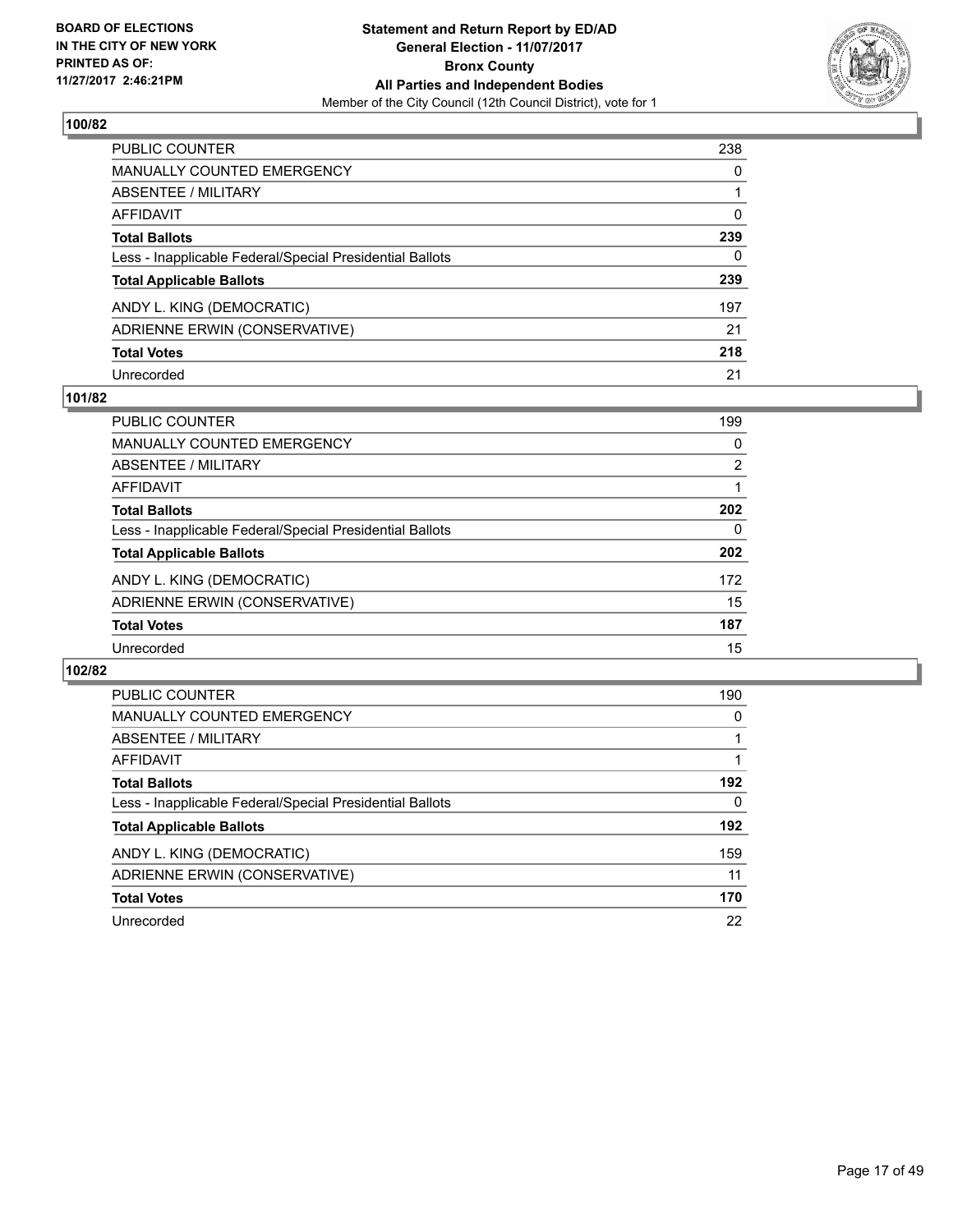BOARD OF ELECTIONS
IN THE CITY OF NEW YORK
PRINTED AS OF:
11/27/2017 2:46:21PM

**Statement and Return Report by ED/AD**
**General Election - 11/07/2017**
**Bronx County**
**All Parties and Independent Bodies**
Member of the City Council (12th Council District), vote for 1

### 100/82

| | |
|---|---|
| PUBLIC COUNTER | 238 |
| MANUALLY COUNTED EMERGENCY | 0 |
| ABSENTEE / MILITARY | 1 |
| AFFIDAVIT | 0 |
| **Total Ballots** | **239** |
| Less - Inapplicable Federal/Special Presidential Ballots | 0 |
| **Total Applicable Ballots** | **239** |
| ANDY L. KING (DEMOCRATIC) | 197 |
| ADRIENNE ERWIN (CONSERVATIVE) | 21 |
| **Total Votes** | **218** |
| Unrecorded | 21 |

### 101/82

| | |
|---|---|
| PUBLIC COUNTER | 199 |
| MANUALLY COUNTED EMERGENCY | 0 |
| ABSENTEE / MILITARY | 2 |
| AFFIDAVIT | 1 |
| **Total Ballots** | **202** |
| Less - Inapplicable Federal/Special Presidential Ballots | 0 |
| **Total Applicable Ballots** | **202** |
| ANDY L. KING (DEMOCRATIC) | 172 |
| ADRIENNE ERWIN (CONSERVATIVE) | 15 |
| **Total Votes** | **187** |
| Unrecorded | 15 |

### 102/82

| | |
|---|---|
| PUBLIC COUNTER | 190 |
| MANUALLY COUNTED EMERGENCY | 0 |
| ABSENTEE / MILITARY | 1 |
| AFFIDAVIT | 1 |
| **Total Ballots** | **192** |
| Less - Inapplicable Federal/Special Presidential Ballots | 0 |
| **Total Applicable Ballots** | **192** |
| ANDY L. KING (DEMOCRATIC) | 159 |
| ADRIENNE ERWIN (CONSERVATIVE) | 11 |
| **Total Votes** | **170** |
| Unrecorded | 22 |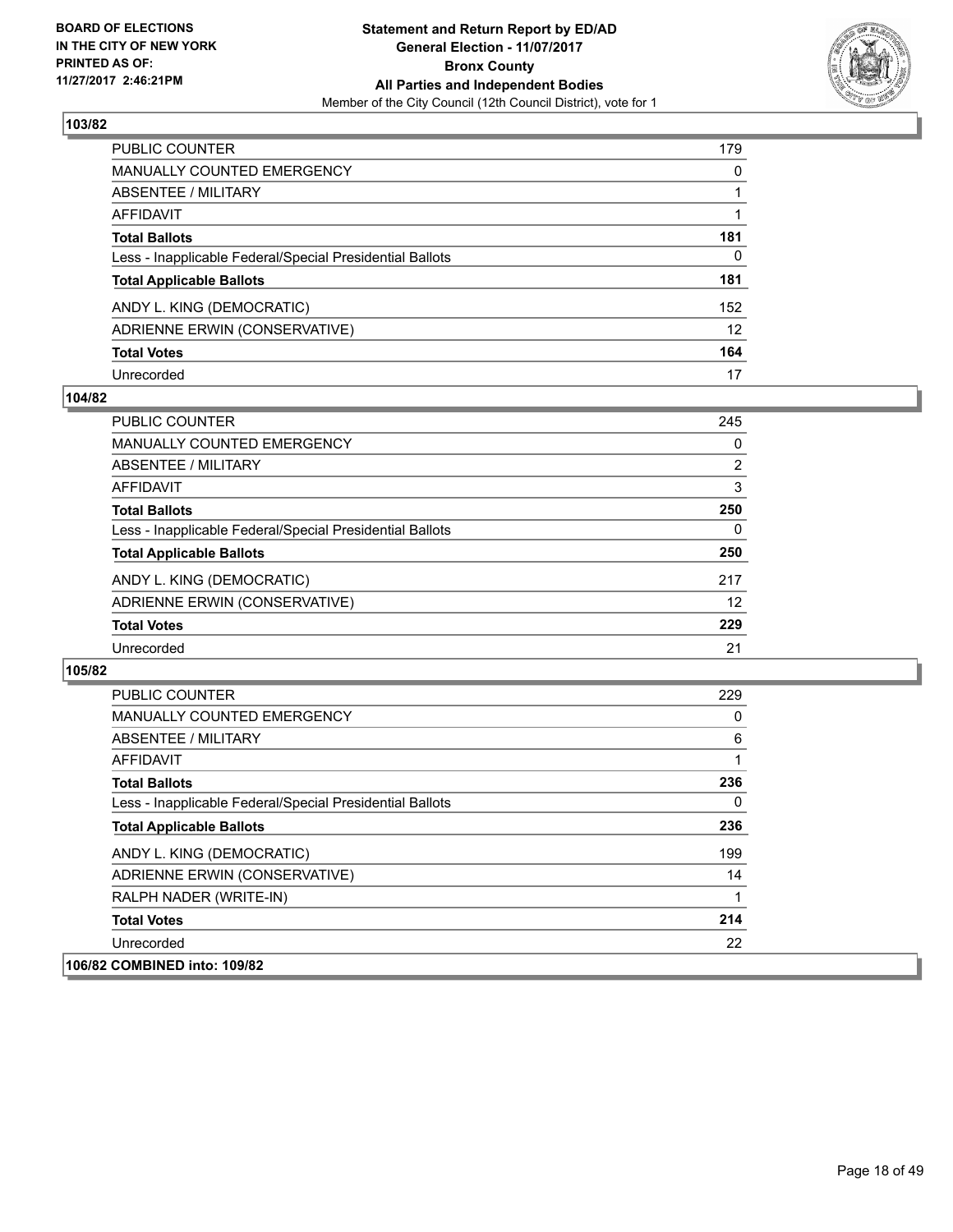## 103/82

| | |
|---|---|
| PUBLIC COUNTER | 179 |
| MANUALLY COUNTED EMERGENCY | 0 |
| ABSENTEE / MILITARY | 1 |
| AFFIDAVIT | 1 |
| **Total Ballots** | **181** |
| Less - Inapplicable Federal/Special Presidential Ballots | 0 |
| **Total Applicable Ballots** | **181** |
| ANDY L. KING (DEMOCRATIC) | 152 |
| ADRIENNE ERWIN (CONSERVATIVE) | 12 |
| **Total Votes** | **164** |
| Unrecorded | 17 |

## 104/82

| | |
|---|---|
| PUBLIC COUNTER | 245 |
| MANUALLY COUNTED EMERGENCY | 0 |
| ABSENTEE / MILITARY | 2 |
| AFFIDAVIT | 3 |
| **Total Ballots** | **250** |
| Less - Inapplicable Federal/Special Presidential Ballots | 0 |
| **Total Applicable Ballots** | **250** |
| ANDY L. KING (DEMOCRATIC) | 217 |
| ADRIENNE ERWIN (CONSERVATIVE) | 12 |
| **Total Votes** | **229** |
| Unrecorded | 21 |

## 105/82

| | |
|---|---|
| PUBLIC COUNTER | 229 |
| MANUALLY COUNTED EMERGENCY | 0 |
| ABSENTEE / MILITARY | 6 |
| AFFIDAVIT | 1 |
| **Total Ballots** | **236** |
| Less - Inapplicable Federal/Special Presidential Ballots | 0 |
| **Total Applicable Ballots** | **236** |
| ANDY L. KING (DEMOCRATIC) | 199 |
| ADRIENNE ERWIN (CONSERVATIVE) | 14 |
| RALPH NADER (WRITE-IN) | 1 |
| **Total Votes** | **214** |
| Unrecorded | 22 |

## 106/82 COMBINED into: 109/82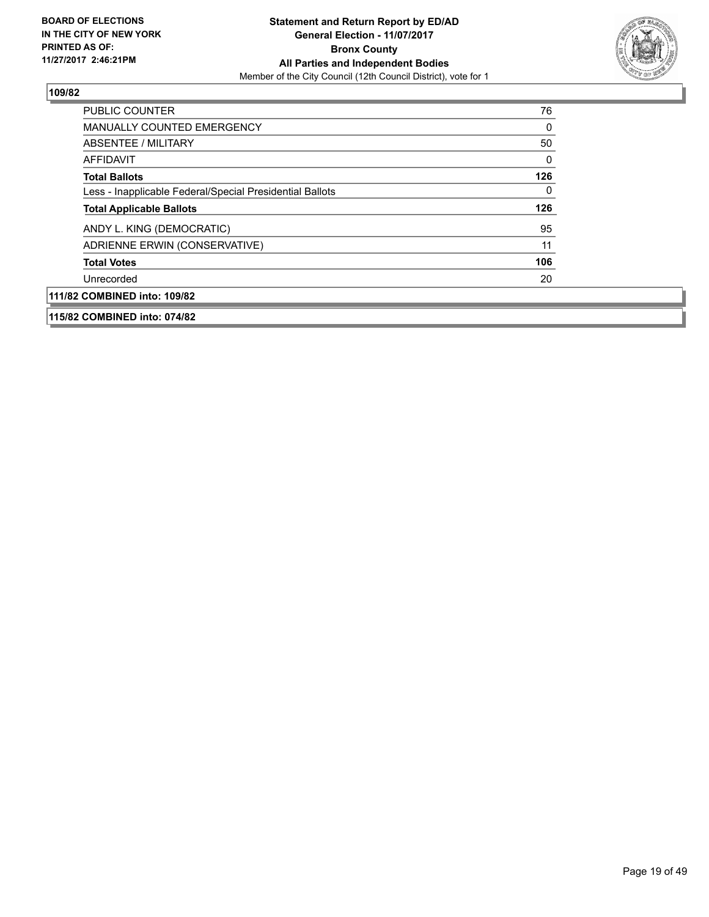**BOARD OF ELECTIONS IN THE CITY OF NEW YORK PRINTED AS OF: 11/27/2017 2:46:21PM**

**Statement and Return Report by ED/AD**
**General Election - 11/07/2017**
**Bronx County**
**All Parties and Independent Bodies**
Member of the City Council (12th Council District), vote for 1

**109/82**

| | |
|---|---|
| PUBLIC COUNTER | 76 |
| MANUALLY COUNTED EMERGENCY | 0 |
| ABSENTEE / MILITARY | 50 |
| AFFIDAVIT | 0 |
| **Total Ballots** | **126** |
| Less - Inapplicable Federal/Special Presidential Ballots | 0 |
| **Total Applicable Ballots** | **126** |
| ANDY L. KING (DEMOCRATIC) | 95 |
| ADRIENNE ERWIN (CONSERVATIVE) | 11 |
| **Total Votes** | **106** |
| Unrecorded | 20 |

**111/82 COMBINED into: 109/82**

**115/82 COMBINED into: 074/82**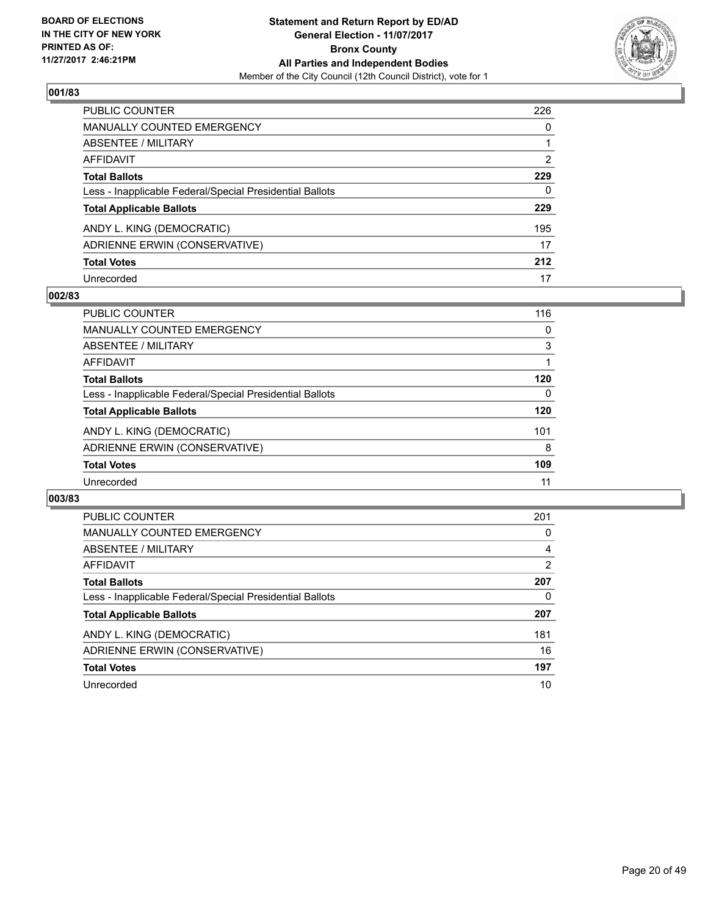BOARD OF ELECTIONS
IN THE CITY OF NEW YORK
PRINTED AS OF:
11/27/2017 2:46:21PM

**Statement and Return Report by ED/AD**
**General Election - 11/07/2017**
**Bronx County**
**All Parties and Independent Bodies**
Member of the City Council (12th Council District), vote for 1

## 001/83

| | |
|---|---|
| PUBLIC COUNTER | 226 |
| MANUALLY COUNTED EMERGENCY | 0 |
| ABSENTEE / MILITARY | 1 |
| AFFIDAVIT | 2 |
| **Total Ballots** | **229** |
| Less - Inapplicable Federal/Special Presidential Ballots | 0 |
| **Total Applicable Ballots** | **229** |
| ANDY L. KING (DEMOCRATIC) | 195 |
| ADRIENNE ERWIN (CONSERVATIVE) | 17 |
| **Total Votes** | **212** |
| Unrecorded | 17 |

## 002/83

| | |
|---|---|
| PUBLIC COUNTER | 116 |
| MANUALLY COUNTED EMERGENCY | 0 |
| ABSENTEE / MILITARY | 3 |
| AFFIDAVIT | 1 |
| **Total Ballots** | **120** |
| Less - Inapplicable Federal/Special Presidential Ballots | 0 |
| **Total Applicable Ballots** | **120** |
| ANDY L. KING (DEMOCRATIC) | 101 |
| ADRIENNE ERWIN (CONSERVATIVE) | 8 |
| **Total Votes** | **109** |
| Unrecorded | 11 |

## 003/83

| | |
|---|---|
| PUBLIC COUNTER | 201 |
| MANUALLY COUNTED EMERGENCY | 0 |
| ABSENTEE / MILITARY | 4 |
| AFFIDAVIT | 2 |
| **Total Ballots** | **207** |
| Less - Inapplicable Federal/Special Presidential Ballots | 0 |
| **Total Applicable Ballots** | **207** |
| ANDY L. KING (DEMOCRATIC) | 181 |
| ADRIENNE ERWIN (CONSERVATIVE) | 16 |
| **Total Votes** | **197** |
| Unrecorded | 10 |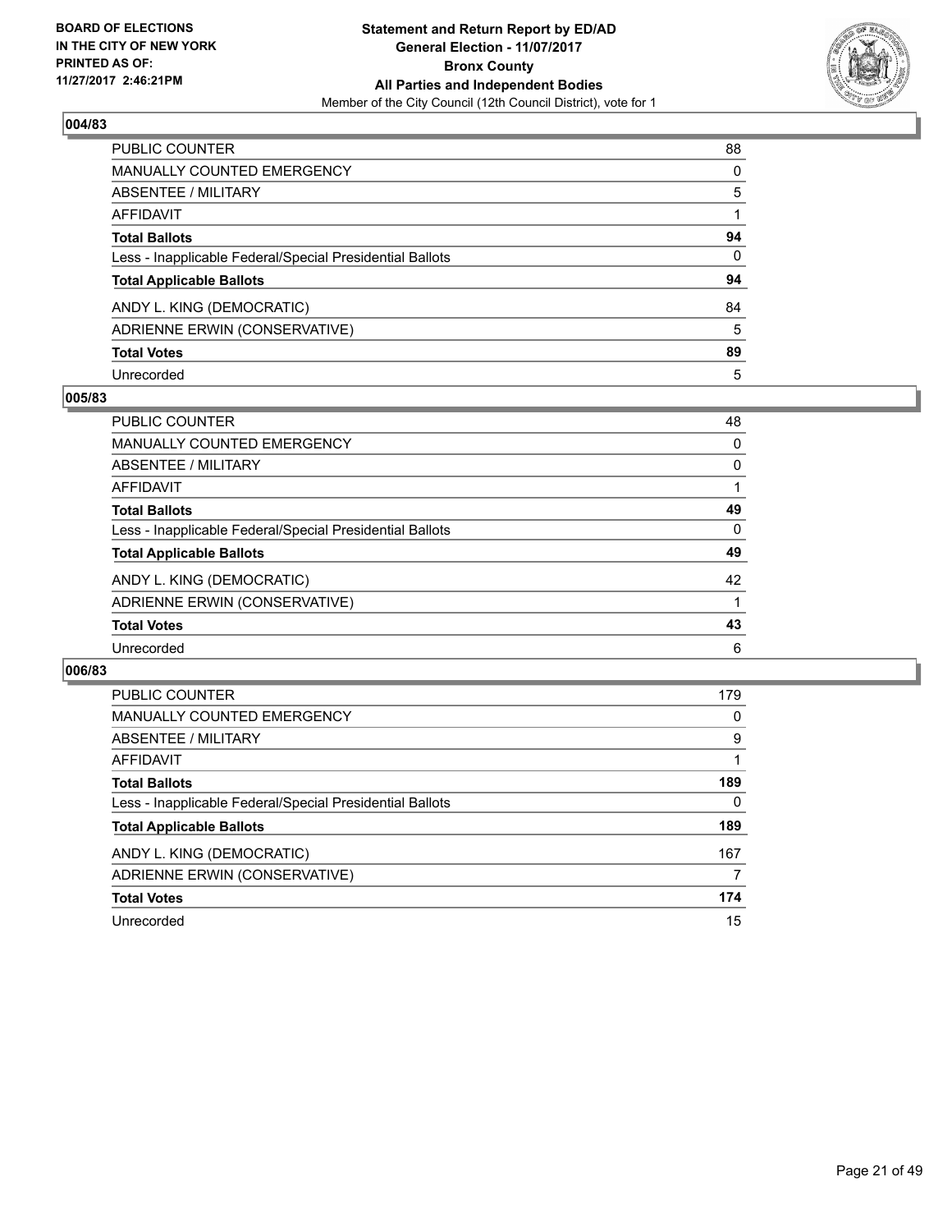BOARD OF ELECTIONS
IN THE CITY OF NEW YORK
PRINTED AS OF:
11/27/2017 2:46:21PM

**Statement and Return Report by ED/AD**
**General Election - 11/07/2017**
**Bronx County**
**All Parties and Independent Bodies**
Member of the City Council (12th Council District), vote for 1

### 004/83

| | |
|---|---|
| PUBLIC COUNTER | 88 |
| MANUALLY COUNTED EMERGENCY | 0 |
| ABSENTEE / MILITARY | 5 |
| AFFIDAVIT | 1 |
| **Total Ballots** | **94** |
| Less - Inapplicable Federal/Special Presidential Ballots | 0 |
| **Total Applicable Ballots** | **94** |
| ANDY L. KING (DEMOCRATIC) | 84 |
| ADRIENNE ERWIN (CONSERVATIVE) | 5 |
| **Total Votes** | **89** |
| Unrecorded | 5 |

### 005/83

| | |
|---|---|
| PUBLIC COUNTER | 48 |
| MANUALLY COUNTED EMERGENCY | 0 |
| ABSENTEE / MILITARY | 0 |
| AFFIDAVIT | 1 |
| **Total Ballots** | **49** |
| Less - Inapplicable Federal/Special Presidential Ballots | 0 |
| **Total Applicable Ballots** | **49** |
| ANDY L. KING (DEMOCRATIC) | 42 |
| ADRIENNE ERWIN (CONSERVATIVE) | 1 |
| **Total Votes** | **43** |
| Unrecorded | 6 |

### 006/83

| | |
|---|---|
| PUBLIC COUNTER | 179 |
| MANUALLY COUNTED EMERGENCY | 0 |
| ABSENTEE / MILITARY | 9 |
| AFFIDAVIT | 1 |
| **Total Ballots** | **189** |
| Less - Inapplicable Federal/Special Presidential Ballots | 0 |
| **Total Applicable Ballots** | **189** |
| ANDY L. KING (DEMOCRATIC) | 167 |
| ADRIENNE ERWIN (CONSERVATIVE) | 7 |
| **Total Votes** | **174** |
| Unrecorded | 15 |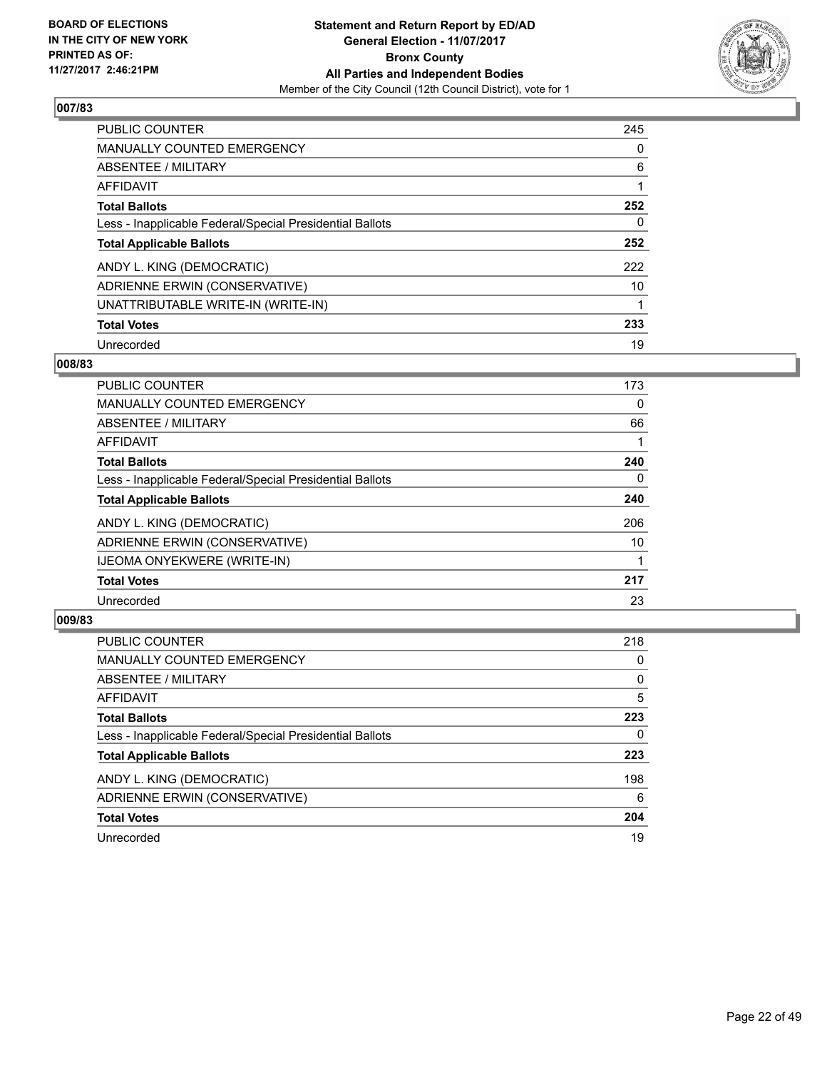**BOARD OF ELECTIONS IN THE CITY OF NEW YORK PRINTED AS OF: 11/27/2017 2:46:21PM**

**Statement and Return Report by ED/AD**
**General Election - 11/07/2017**
**Bronx County**
**All Parties and Independent Bodies**
Member of the City Council (12th Council District), vote for 1

### 007/83

| | |
|---|---|
| PUBLIC COUNTER | 245 |
| MANUALLY COUNTED EMERGENCY | 0 |
| ABSENTEE / MILITARY | 6 |
| AFFIDAVIT | 1 |
| **Total Ballots** | **252** |
| Less - Inapplicable Federal/Special Presidential Ballots | 0 |
| **Total Applicable Ballots** | **252** |
| ANDY L. KING (DEMOCRATIC) | 222 |
| ADRIENNE ERWIN (CONSERVATIVE) | 10 |
| UNATTRIBUTABLE WRITE-IN (WRITE-IN) | 1 |
| **Total Votes** | **233** |
| Unrecorded | 19 |

### 008/83

| | |
|---|---|
| PUBLIC COUNTER | 173 |
| MANUALLY COUNTED EMERGENCY | 0 |
| ABSENTEE / MILITARY | 66 |
| AFFIDAVIT | 1 |
| **Total Ballots** | **240** |
| Less - Inapplicable Federal/Special Presidential Ballots | 0 |
| **Total Applicable Ballots** | **240** |
| ANDY L. KING (DEMOCRATIC) | 206 |
| ADRIENNE ERWIN (CONSERVATIVE) | 10 |
| IJEOMA ONYEKWERE (WRITE-IN) | 1 |
| **Total Votes** | **217** |
| Unrecorded | 23 |

### 009/83

| | |
|---|---|
| PUBLIC COUNTER | 218 |
| MANUALLY COUNTED EMERGENCY | 0 |
| ABSENTEE / MILITARY | 0 |
| AFFIDAVIT | 5 |
| **Total Ballots** | **223** |
| Less - Inapplicable Federal/Special Presidential Ballots | 0 |
| **Total Applicable Ballots** | **223** |
| ANDY L. KING (DEMOCRATIC) | 198 |
| ADRIENNE ERWIN (CONSERVATIVE) | 6 |
| **Total Votes** | **204** |
| Unrecorded | 19 |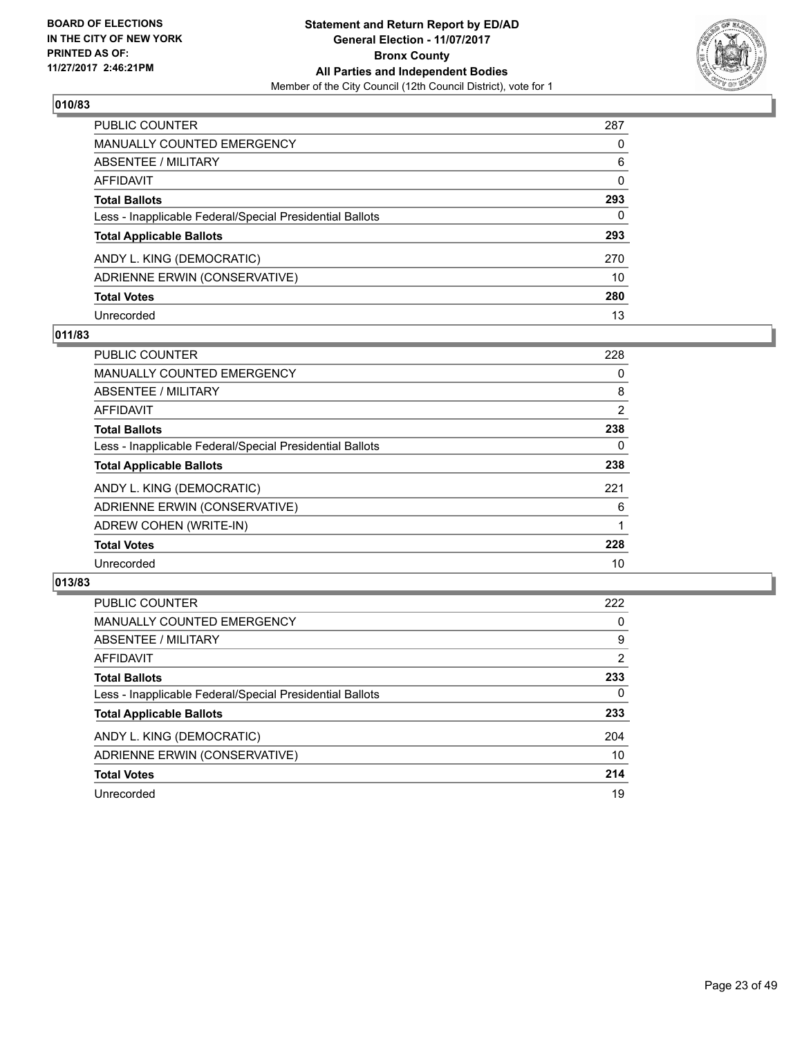**Statement and Return Report by ED/AD**
**General Election - 11/07/2017**
**Bronx County**
**All Parties and Independent Bodies**
Member of the City Council (12th Council District), vote for 1

BOARD OF ELECTIONS IN THE CITY OF NEW YORK PRINTED AS OF: 11/27/2017 2:46:21PM

### 010/83

| | |
|---|---|
| PUBLIC COUNTER | 287 |
| MANUALLY COUNTED EMERGENCY | 0 |
| ABSENTEE / MILITARY | 6 |
| AFFIDAVIT | 0 |
| **Total Ballots** | **293** |
| Less - Inapplicable Federal/Special Presidential Ballots | 0 |
| **Total Applicable Ballots** | **293** |
| ANDY L. KING (DEMOCRATIC) | 270 |
| ADRIENNE ERWIN (CONSERVATIVE) | 10 |
| **Total Votes** | **280** |
| Unrecorded | 13 |

### 011/83

| | |
|---|---|
| PUBLIC COUNTER | 228 |
| MANUALLY COUNTED EMERGENCY | 0 |
| ABSENTEE / MILITARY | 8 |
| AFFIDAVIT | 2 |
| **Total Ballots** | **238** |
| Less - Inapplicable Federal/Special Presidential Ballots | 0 |
| **Total Applicable Ballots** | **238** |
| ANDY L. KING (DEMOCRATIC) | 221 |
| ADRIENNE ERWIN (CONSERVATIVE) | 6 |
| ADREW COHEN (WRITE-IN) | 1 |
| **Total Votes** | **228** |
| Unrecorded | 10 |

### 013/83

| | |
|---|---|
| PUBLIC COUNTER | 222 |
| MANUALLY COUNTED EMERGENCY | 0 |
| ABSENTEE / MILITARY | 9 |
| AFFIDAVIT | 2 |
| **Total Ballots** | **233** |
| Less - Inapplicable Federal/Special Presidential Ballots | 0 |
| **Total Applicable Ballots** | **233** |
| ANDY L. KING (DEMOCRATIC) | 204 |
| ADRIENNE ERWIN (CONSERVATIVE) | 10 |
| **Total Votes** | **214** |
| Unrecorded | 19 |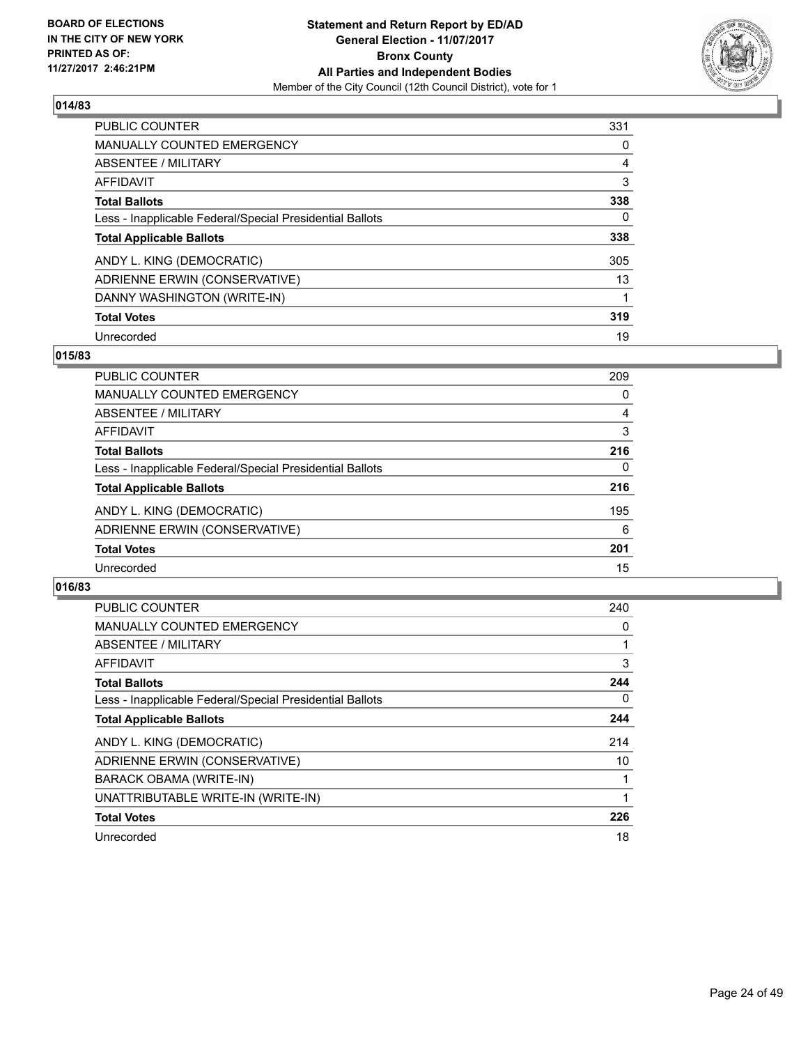BOARD OF ELECTIONS
IN THE CITY OF NEW YORK
PRINTED AS OF:
11/27/2017 2:46:21PM

**Statement and Return Report by ED/AD**
**General Election - 11/07/2017**
**Bronx County**
**All Parties and Independent Bodies**
Member of the City Council (12th Council District), vote for 1

### 014/83

| | |
|---|---|
| PUBLIC COUNTER | 331 |
| MANUALLY COUNTED EMERGENCY | 0 |
| ABSENTEE / MILITARY | 4 |
| AFFIDAVIT | 3 |
| **Total Ballots** | **338** |
| Less - Inapplicable Federal/Special Presidential Ballots | 0 |
| **Total Applicable Ballots** | **338** |
| ANDY L. KING (DEMOCRATIC) | 305 |
| ADRIENNE ERWIN (CONSERVATIVE) | 13 |
| DANNY WASHINGTON (WRITE-IN) | 1 |
| **Total Votes** | **319** |
| Unrecorded | 19 |

### 015/83

| | |
|---|---|
| PUBLIC COUNTER | 209 |
| MANUALLY COUNTED EMERGENCY | 0 |
| ABSENTEE / MILITARY | 4 |
| AFFIDAVIT | 3 |
| **Total Ballots** | **216** |
| Less - Inapplicable Federal/Special Presidential Ballots | 0 |
| **Total Applicable Ballots** | **216** |
| ANDY L. KING (DEMOCRATIC) | 195 |
| ADRIENNE ERWIN (CONSERVATIVE) | 6 |
| **Total Votes** | **201** |
| Unrecorded | 15 |

### 016/83

| | |
|---|---|
| PUBLIC COUNTER | 240 |
| MANUALLY COUNTED EMERGENCY | 0 |
| ABSENTEE / MILITARY | 1 |
| AFFIDAVIT | 3 |
| **Total Ballots** | **244** |
| Less - Inapplicable Federal/Special Presidential Ballots | 0 |
| **Total Applicable Ballots** | **244** |
| ANDY L. KING (DEMOCRATIC) | 214 |
| ADRIENNE ERWIN (CONSERVATIVE) | 10 |
| BARACK OBAMA (WRITE-IN) | 1 |
| UNATTRIBUTABLE WRITE-IN (WRITE-IN) | 1 |
| **Total Votes** | **226** |
| Unrecorded | 18 |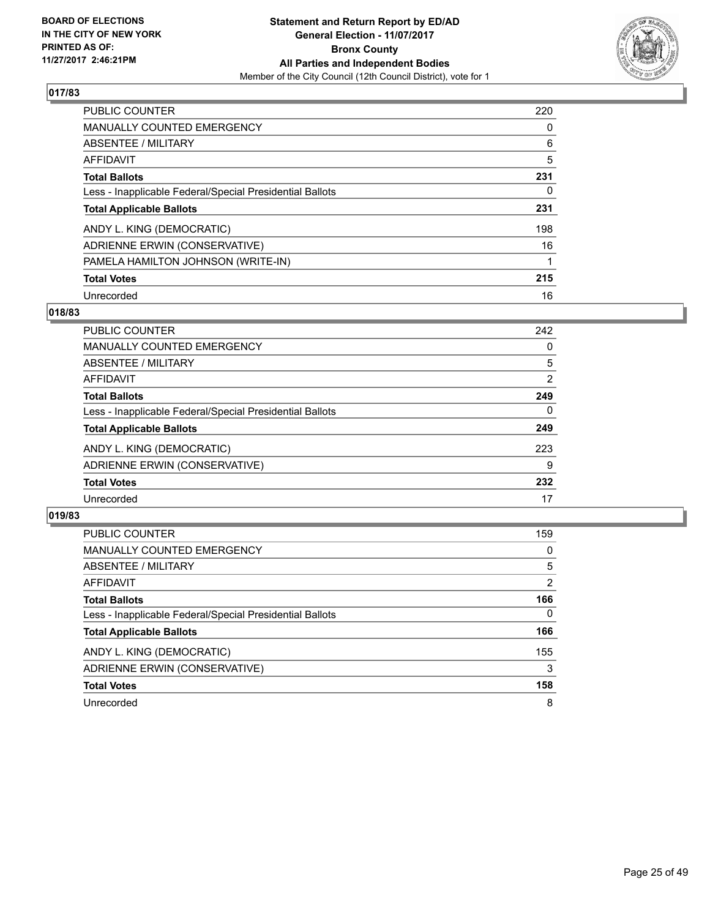BOARD OF ELECTIONS
IN THE CITY OF NEW YORK
PRINTED AS OF:
11/27/2017 2:46:21PM

**Statement and Return Report by ED/AD**
**General Election - 11/07/2017**
**Bronx County**
**All Parties and Independent Bodies**
Member of the City Council (12th Council District), vote for 1

## 017/83

| | |
|---|---|
| PUBLIC COUNTER | 220 |
| MANUALLY COUNTED EMERGENCY | 0 |
| ABSENTEE / MILITARY | 6 |
| AFFIDAVIT | 5 |
| **Total Ballots** | **231** |
| Less - Inapplicable Federal/Special Presidential Ballots | 0 |
| **Total Applicable Ballots** | **231** |
| ANDY L. KING (DEMOCRATIC) | 198 |
| ADRIENNE ERWIN (CONSERVATIVE) | 16 |
| PAMELA HAMILTON JOHNSON (WRITE-IN) | 1 |
| **Total Votes** | **215** |
| Unrecorded | 16 |

## 018/83

| | |
|---|---|
| PUBLIC COUNTER | 242 |
| MANUALLY COUNTED EMERGENCY | 0 |
| ABSENTEE / MILITARY | 5 |
| AFFIDAVIT | 2 |
| **Total Ballots** | **249** |
| Less - Inapplicable Federal/Special Presidential Ballots | 0 |
| **Total Applicable Ballots** | **249** |
| ANDY L. KING (DEMOCRATIC) | 223 |
| ADRIENNE ERWIN (CONSERVATIVE) | 9 |
| **Total Votes** | **232** |
| Unrecorded | 17 |

## 019/83

| | |
|---|---|
| PUBLIC COUNTER | 159 |
| MANUALLY COUNTED EMERGENCY | 0 |
| ABSENTEE / MILITARY | 5 |
| AFFIDAVIT | 2 |
| **Total Ballots** | **166** |
| Less - Inapplicable Federal/Special Presidential Ballots | 0 |
| **Total Applicable Ballots** | **166** |
| ANDY L. KING (DEMOCRATIC) | 155 |
| ADRIENNE ERWIN (CONSERVATIVE) | 3 |
| **Total Votes** | **158** |
| Unrecorded | 8 |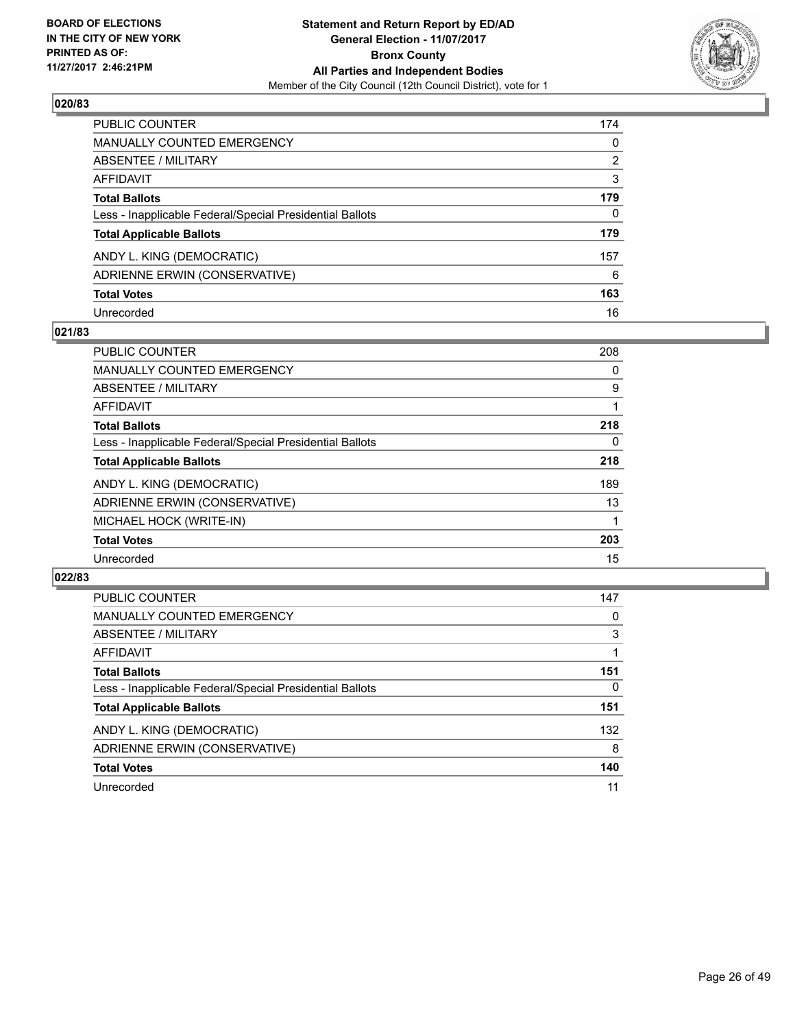BOARD OF ELECTIONS
IN THE CITY OF NEW YORK
PRINTED AS OF:
11/27/2017 2:46:21PM

**Statement and Return Report by ED/AD**
**General Election - 11/07/2017**
**Bronx County**
**All Parties and Independent Bodies**
Member of the City Council (12th Council District), vote for 1

## 020/83

| | |
|---|---|
| PUBLIC COUNTER | 174 |
| MANUALLY COUNTED EMERGENCY | 0 |
| ABSENTEE / MILITARY | 2 |
| AFFIDAVIT | 3 |
| **Total Ballots** | **179** |
| Less - Inapplicable Federal/Special Presidential Ballots | 0 |
| **Total Applicable Ballots** | **179** |
| ANDY L. KING (DEMOCRATIC) | 157 |
| ADRIENNE ERWIN (CONSERVATIVE) | 6 |
| **Total Votes** | **163** |
| Unrecorded | 16 |

## 021/83

| | |
|---|---|
| PUBLIC COUNTER | 208 |
| MANUALLY COUNTED EMERGENCY | 0 |
| ABSENTEE / MILITARY | 9 |
| AFFIDAVIT | 1 |
| **Total Ballots** | **218** |
| Less - Inapplicable Federal/Special Presidential Ballots | 0 |
| **Total Applicable Ballots** | **218** |
| ANDY L. KING (DEMOCRATIC) | 189 |
| ADRIENNE ERWIN (CONSERVATIVE) | 13 |
| MICHAEL HOCK (WRITE-IN) | 1 |
| **Total Votes** | **203** |
| Unrecorded | 15 |

## 022/83

| | |
|---|---|
| PUBLIC COUNTER | 147 |
| MANUALLY COUNTED EMERGENCY | 0 |
| ABSENTEE / MILITARY | 3 |
| AFFIDAVIT | 1 |
| **Total Ballots** | **151** |
| Less - Inapplicable Federal/Special Presidential Ballots | 0 |
| **Total Applicable Ballots** | **151** |
| ANDY L. KING (DEMOCRATIC) | 132 |
| ADRIENNE ERWIN (CONSERVATIVE) | 8 |
| **Total Votes** | **140** |
| Unrecorded | 11 |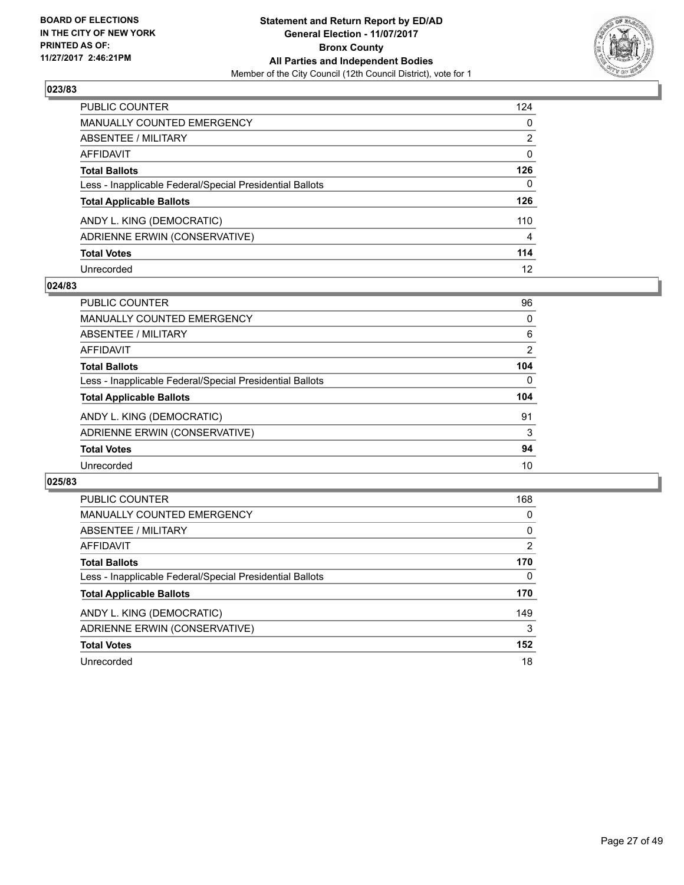**BOARD OF ELECTIONS IN THE CITY OF NEW YORK PRINTED AS OF: 11/27/2017 2:46:21PM**

**Statement and Return Report by ED/AD General Election - 11/07/2017 Bronx County All Parties and Independent Bodies**

Member of the City Council (12th Council District), vote for 1

## 023/83

| | |
|---|---|
| PUBLIC COUNTER | 124 |
| MANUALLY COUNTED EMERGENCY | 0 |
| ABSENTEE / MILITARY | 2 |
| AFFIDAVIT | 0 |
| **Total Ballots** | **126** |
| Less - Inapplicable Federal/Special Presidential Ballots | 0 |
| **Total Applicable Ballots** | **126** |
| ANDY L. KING (DEMOCRATIC) | 110 |
| ADRIENNE ERWIN (CONSERVATIVE) | 4 |
| **Total Votes** | **114** |
| Unrecorded | 12 |

## 024/83

| | |
|---|---|
| PUBLIC COUNTER | 96 |
| MANUALLY COUNTED EMERGENCY | 0 |
| ABSENTEE / MILITARY | 6 |
| AFFIDAVIT | 2 |
| **Total Ballots** | **104** |
| Less - Inapplicable Federal/Special Presidential Ballots | 0 |
| **Total Applicable Ballots** | **104** |
| ANDY L. KING (DEMOCRATIC) | 91 |
| ADRIENNE ERWIN (CONSERVATIVE) | 3 |
| **Total Votes** | **94** |
| Unrecorded | 10 |

## 025/83

| | |
|---|---|
| PUBLIC COUNTER | 168 |
| MANUALLY COUNTED EMERGENCY | 0 |
| ABSENTEE / MILITARY | 0 |
| AFFIDAVIT | 2 |
| **Total Ballots** | **170** |
| Less - Inapplicable Federal/Special Presidential Ballots | 0 |
| **Total Applicable Ballots** | **170** |
| ANDY L. KING (DEMOCRATIC) | 149 |
| ADRIENNE ERWIN (CONSERVATIVE) | 3 |
| **Total Votes** | **152** |
| Unrecorded | 18 |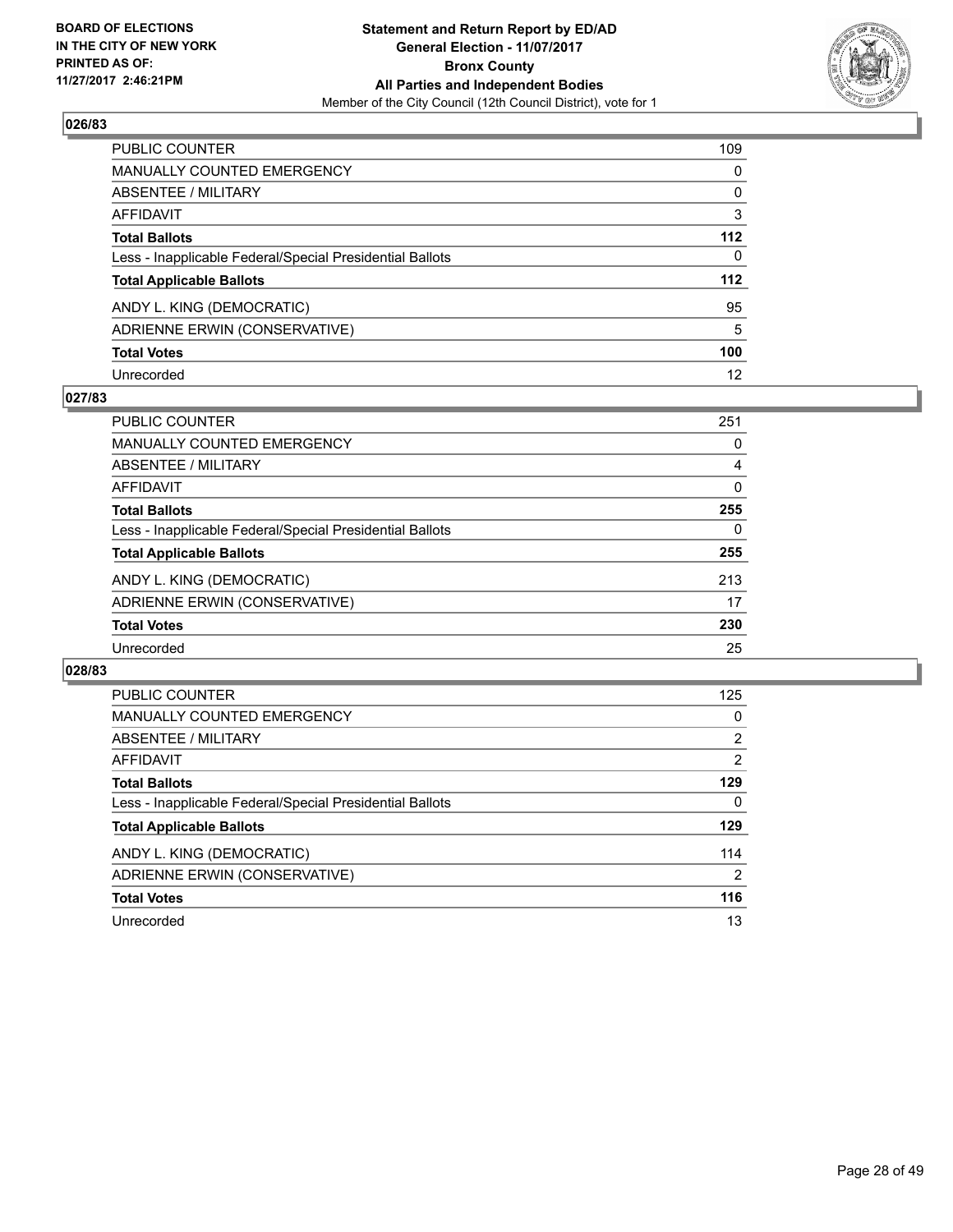BOARD OF ELECTIONS
IN THE CITY OF NEW YORK
PRINTED AS OF:
11/27/2017 2:46:21PM

**Statement and Return Report by ED/AD**
**General Election - 11/07/2017**
**Bronx County**
**All Parties and Independent Bodies**
Member of the City Council (12th Council District), vote for 1

### 026/83

| | |
|---|---|
| PUBLIC COUNTER | 109 |
| MANUALLY COUNTED EMERGENCY | 0 |
| ABSENTEE / MILITARY | 0 |
| AFFIDAVIT | 3 |
| **Total Ballots** | **112** |
| Less - Inapplicable Federal/Special Presidential Ballots | 0 |
| **Total Applicable Ballots** | **112** |
| ANDY L. KING (DEMOCRATIC) | 95 |
| ADRIENNE ERWIN (CONSERVATIVE) | 5 |
| **Total Votes** | **100** |
| Unrecorded | 12 |

### 027/83

| | |
|---|---|
| PUBLIC COUNTER | 251 |
| MANUALLY COUNTED EMERGENCY | 0 |
| ABSENTEE / MILITARY | 4 |
| AFFIDAVIT | 0 |
| **Total Ballots** | **255** |
| Less - Inapplicable Federal/Special Presidential Ballots | 0 |
| **Total Applicable Ballots** | **255** |
| ANDY L. KING (DEMOCRATIC) | 213 |
| ADRIENNE ERWIN (CONSERVATIVE) | 17 |
| **Total Votes** | **230** |
| Unrecorded | 25 |

### 028/83

| | |
|---|---|
| PUBLIC COUNTER | 125 |
| MANUALLY COUNTED EMERGENCY | 0 |
| ABSENTEE / MILITARY | 2 |
| AFFIDAVIT | 2 |
| **Total Ballots** | **129** |
| Less - Inapplicable Federal/Special Presidential Ballots | 0 |
| **Total Applicable Ballots** | **129** |
| ANDY L. KING (DEMOCRATIC) | 114 |
| ADRIENNE ERWIN (CONSERVATIVE) | 2 |
| **Total Votes** | **116** |
| Unrecorded | 13 |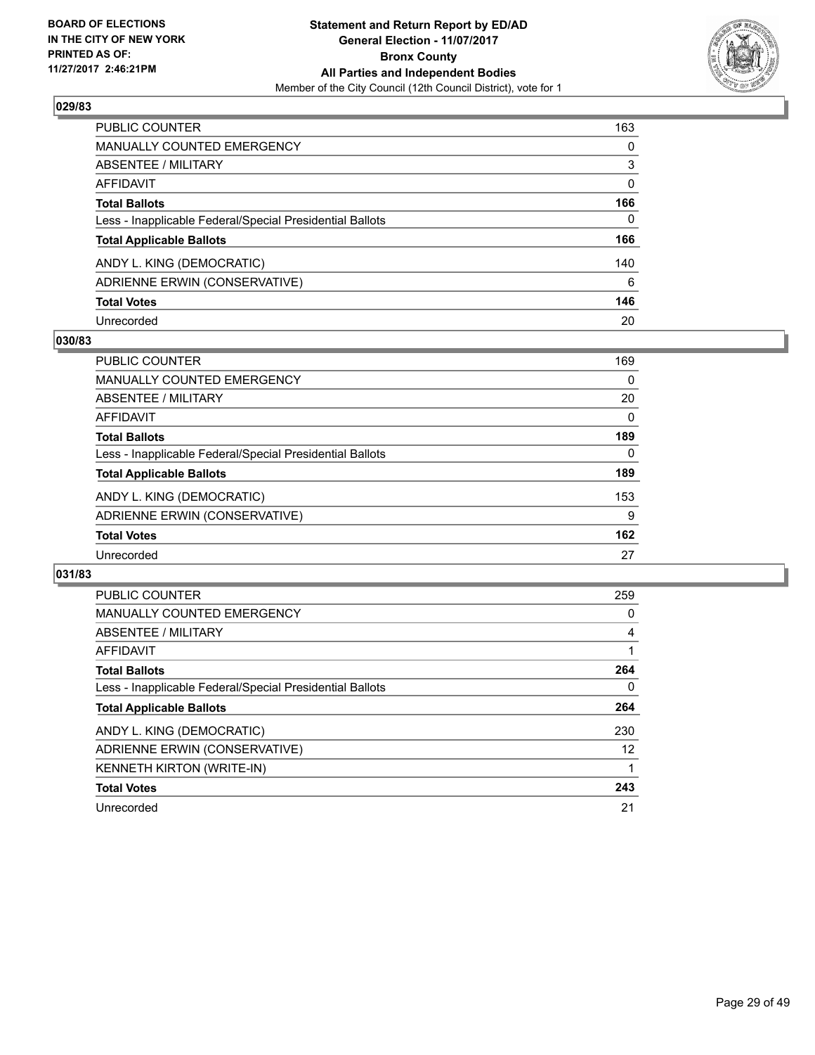BOARD OF ELECTIONS
IN THE CITY OF NEW YORK
PRINTED AS OF:
11/27/2017 2:46:21PM

**Statement and Return Report by ED/AD**
**General Election - 11/07/2017**
**Bronx County**
**All Parties and Independent Bodies**
Member of the City Council (12th Council District), vote for 1

### 029/83

| | |
|---|---|
| PUBLIC COUNTER | 163 |
| MANUALLY COUNTED EMERGENCY | 0 |
| ABSENTEE / MILITARY | 3 |
| AFFIDAVIT | 0 |
| **Total Ballots** | **166** |
| Less - Inapplicable Federal/Special Presidential Ballots | 0 |
| **Total Applicable Ballots** | **166** |
| ANDY L. KING (DEMOCRATIC) | 140 |
| ADRIENNE ERWIN (CONSERVATIVE) | 6 |
| **Total Votes** | **146** |
| Unrecorded | 20 |

### 030/83

| | |
|---|---|
| PUBLIC COUNTER | 169 |
| MANUALLY COUNTED EMERGENCY | 0 |
| ABSENTEE / MILITARY | 20 |
| AFFIDAVIT | 0 |
| **Total Ballots** | **189** |
| Less - Inapplicable Federal/Special Presidential Ballots | 0 |
| **Total Applicable Ballots** | **189** |
| ANDY L. KING (DEMOCRATIC) | 153 |
| ADRIENNE ERWIN (CONSERVATIVE) | 9 |
| **Total Votes** | **162** |
| Unrecorded | 27 |

### 031/83

| | |
|---|---|
| PUBLIC COUNTER | 259 |
| MANUALLY COUNTED EMERGENCY | 0 |
| ABSENTEE / MILITARY | 4 |
| AFFIDAVIT | 1 |
| **Total Ballots** | **264** |
| Less - Inapplicable Federal/Special Presidential Ballots | 0 |
| **Total Applicable Ballots** | **264** |
| ANDY L. KING (DEMOCRATIC) | 230 |
| ADRIENNE ERWIN (CONSERVATIVE) | 12 |
| KENNETH KIRTON (WRITE-IN) | 1 |
| **Total Votes** | **243** |
| Unrecorded | 21 |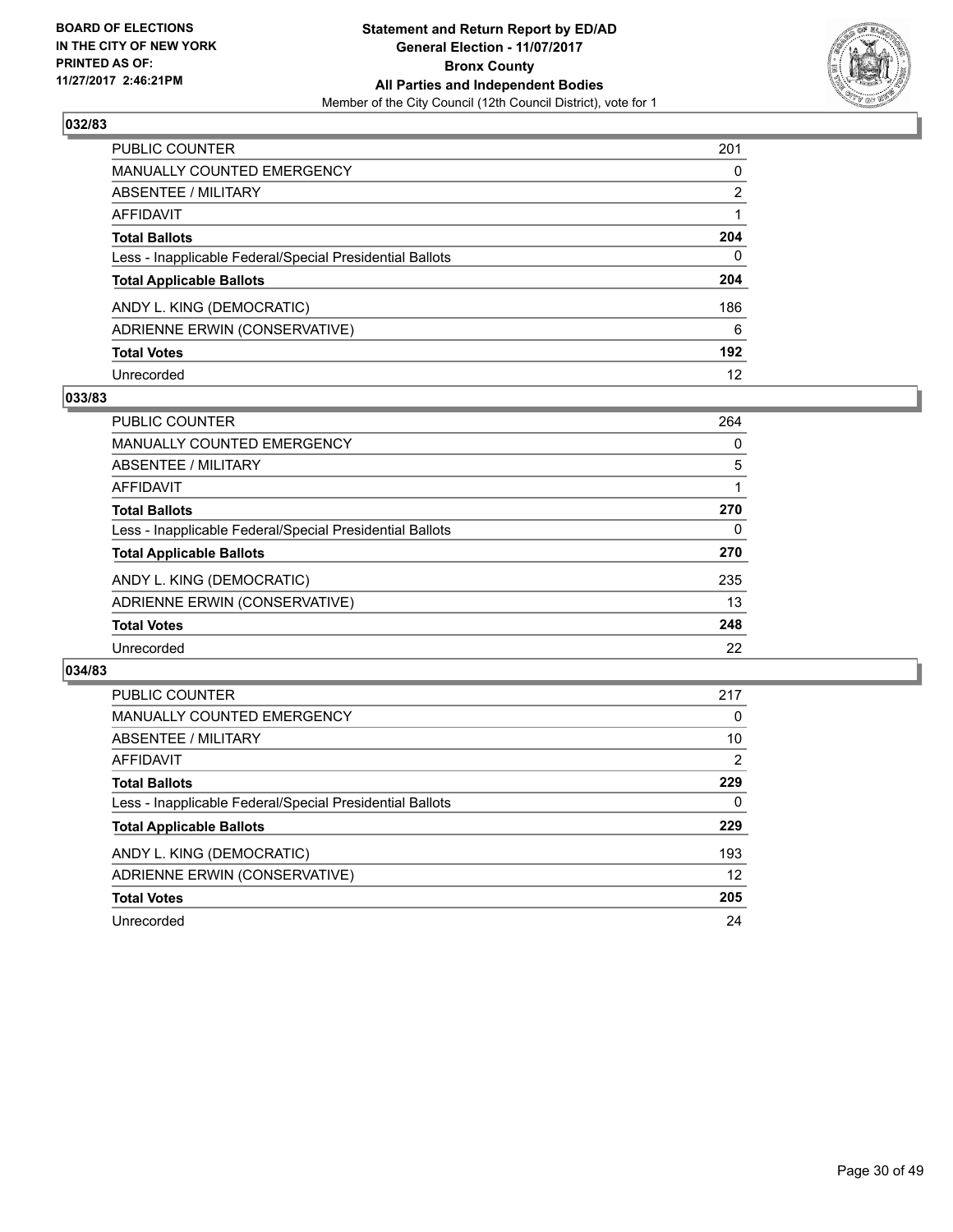BOARD OF ELECTIONS
IN THE CITY OF NEW YORK
PRINTED AS OF:
11/27/2017 2:46:21PM

**Statement and Return Report by ED/AD**
**General Election - 11/07/2017**
**Bronx County**
**All Parties and Independent Bodies**
Member of the City Council (12th Council District), vote for 1

## 032/83

| | |
|---|---|
| PUBLIC COUNTER | 201 |
| MANUALLY COUNTED EMERGENCY | 0 |
| ABSENTEE / MILITARY | 2 |
| AFFIDAVIT | 1 |
| **Total Ballots** | **204** |
| Less - Inapplicable Federal/Special Presidential Ballots | 0 |
| **Total Applicable Ballots** | **204** |
| ANDY L. KING (DEMOCRATIC) | 186 |
| ADRIENNE ERWIN (CONSERVATIVE) | 6 |
| **Total Votes** | **192** |
| Unrecorded | 12 |

## 033/83

| | |
|---|---|
| PUBLIC COUNTER | 264 |
| MANUALLY COUNTED EMERGENCY | 0 |
| ABSENTEE / MILITARY | 5 |
| AFFIDAVIT | 1 |
| **Total Ballots** | **270** |
| Less - Inapplicable Federal/Special Presidential Ballots | 0 |
| **Total Applicable Ballots** | **270** |
| ANDY L. KING (DEMOCRATIC) | 235 |
| ADRIENNE ERWIN (CONSERVATIVE) | 13 |
| **Total Votes** | **248** |
| Unrecorded | 22 |

## 034/83

| | |
|---|---|
| PUBLIC COUNTER | 217 |
| MANUALLY COUNTED EMERGENCY | 0 |
| ABSENTEE / MILITARY | 10 |
| AFFIDAVIT | 2 |
| **Total Ballots** | **229** |
| Less - Inapplicable Federal/Special Presidential Ballots | 0 |
| **Total Applicable Ballots** | **229** |
| ANDY L. KING (DEMOCRATIC) | 193 |
| ADRIENNE ERWIN (CONSERVATIVE) | 12 |
| **Total Votes** | **205** |
| Unrecorded | 24 |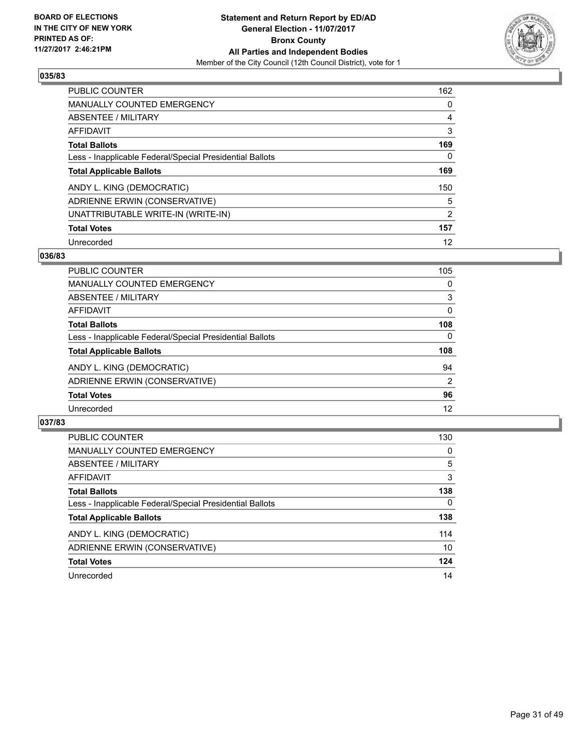BOARD OF ELECTIONS
IN THE CITY OF NEW YORK
PRINTED AS OF:
11/27/2017 2:46:21PM

**Statement and Return Report by ED/AD**
**General Election - 11/07/2017**
**Bronx County**
**All Parties and Independent Bodies**
Member of the City Council (12th Council District), vote for 1

### 035/83

| | |
|---|---|
| PUBLIC COUNTER | 162 |
| MANUALLY COUNTED EMERGENCY | 0 |
| ABSENTEE / MILITARY | 4 |
| AFFIDAVIT | 3 |
| **Total Ballots** | **169** |
| Less - Inapplicable Federal/Special Presidential Ballots | 0 |
| **Total Applicable Ballots** | **169** |
| ANDY L. KING (DEMOCRATIC) | 150 |
| ADRIENNE ERWIN (CONSERVATIVE) | 5 |
| UNATTRIBUTABLE WRITE-IN (WRITE-IN) | 2 |
| **Total Votes** | **157** |
| Unrecorded | 12 |

### 036/83

| | |
|---|---|
| PUBLIC COUNTER | 105 |
| MANUALLY COUNTED EMERGENCY | 0 |
| ABSENTEE / MILITARY | 3 |
| AFFIDAVIT | 0 |
| **Total Ballots** | **108** |
| Less - Inapplicable Federal/Special Presidential Ballots | 0 |
| **Total Applicable Ballots** | **108** |
| ANDY L. KING (DEMOCRATIC) | 94 |
| ADRIENNE ERWIN (CONSERVATIVE) | 2 |
| **Total Votes** | **96** |
| Unrecorded | 12 |

### 037/83

| | |
|---|---|
| PUBLIC COUNTER | 130 |
| MANUALLY COUNTED EMERGENCY | 0 |
| ABSENTEE / MILITARY | 5 |
| AFFIDAVIT | 3 |
| **Total Ballots** | **138** |
| Less - Inapplicable Federal/Special Presidential Ballots | 0 |
| **Total Applicable Ballots** | **138** |
| ANDY L. KING (DEMOCRATIC) | 114 |
| ADRIENNE ERWIN (CONSERVATIVE) | 10 |
| **Total Votes** | **124** |
| Unrecorded | 14 |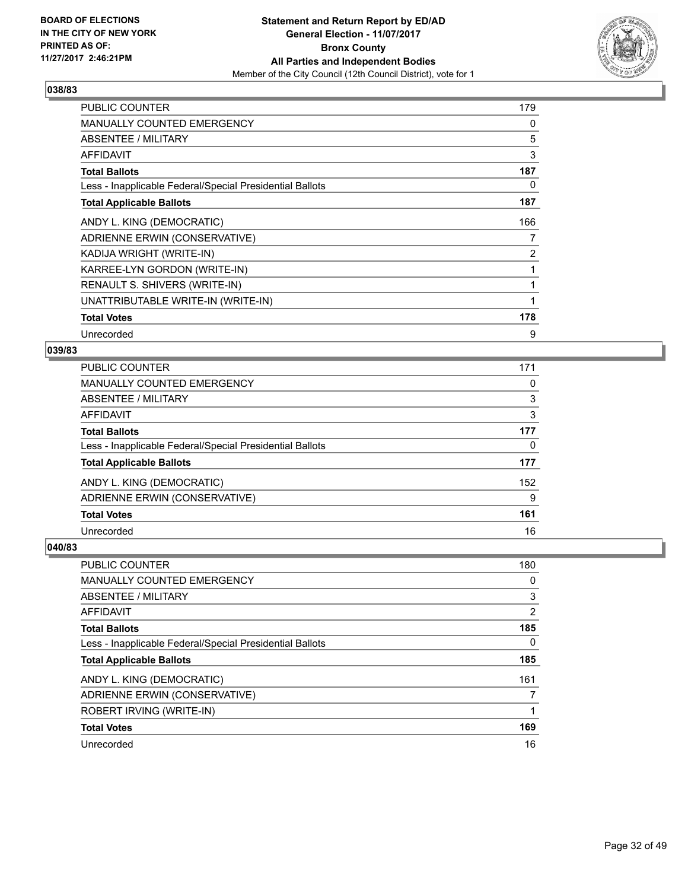BOARD OF ELECTIONS
IN THE CITY OF NEW YORK
PRINTED AS OF:
11/27/2017 2:46:21PM

**Statement and Return Report by ED/AD**
**General Election - 11/07/2017**
**Bronx County**
**All Parties and Independent Bodies**
Member of the City Council (12th Council District), vote for 1

### 038/83

| | |
|---|---|
| PUBLIC COUNTER | 179 |
| MANUALLY COUNTED EMERGENCY | 0 |
| ABSENTEE / MILITARY | 5 |
| AFFIDAVIT | 3 |
| **Total Ballots** | **187** |
| Less - Inapplicable Federal/Special Presidential Ballots | 0 |
| **Total Applicable Ballots** | **187** |
| ANDY L. KING (DEMOCRATIC) | 166 |
| ADRIENNE ERWIN (CONSERVATIVE) | 7 |
| KADIJA WRIGHT (WRITE-IN) | 2 |
| KARREE-LYN GORDON (WRITE-IN) | 1 |
| RENAULT S. SHIVERS (WRITE-IN) | 1 |
| UNATTRIBUTABLE WRITE-IN (WRITE-IN) | 1 |
| **Total Votes** | **178** |
| Unrecorded | 9 |

### 039/83

| | |
|---|---|
| PUBLIC COUNTER | 171 |
| MANUALLY COUNTED EMERGENCY | 0 |
| ABSENTEE / MILITARY | 3 |
| AFFIDAVIT | 3 |
| **Total Ballots** | **177** |
| Less - Inapplicable Federal/Special Presidential Ballots | 0 |
| **Total Applicable Ballots** | **177** |
| ANDY L. KING (DEMOCRATIC) | 152 |
| ADRIENNE ERWIN (CONSERVATIVE) | 9 |
| **Total Votes** | **161** |
| Unrecorded | 16 |

### 040/83

| | |
|---|---|
| PUBLIC COUNTER | 180 |
| MANUALLY COUNTED EMERGENCY | 0 |
| ABSENTEE / MILITARY | 3 |
| AFFIDAVIT | 2 |
| **Total Ballots** | **185** |
| Less - Inapplicable Federal/Special Presidential Ballots | 0 |
| **Total Applicable Ballots** | **185** |
| ANDY L. KING (DEMOCRATIC) | 161 |
| ADRIENNE ERWIN (CONSERVATIVE) | 7 |
| ROBERT IRVING (WRITE-IN) | 1 |
| **Total Votes** | **169** |
| Unrecorded | 16 |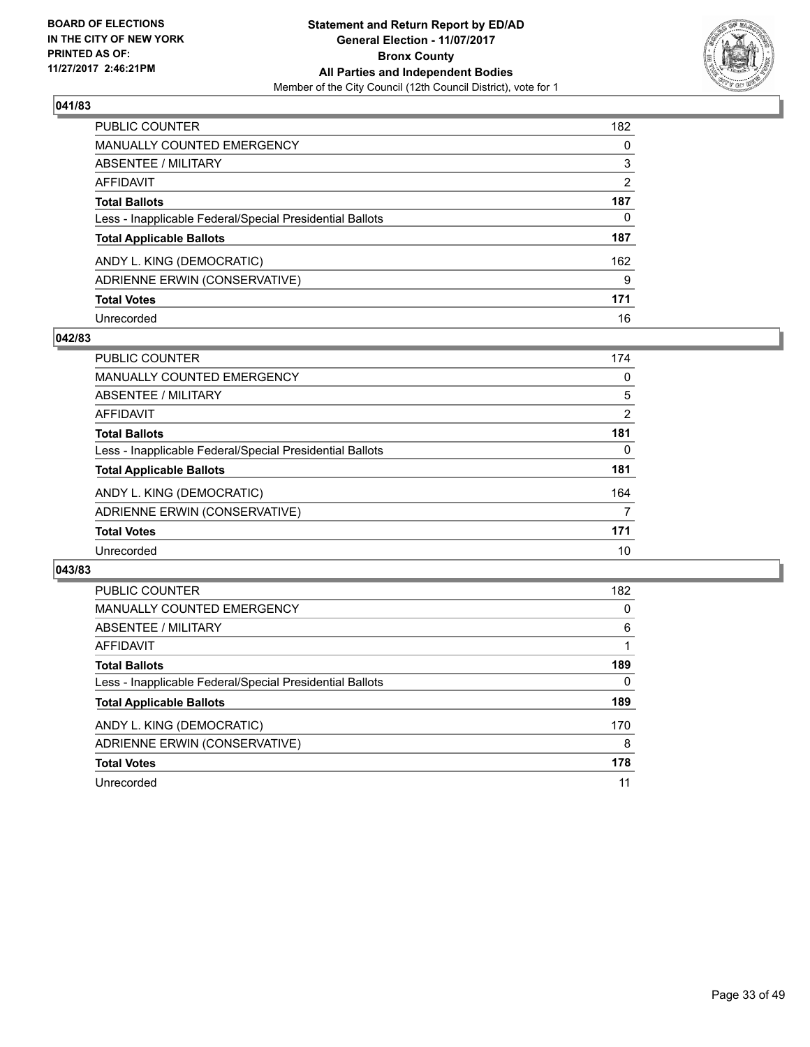**BOARD OF ELECTIONS IN THE CITY OF NEW YORK PRINTED AS OF: 11/27/2017 2:46:21PM**

**Statement and Return Report by ED/AD**
**General Election - 11/07/2017**
**Bronx County**
**All Parties and Independent Bodies**
Member of the City Council (12th Council District), vote for 1

### 041/83

| | |
|---|---|
| PUBLIC COUNTER | 182 |
| MANUALLY COUNTED EMERGENCY | 0 |
| ABSENTEE / MILITARY | 3 |
| AFFIDAVIT | 2 |
| **Total Ballots** | **187** |
| Less - Inapplicable Federal/Special Presidential Ballots | 0 |
| **Total Applicable Ballots** | **187** |
| ANDY L. KING (DEMOCRATIC) | 162 |
| ADRIENNE ERWIN (CONSERVATIVE) | 9 |
| **Total Votes** | **171** |
| Unrecorded | 16 |

### 042/83

| | |
|---|---|
| PUBLIC COUNTER | 174 |
| MANUALLY COUNTED EMERGENCY | 0 |
| ABSENTEE / MILITARY | 5 |
| AFFIDAVIT | 2 |
| **Total Ballots** | **181** |
| Less - Inapplicable Federal/Special Presidential Ballots | 0 |
| **Total Applicable Ballots** | **181** |
| ANDY L. KING (DEMOCRATIC) | 164 |
| ADRIENNE ERWIN (CONSERVATIVE) | 7 |
| **Total Votes** | **171** |
| Unrecorded | 10 |

### 043/83

| | |
|---|---|
| PUBLIC COUNTER | 182 |
| MANUALLY COUNTED EMERGENCY | 0 |
| ABSENTEE / MILITARY | 6 |
| AFFIDAVIT | 1 |
| **Total Ballots** | **189** |
| Less - Inapplicable Federal/Special Presidential Ballots | 0 |
| **Total Applicable Ballots** | **189** |
| ANDY L. KING (DEMOCRATIC) | 170 |
| ADRIENNE ERWIN (CONSERVATIVE) | 8 |
| **Total Votes** | **178** |
| Unrecorded | 11 |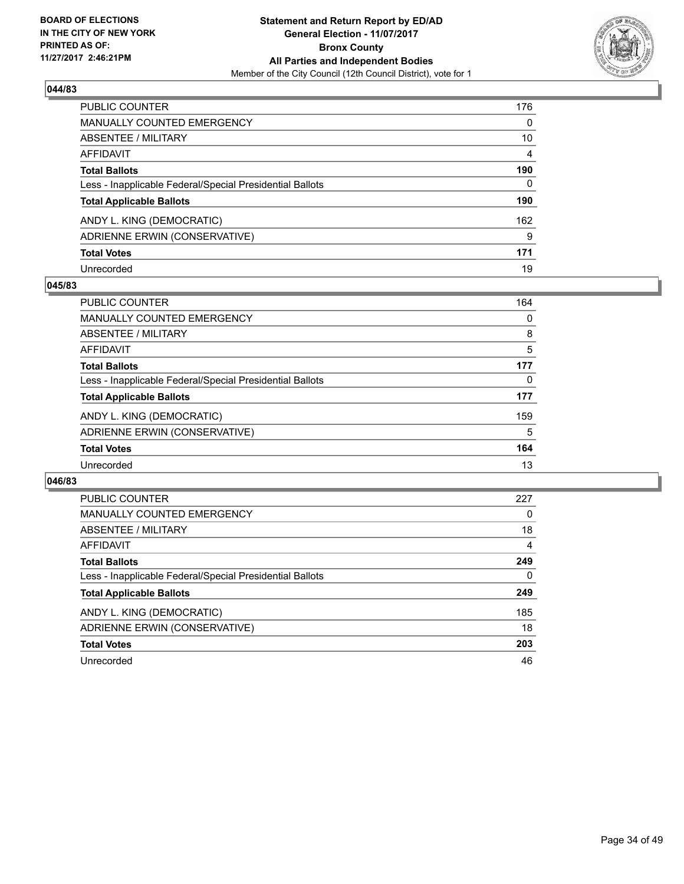**BOARD OF ELECTIONS IN THE CITY OF NEW YORK PRINTED AS OF: 11/27/2017 2:46:21PM**

**Statement and Return Report by ED/AD**
**General Election - 11/07/2017**
**Bronx County**
**All Parties and Independent Bodies**
Member of the City Council (12th Council District), vote for 1

### 044/83

| | |
|---|---|
| PUBLIC COUNTER | 176 |
| MANUALLY COUNTED EMERGENCY | 0 |
| ABSENTEE / MILITARY | 10 |
| AFFIDAVIT | 4 |
| **Total Ballots** | **190** |
| Less - Inapplicable Federal/Special Presidential Ballots | 0 |
| **Total Applicable Ballots** | **190** |
| ANDY L. KING (DEMOCRATIC) | 162 |
| ADRIENNE ERWIN (CONSERVATIVE) | 9 |
| **Total Votes** | **171** |
| Unrecorded | 19 |

### 045/83

| | |
|---|---|
| PUBLIC COUNTER | 164 |
| MANUALLY COUNTED EMERGENCY | 0 |
| ABSENTEE / MILITARY | 8 |
| AFFIDAVIT | 5 |
| **Total Ballots** | **177** |
| Less - Inapplicable Federal/Special Presidential Ballots | 0 |
| **Total Applicable Ballots** | **177** |
| ANDY L. KING (DEMOCRATIC) | 159 |
| ADRIENNE ERWIN (CONSERVATIVE) | 5 |
| **Total Votes** | **164** |
| Unrecorded | 13 |

### 046/83

| | |
|---|---|
| PUBLIC COUNTER | 227 |
| MANUALLY COUNTED EMERGENCY | 0 |
| ABSENTEE / MILITARY | 18 |
| AFFIDAVIT | 4 |
| **Total Ballots** | **249** |
| Less - Inapplicable Federal/Special Presidential Ballots | 0 |
| **Total Applicable Ballots** | **249** |
| ANDY L. KING (DEMOCRATIC) | 185 |
| ADRIENNE ERWIN (CONSERVATIVE) | 18 |
| **Total Votes** | **203** |
| Unrecorded | 46 |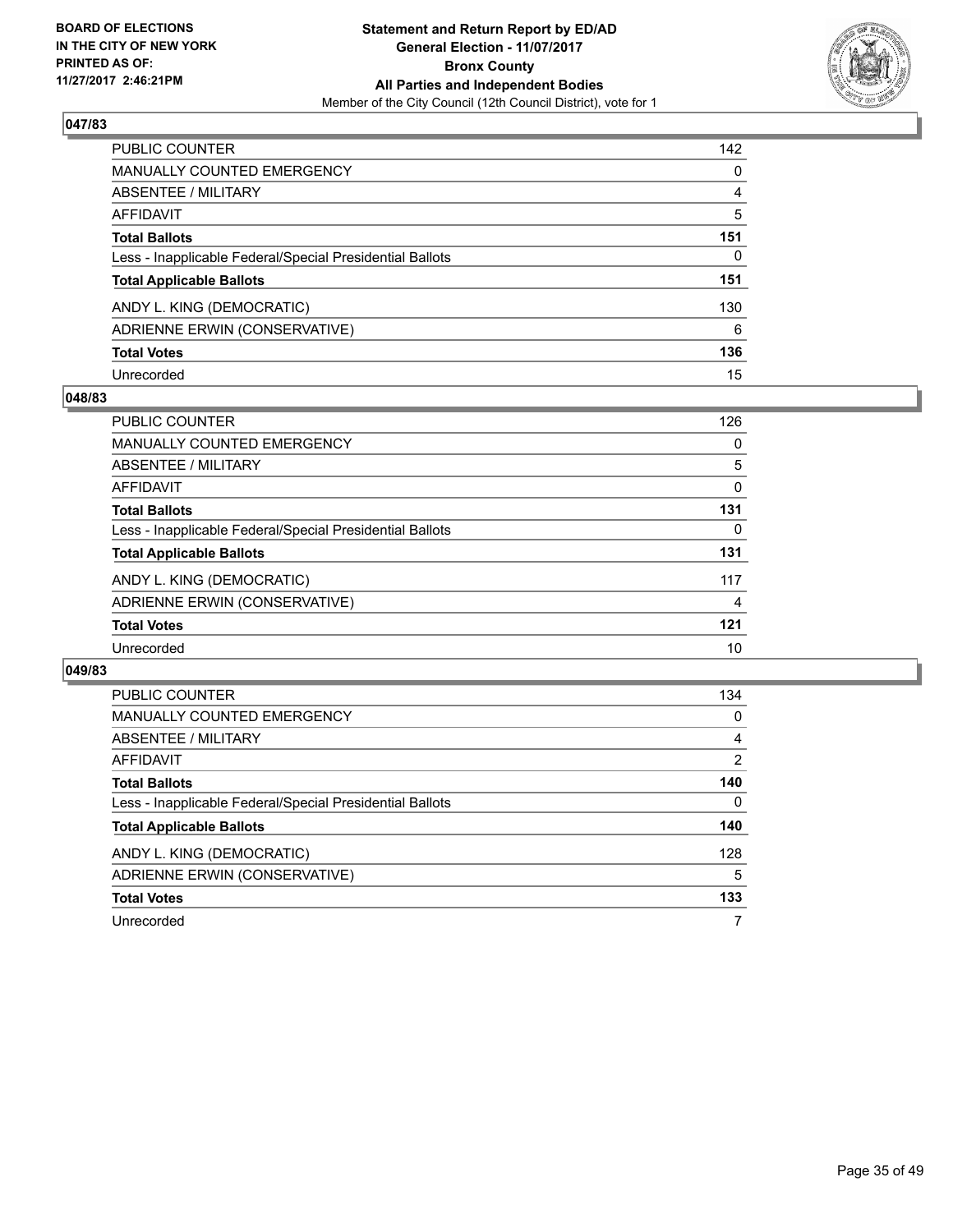BOARD OF ELECTIONS
IN THE CITY OF NEW YORK
PRINTED AS OF:
11/27/2017 2:46:21PM

**Statement and Return Report by ED/AD**
**General Election - 11/07/2017**
**Bronx County**
**All Parties and Independent Bodies**
Member of the City Council (12th Council District), vote for 1

### 047/83

| | |
|---|---|
| PUBLIC COUNTER | 142 |
| MANUALLY COUNTED EMERGENCY | 0 |
| ABSENTEE / MILITARY | 4 |
| AFFIDAVIT | 5 |
| **Total Ballots** | **151** |
| Less - Inapplicable Federal/Special Presidential Ballots | 0 |
| **Total Applicable Ballots** | **151** |
| ANDY L. KING (DEMOCRATIC) | 130 |
| ADRIENNE ERWIN (CONSERVATIVE) | 6 |
| **Total Votes** | **136** |
| Unrecorded | 15 |

### 048/83

| | |
|---|---|
| PUBLIC COUNTER | 126 |
| MANUALLY COUNTED EMERGENCY | 0 |
| ABSENTEE / MILITARY | 5 |
| AFFIDAVIT | 0 |
| **Total Ballots** | **131** |
| Less - Inapplicable Federal/Special Presidential Ballots | 0 |
| **Total Applicable Ballots** | **131** |
| ANDY L. KING (DEMOCRATIC) | 117 |
| ADRIENNE ERWIN (CONSERVATIVE) | 4 |
| **Total Votes** | **121** |
| Unrecorded | 10 |

### 049/83

| | |
|---|---|
| PUBLIC COUNTER | 134 |
| MANUALLY COUNTED EMERGENCY | 0 |
| ABSENTEE / MILITARY | 4 |
| AFFIDAVIT | 2 |
| **Total Ballots** | **140** |
| Less - Inapplicable Federal/Special Presidential Ballots | 0 |
| **Total Applicable Ballots** | **140** |
| ANDY L. KING (DEMOCRATIC) | 128 |
| ADRIENNE ERWIN (CONSERVATIVE) | 5 |
| **Total Votes** | **133** |
| Unrecorded | 7 |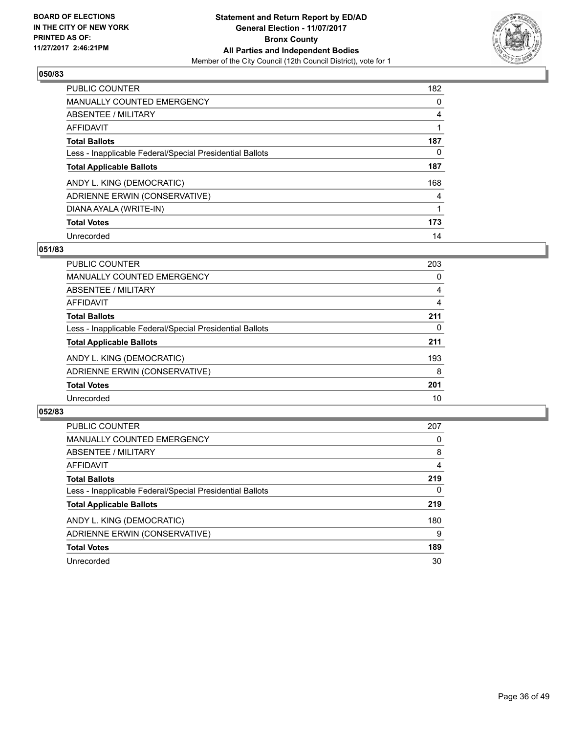BOARD OF ELECTIONS
IN THE CITY OF NEW YORK
PRINTED AS OF:
11/27/2017 2:46:21PM

**Statement and Return Report by ED/AD**
**General Election - 11/07/2017**
**Bronx County**
**All Parties and Independent Bodies**
Member of the City Council (12th Council District), vote for 1

### 050/83

| | |
|---|---|
| PUBLIC COUNTER | 182 |
| MANUALLY COUNTED EMERGENCY | 0 |
| ABSENTEE / MILITARY | 4 |
| AFFIDAVIT | 1 |
| **Total Ballots** | **187** |
| Less - Inapplicable Federal/Special Presidential Ballots | 0 |
| **Total Applicable Ballots** | **187** |
| ANDY L. KING (DEMOCRATIC) | 168 |
| ADRIENNE ERWIN (CONSERVATIVE) | 4 |
| DIANA AYALA (WRITE-IN) | 1 |
| **Total Votes** | **173** |
| Unrecorded | 14 |

### 051/83

| | |
|---|---|
| PUBLIC COUNTER | 203 |
| MANUALLY COUNTED EMERGENCY | 0 |
| ABSENTEE / MILITARY | 4 |
| AFFIDAVIT | 4 |
| **Total Ballots** | **211** |
| Less - Inapplicable Federal/Special Presidential Ballots | 0 |
| **Total Applicable Ballots** | **211** |
| ANDY L. KING (DEMOCRATIC) | 193 |
| ADRIENNE ERWIN (CONSERVATIVE) | 8 |
| **Total Votes** | **201** |
| Unrecorded | 10 |

### 052/83

| | |
|---|---|
| PUBLIC COUNTER | 207 |
| MANUALLY COUNTED EMERGENCY | 0 |
| ABSENTEE / MILITARY | 8 |
| AFFIDAVIT | 4 |
| **Total Ballots** | **219** |
| Less - Inapplicable Federal/Special Presidential Ballots | 0 |
| **Total Applicable Ballots** | **219** |
| ANDY L. KING (DEMOCRATIC) | 180 |
| ADRIENNE ERWIN (CONSERVATIVE) | 9 |
| **Total Votes** | **189** |
| Unrecorded | 30 |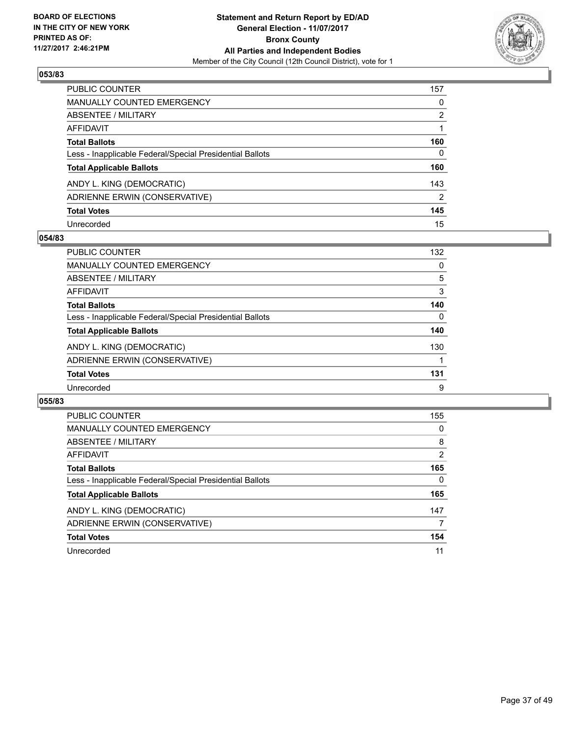**BOARD OF ELECTIONS IN THE CITY OF NEW YORK PRINTED AS OF: 11/27/2017 2:46:21PM**

**Statement and Return Report by ED/AD General Election - 11/07/2017 Bronx County All Parties and Independent Bodies**

Member of the City Council (12th Council District), vote for 1

## 053/83

| | |
|---|---|
| PUBLIC COUNTER | 157 |
| MANUALLY COUNTED EMERGENCY | 0 |
| ABSENTEE / MILITARY | 2 |
| AFFIDAVIT | 1 |
| **Total Ballots** | **160** |
| Less - Inapplicable Federal/Special Presidential Ballots | 0 |
| **Total Applicable Ballots** | **160** |
| ANDY L. KING (DEMOCRATIC) | 143 |
| ADRIENNE ERWIN (CONSERVATIVE) | 2 |
| **Total Votes** | **145** |
| Unrecorded | 15 |

## 054/83

| | |
|---|---|
| PUBLIC COUNTER | 132 |
| MANUALLY COUNTED EMERGENCY | 0 |
| ABSENTEE / MILITARY | 5 |
| AFFIDAVIT | 3 |
| **Total Ballots** | **140** |
| Less - Inapplicable Federal/Special Presidential Ballots | 0 |
| **Total Applicable Ballots** | **140** |
| ANDY L. KING (DEMOCRATIC) | 130 |
| ADRIENNE ERWIN (CONSERVATIVE) | 1 |
| **Total Votes** | **131** |
| Unrecorded | 9 |

## 055/83

| | |
|---|---|
| PUBLIC COUNTER | 155 |
| MANUALLY COUNTED EMERGENCY | 0 |
| ABSENTEE / MILITARY | 8 |
| AFFIDAVIT | 2 |
| **Total Ballots** | **165** |
| Less - Inapplicable Federal/Special Presidential Ballots | 0 |
| **Total Applicable Ballots** | **165** |
| ANDY L. KING (DEMOCRATIC) | 147 |
| ADRIENNE ERWIN (CONSERVATIVE) | 7 |
| **Total Votes** | **154** |
| Unrecorded | 11 |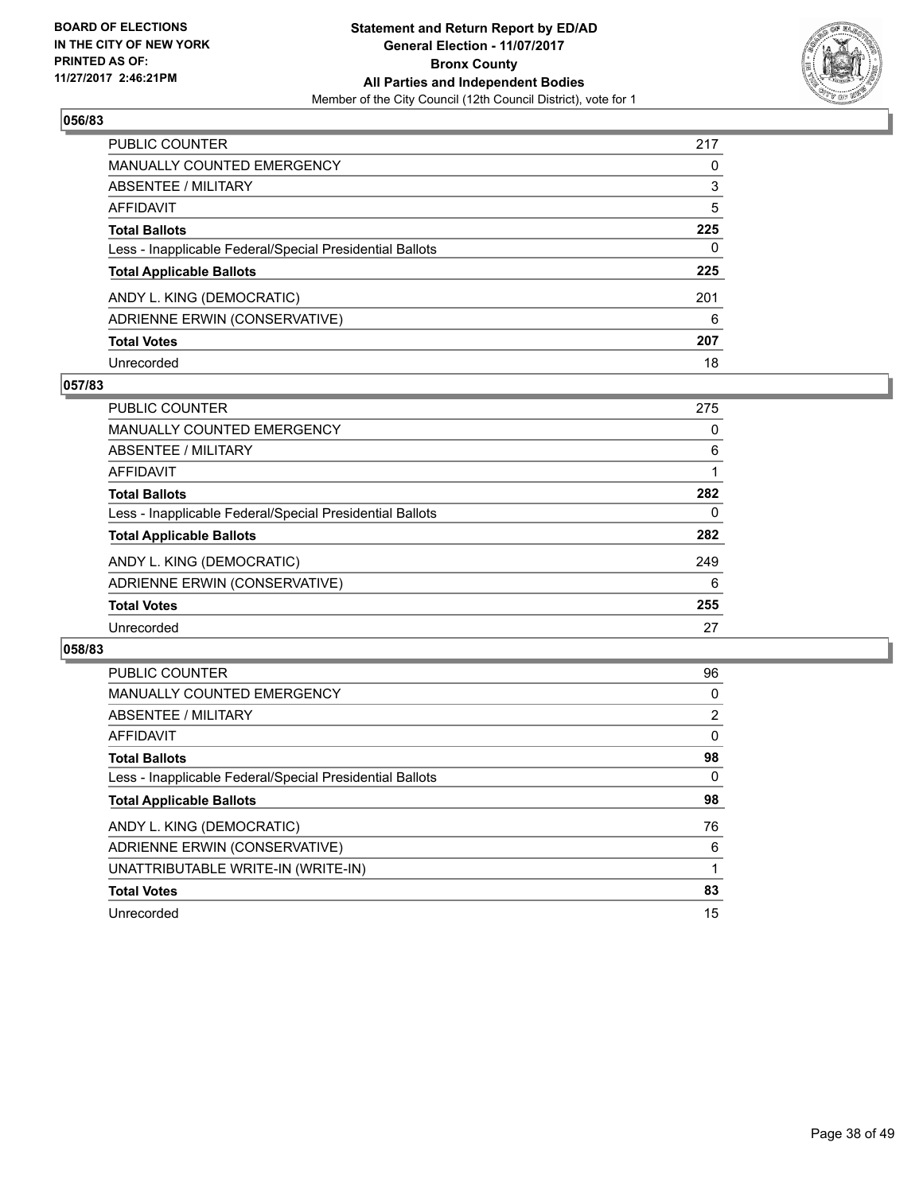BOARD OF ELECTIONS
IN THE CITY OF NEW YORK
PRINTED AS OF:
11/27/2017 2:46:21PM

**Statement and Return Report by ED/AD**
**General Election - 11/07/2017**
**Bronx County**
**All Parties and Independent Bodies**
Member of the City Council (12th Council District), vote for 1

## 056/83

| | |
|---|---|
| PUBLIC COUNTER | 217 |
| MANUALLY COUNTED EMERGENCY | 0 |
| ABSENTEE / MILITARY | 3 |
| AFFIDAVIT | 5 |
| **Total Ballots** | **225** |
| Less - Inapplicable Federal/Special Presidential Ballots | 0 |
| **Total Applicable Ballots** | **225** |
| ANDY L. KING (DEMOCRATIC) | 201 |
| ADRIENNE ERWIN (CONSERVATIVE) | 6 |
| **Total Votes** | **207** |
| Unrecorded | 18 |

## 057/83

| | |
|---|---|
| PUBLIC COUNTER | 275 |
| MANUALLY COUNTED EMERGENCY | 0 |
| ABSENTEE / MILITARY | 6 |
| AFFIDAVIT | 1 |
| **Total Ballots** | **282** |
| Less - Inapplicable Federal/Special Presidential Ballots | 0 |
| **Total Applicable Ballots** | **282** |
| ANDY L. KING (DEMOCRATIC) | 249 |
| ADRIENNE ERWIN (CONSERVATIVE) | 6 |
| **Total Votes** | **255** |
| Unrecorded | 27 |

## 058/83

| | |
|---|---|
| PUBLIC COUNTER | 96 |
| MANUALLY COUNTED EMERGENCY | 0 |
| ABSENTEE / MILITARY | 2 |
| AFFIDAVIT | 0 |
| **Total Ballots** | **98** |
| Less - Inapplicable Federal/Special Presidential Ballots | 0 |
| **Total Applicable Ballots** | **98** |
| ANDY L. KING (DEMOCRATIC) | 76 |
| ADRIENNE ERWIN (CONSERVATIVE) | 6 |
| UNATTRIBUTABLE WRITE-IN (WRITE-IN) | 1 |
| **Total Votes** | **83** |
| Unrecorded | 15 |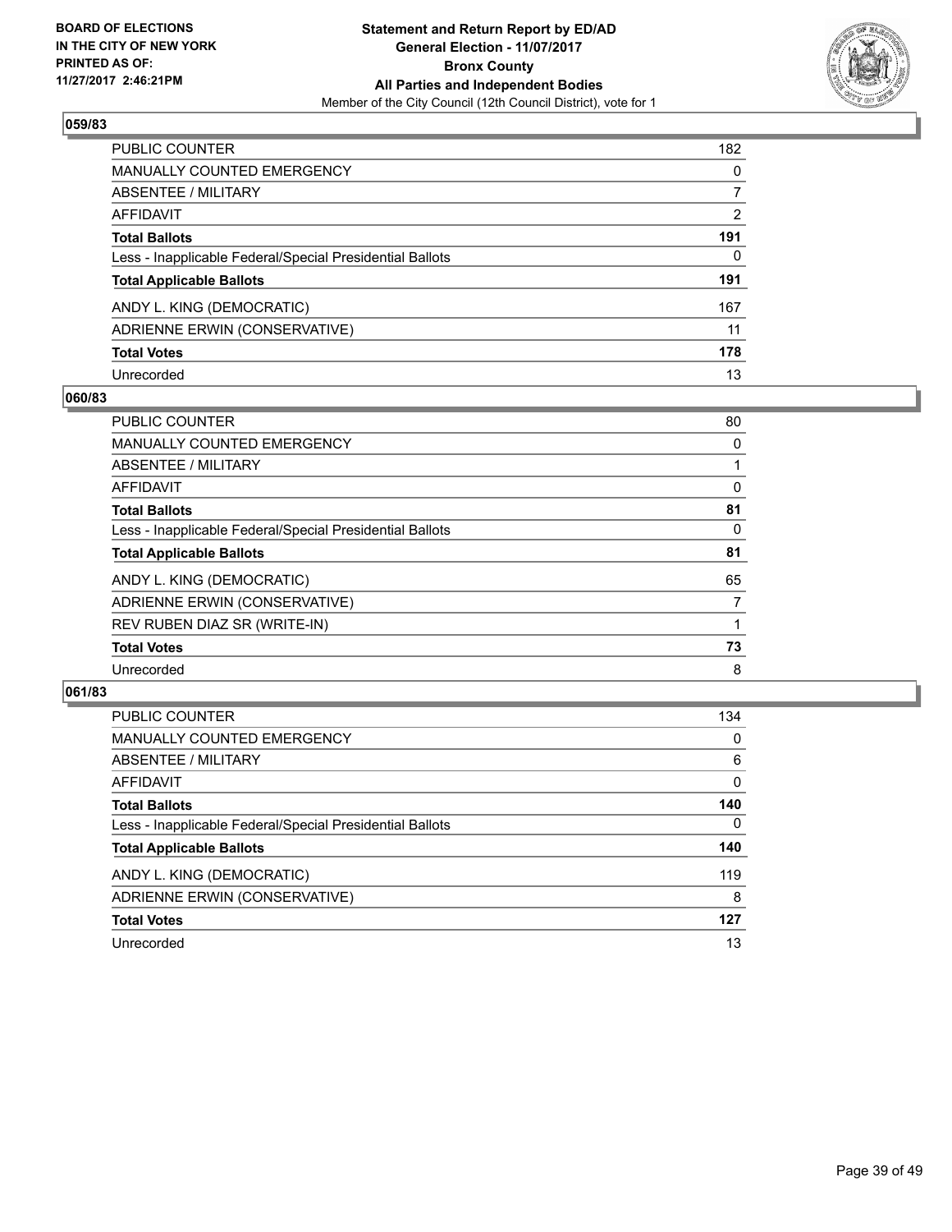**BOARD OF ELECTIONS IN THE CITY OF NEW YORK PRINTED AS OF: 11/27/2017 2:46:21PM**

**Statement and Return Report by ED/AD General Election - 11/07/2017 Bronx County All Parties and Independent Bodies**

Member of the City Council (12th Council District), vote for 1

### 059/83

| | |
|---|---|
| PUBLIC COUNTER | 182 |
| MANUALLY COUNTED EMERGENCY | 0 |
| ABSENTEE / MILITARY | 7 |
| AFFIDAVIT | 2 |
| **Total Ballots** | **191** |
| Less - Inapplicable Federal/Special Presidential Ballots | 0 |
| **Total Applicable Ballots** | **191** |
| ANDY L. KING (DEMOCRATIC) | 167 |
| ADRIENNE ERWIN (CONSERVATIVE) | 11 |
| **Total Votes** | **178** |
| Unrecorded | 13 |

### 060/83

| | |
|---|---|
| PUBLIC COUNTER | 80 |
| MANUALLY COUNTED EMERGENCY | 0 |
| ABSENTEE / MILITARY | 1 |
| AFFIDAVIT | 0 |
| **Total Ballots** | **81** |
| Less - Inapplicable Federal/Special Presidential Ballots | 0 |
| **Total Applicable Ballots** | **81** |
| ANDY L. KING (DEMOCRATIC) | 65 |
| ADRIENNE ERWIN (CONSERVATIVE) | 7 |
| REV RUBEN DIAZ SR (WRITE-IN) | 1 |
| **Total Votes** | **73** |
| Unrecorded | 8 |

### 061/83

| | |
|---|---|
| PUBLIC COUNTER | 134 |
| MANUALLY COUNTED EMERGENCY | 0 |
| ABSENTEE / MILITARY | 6 |
| AFFIDAVIT | 0 |
| **Total Ballots** | **140** |
| Less - Inapplicable Federal/Special Presidential Ballots | 0 |
| **Total Applicable Ballots** | **140** |
| ANDY L. KING (DEMOCRATIC) | 119 |
| ADRIENNE ERWIN (CONSERVATIVE) | 8 |
| **Total Votes** | **127** |
| Unrecorded | 13 |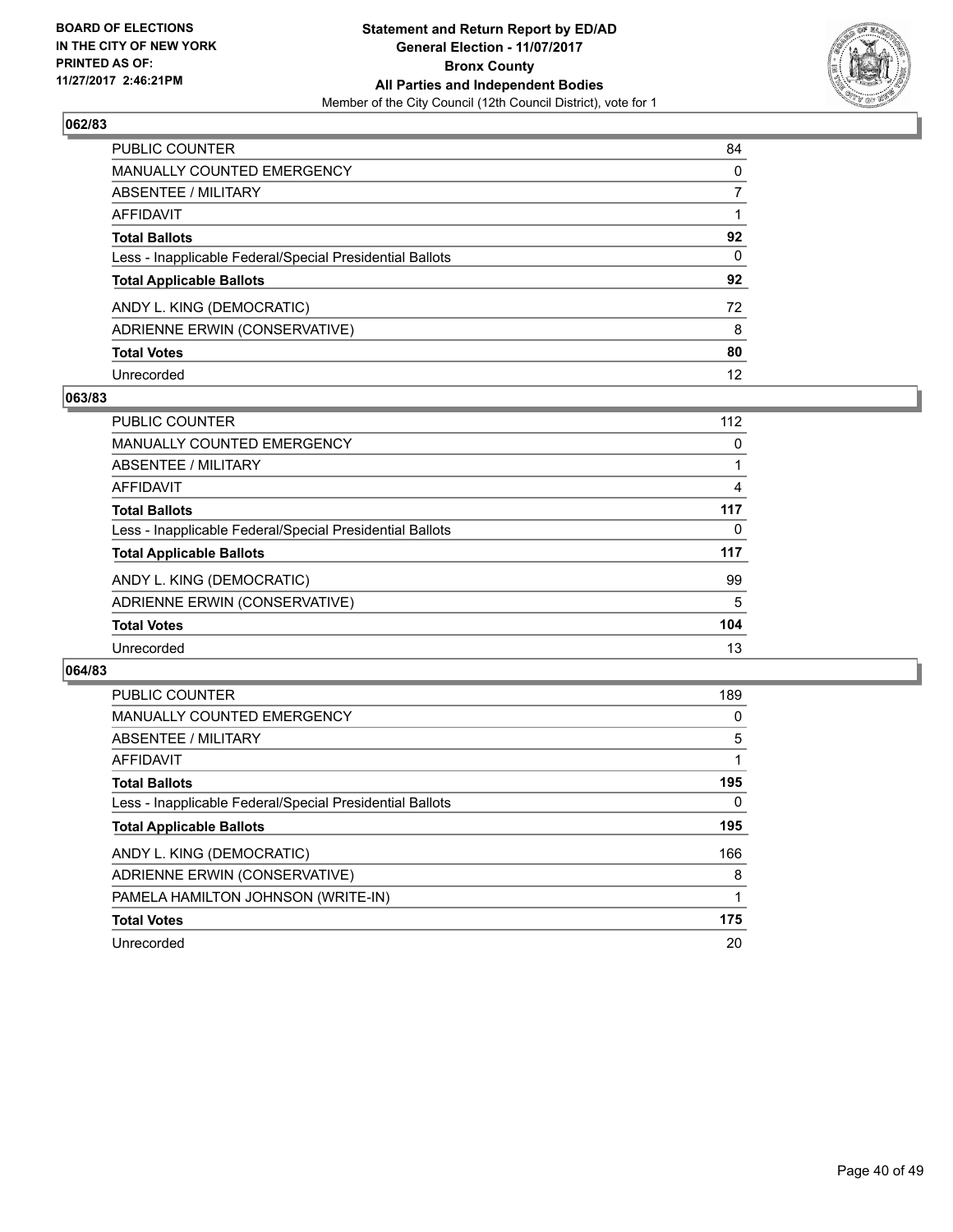BOARD OF ELECTIONS
IN THE CITY OF NEW YORK
PRINTED AS OF:
11/27/2017 2:46:21PM

**Statement and Return Report by ED/AD**
**General Election - 11/07/2017**
**Bronx County**
**All Parties and Independent Bodies**
Member of the City Council (12th Council District), vote for 1

## 062/83

| | |
|---|---|
| PUBLIC COUNTER | 84 |
| MANUALLY COUNTED EMERGENCY | 0 |
| ABSENTEE / MILITARY | 7 |
| AFFIDAVIT | 1 |
| **Total Ballots** | **92** |
| Less - Inapplicable Federal/Special Presidential Ballots | 0 |
| **Total Applicable Ballots** | **92** |
| ANDY L. KING (DEMOCRATIC) | 72 |
| ADRIENNE ERWIN (CONSERVATIVE) | 8 |
| **Total Votes** | **80** |
| Unrecorded | 12 |

## 063/83

| | |
|---|---|
| PUBLIC COUNTER | 112 |
| MANUALLY COUNTED EMERGENCY | 0 |
| ABSENTEE / MILITARY | 1 |
| AFFIDAVIT | 4 |
| **Total Ballots** | **117** |
| Less - Inapplicable Federal/Special Presidential Ballots | 0 |
| **Total Applicable Ballots** | **117** |
| ANDY L. KING (DEMOCRATIC) | 99 |
| ADRIENNE ERWIN (CONSERVATIVE) | 5 |
| **Total Votes** | **104** |
| Unrecorded | 13 |

## 064/83

| | |
|---|---|
| PUBLIC COUNTER | 189 |
| MANUALLY COUNTED EMERGENCY | 0 |
| ABSENTEE / MILITARY | 5 |
| AFFIDAVIT | 1 |
| **Total Ballots** | **195** |
| Less - Inapplicable Federal/Special Presidential Ballots | 0 |
| **Total Applicable Ballots** | **195** |
| ANDY L. KING (DEMOCRATIC) | 166 |
| ADRIENNE ERWIN (CONSERVATIVE) | 8 |
| PAMELA HAMILTON JOHNSON (WRITE-IN) | 1 |
| **Total Votes** | **175** |
| Unrecorded | 20 |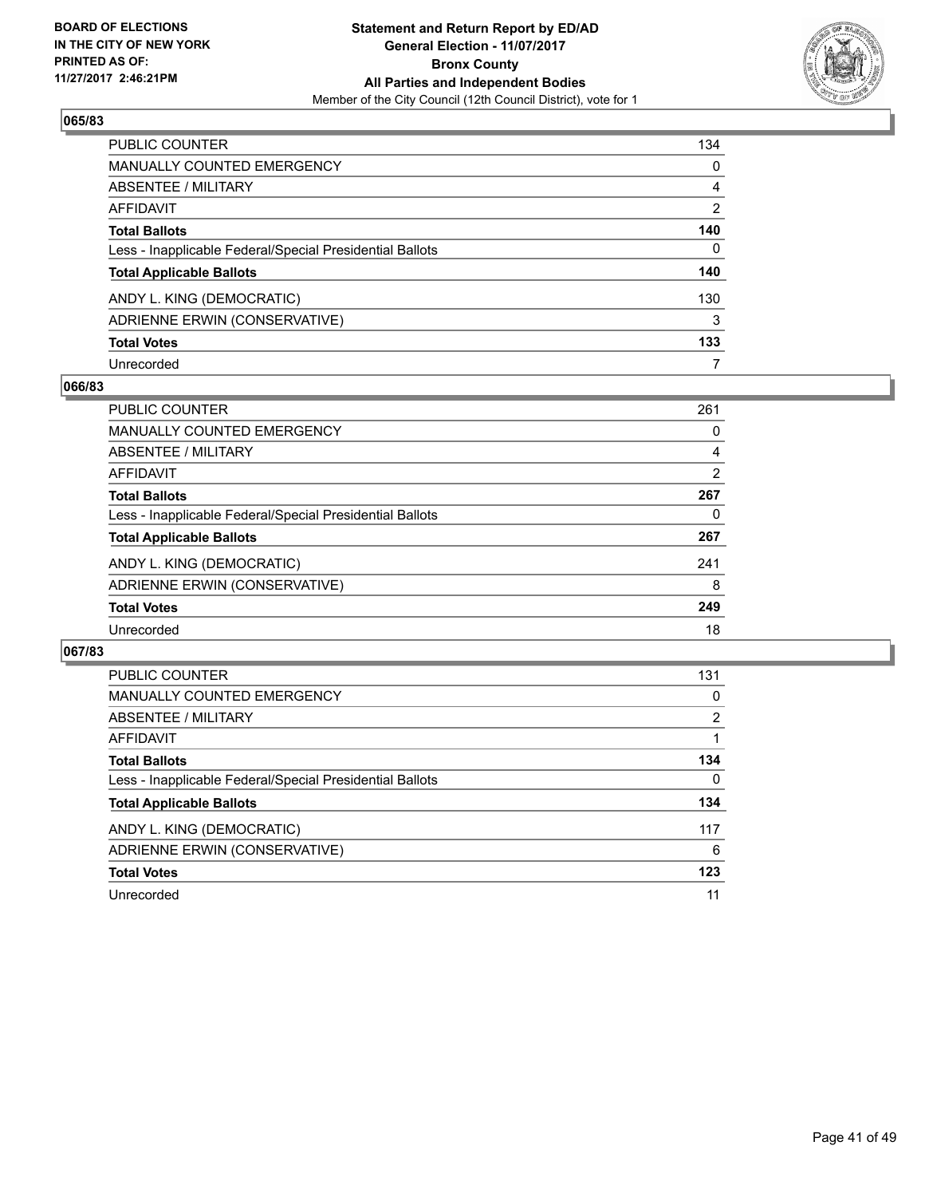BOARD OF ELECTIONS
IN THE CITY OF NEW YORK
PRINTED AS OF:
11/27/2017 2:46:21PM

**Statement and Return Report by ED/AD**
**General Election - 11/07/2017**
**Bronx County**
**All Parties and Independent Bodies**
Member of the City Council (12th Council District), vote for 1

### 065/83

| | |
|---|---|
| PUBLIC COUNTER | 134 |
| MANUALLY COUNTED EMERGENCY | 0 |
| ABSENTEE / MILITARY | 4 |
| AFFIDAVIT | 2 |
| **Total Ballots** | **140** |
| Less - Inapplicable Federal/Special Presidential Ballots | 0 |
| **Total Applicable Ballots** | **140** |
| ANDY L. KING (DEMOCRATIC) | 130 |
| ADRIENNE ERWIN (CONSERVATIVE) | 3 |
| **Total Votes** | **133** |
| Unrecorded | 7 |

### 066/83

| | |
|---|---|
| PUBLIC COUNTER | 261 |
| MANUALLY COUNTED EMERGENCY | 0 |
| ABSENTEE / MILITARY | 4 |
| AFFIDAVIT | 2 |
| **Total Ballots** | **267** |
| Less - Inapplicable Federal/Special Presidential Ballots | 0 |
| **Total Applicable Ballots** | **267** |
| ANDY L. KING (DEMOCRATIC) | 241 |
| ADRIENNE ERWIN (CONSERVATIVE) | 8 |
| **Total Votes** | **249** |
| Unrecorded | 18 |

### 067/83

| | |
|---|---|
| PUBLIC COUNTER | 131 |
| MANUALLY COUNTED EMERGENCY | 0 |
| ABSENTEE / MILITARY | 2 |
| AFFIDAVIT | 1 |
| **Total Ballots** | **134** |
| Less - Inapplicable Federal/Special Presidential Ballots | 0 |
| **Total Applicable Ballots** | **134** |
| ANDY L. KING (DEMOCRATIC) | 117 |
| ADRIENNE ERWIN (CONSERVATIVE) | 6 |
| **Total Votes** | **123** |
| Unrecorded | 11 |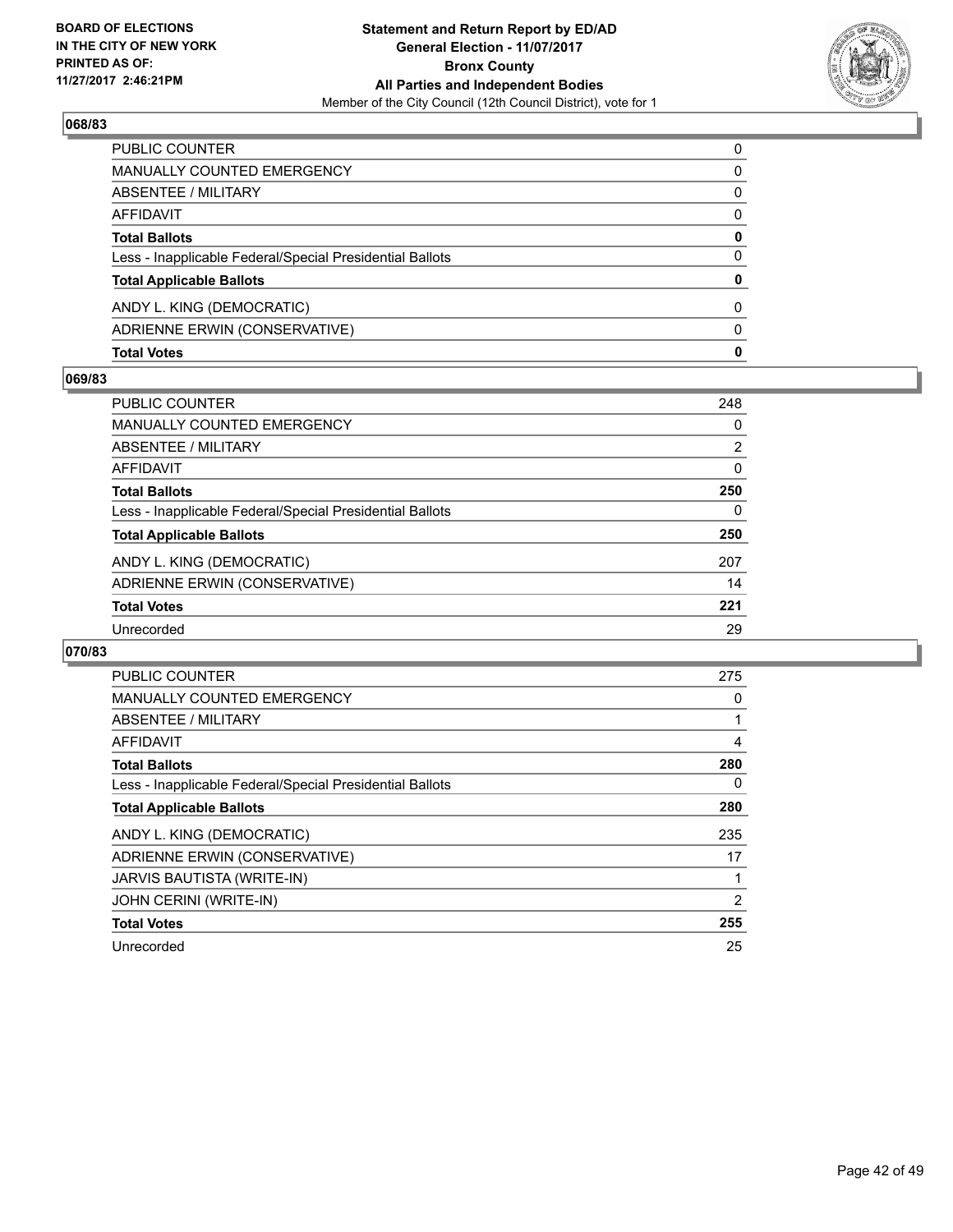**Statement and Return Report by ED/AD**
**General Election - 11/07/2017**
**Bronx County**
**All Parties and Independent Bodies**
Member of the City Council (12th Council District), vote for 1

BOARD OF ELECTIONS
IN THE CITY OF NEW YORK
PRINTED AS OF:
11/27/2017 2:46:21PM

### 068/83

| | |
|---|---|
| PUBLIC COUNTER | 0 |
| MANUALLY COUNTED EMERGENCY | 0 |
| ABSENTEE / MILITARY | 0 |
| AFFIDAVIT | 0 |
| **Total Ballots** | **0** |
| Less - Inapplicable Federal/Special Presidential Ballots | 0 |
| **Total Applicable Ballots** | **0** |
| ANDY L. KING (DEMOCRATIC) | 0 |
| ADRIENNE ERWIN (CONSERVATIVE) | 0 |
| **Total Votes** | **0** |

### 069/83

| | |
|---|---|
| PUBLIC COUNTER | 248 |
| MANUALLY COUNTED EMERGENCY | 0 |
| ABSENTEE / MILITARY | 2 |
| AFFIDAVIT | 0 |
| **Total Ballots** | **250** |
| Less - Inapplicable Federal/Special Presidential Ballots | 0 |
| **Total Applicable Ballots** | **250** |
| ANDY L. KING (DEMOCRATIC) | 207 |
| ADRIENNE ERWIN (CONSERVATIVE) | 14 |
| **Total Votes** | **221** |
| Unrecorded | 29 |

### 070/83

| | |
|---|---|
| PUBLIC COUNTER | 275 |
| MANUALLY COUNTED EMERGENCY | 0 |
| ABSENTEE / MILITARY | 1 |
| AFFIDAVIT | 4 |
| **Total Ballots** | **280** |
| Less - Inapplicable Federal/Special Presidential Ballots | 0 |
| **Total Applicable Ballots** | **280** |
| ANDY L. KING (DEMOCRATIC) | 235 |
| ADRIENNE ERWIN (CONSERVATIVE) | 17 |
| JARVIS BAUTISTA (WRITE-IN) | 1 |
| JOHN CERINI (WRITE-IN) | 2 |
| **Total Votes** | **255** |
| Unrecorded | 25 |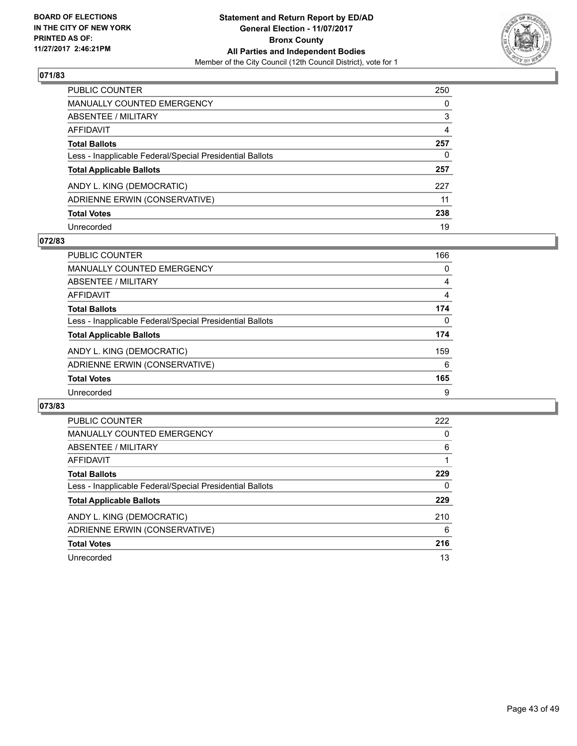## 071/83

| | |
|---|---|
| PUBLIC COUNTER | 250 |
| MANUALLY COUNTED EMERGENCY | 0 |
| ABSENTEE / MILITARY | 3 |
| AFFIDAVIT | 4 |
| **Total Ballots** | **257** |
| Less - Inapplicable Federal/Special Presidential Ballots | 0 |
| **Total Applicable Ballots** | **257** |
| ANDY L. KING (DEMOCRATIC) | 227 |
| ADRIENNE ERWIN (CONSERVATIVE) | 11 |
| **Total Votes** | **238** |
| Unrecorded | 19 |

## 072/83

| | |
|---|---|
| PUBLIC COUNTER | 166 |
| MANUALLY COUNTED EMERGENCY | 0 |
| ABSENTEE / MILITARY | 4 |
| AFFIDAVIT | 4 |
| **Total Ballots** | **174** |
| Less - Inapplicable Federal/Special Presidential Ballots | 0 |
| **Total Applicable Ballots** | **174** |
| ANDY L. KING (DEMOCRATIC) | 159 |
| ADRIENNE ERWIN (CONSERVATIVE) | 6 |
| **Total Votes** | **165** |
| Unrecorded | 9 |

## 073/83

| | |
|---|---|
| PUBLIC COUNTER | 222 |
| MANUALLY COUNTED EMERGENCY | 0 |
| ABSENTEE / MILITARY | 6 |
| AFFIDAVIT | 1 |
| **Total Ballots** | **229** |
| Less - Inapplicable Federal/Special Presidential Ballots | 0 |
| **Total Applicable Ballots** | **229** |
| ANDY L. KING (DEMOCRATIC) | 210 |
| ADRIENNE ERWIN (CONSERVATIVE) | 6 |
| **Total Votes** | **216** |
| Unrecorded | 13 |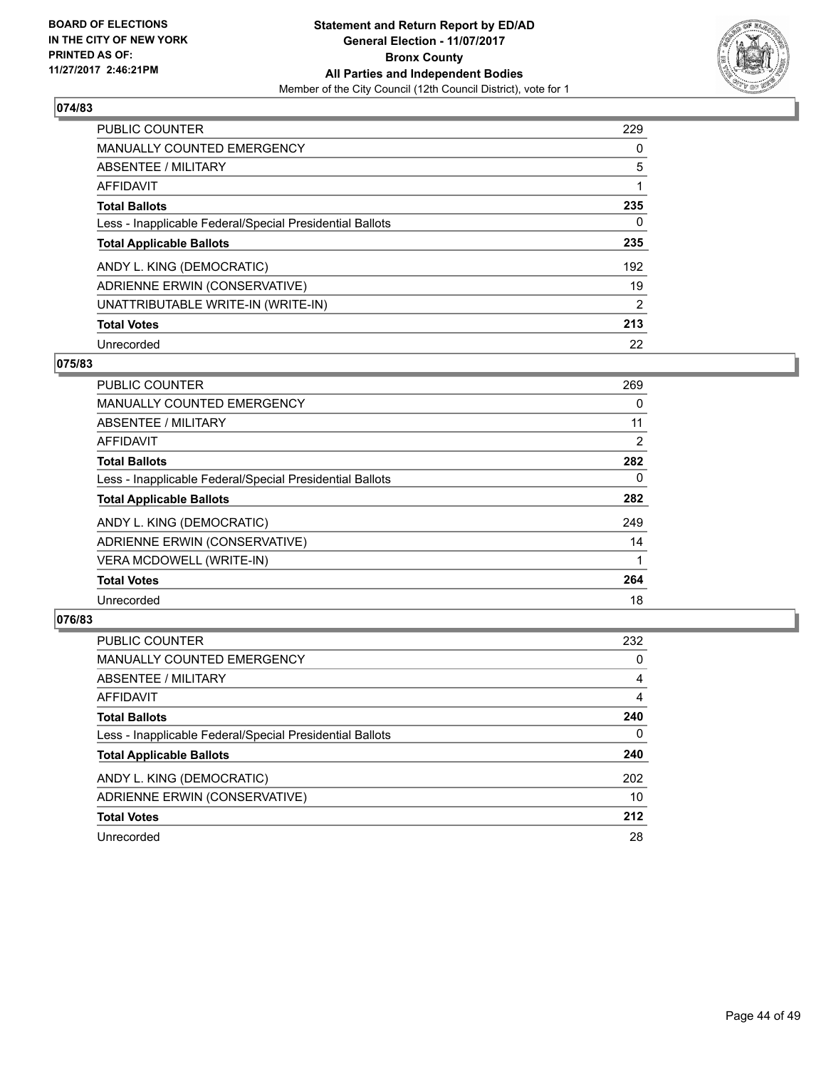BOARD OF ELECTIONS
IN THE CITY OF NEW YORK
PRINTED AS OF:
11/27/2017 2:46:21PM

**Statement and Return Report by ED/AD**
**General Election - 11/07/2017**
**Bronx County**
**All Parties and Independent Bodies**
Member of the City Council (12th Council District), vote for 1

## 074/83

| | |
|---|---|
| PUBLIC COUNTER | 229 |
| MANUALLY COUNTED EMERGENCY | 0 |
| ABSENTEE / MILITARY | 5 |
| AFFIDAVIT | 1 |
| **Total Ballots** | **235** |
| Less - Inapplicable Federal/Special Presidential Ballots | 0 |
| **Total Applicable Ballots** | **235** |
| ANDY L. KING (DEMOCRATIC) | 192 |
| ADRIENNE ERWIN (CONSERVATIVE) | 19 |
| UNATTRIBUTABLE WRITE-IN (WRITE-IN) | 2 |
| **Total Votes** | **213** |
| Unrecorded | 22 |

## 075/83

| | |
|---|---|
| PUBLIC COUNTER | 269 |
| MANUALLY COUNTED EMERGENCY | 0 |
| ABSENTEE / MILITARY | 11 |
| AFFIDAVIT | 2 |
| **Total Ballots** | **282** |
| Less - Inapplicable Federal/Special Presidential Ballots | 0 |
| **Total Applicable Ballots** | **282** |
| ANDY L. KING (DEMOCRATIC) | 249 |
| ADRIENNE ERWIN (CONSERVATIVE) | 14 |
| VERA MCDOWELL (WRITE-IN) | 1 |
| **Total Votes** | **264** |
| Unrecorded | 18 |

## 076/83

| | |
|---|---|
| PUBLIC COUNTER | 232 |
| MANUALLY COUNTED EMERGENCY | 0 |
| ABSENTEE / MILITARY | 4 |
| AFFIDAVIT | 4 |
| **Total Ballots** | **240** |
| Less - Inapplicable Federal/Special Presidential Ballots | 0 |
| **Total Applicable Ballots** | **240** |
| ANDY L. KING (DEMOCRATIC) | 202 |
| ADRIENNE ERWIN (CONSERVATIVE) | 10 |
| **Total Votes** | **212** |
| Unrecorded | 28 |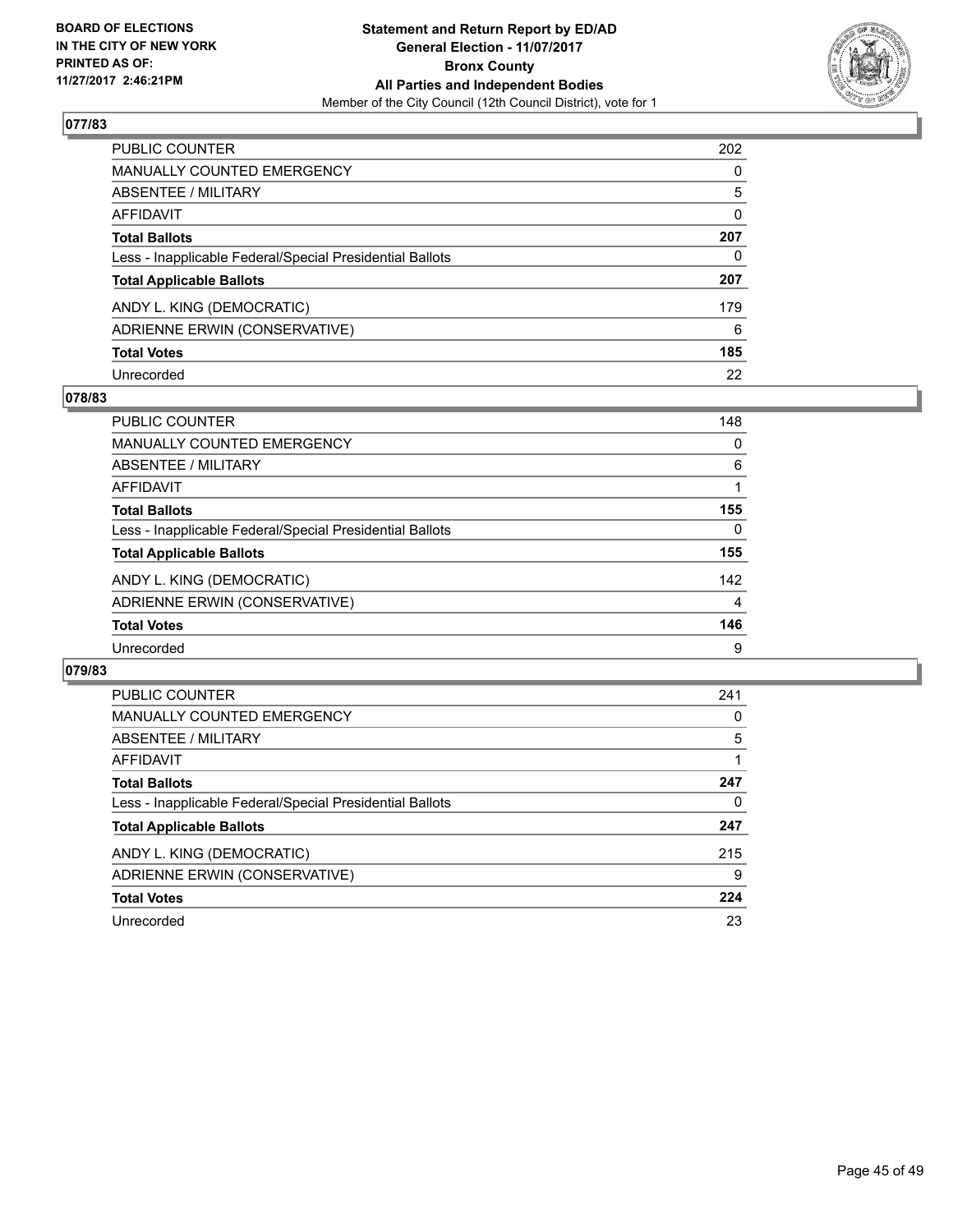**BOARD OF ELECTIONS IN THE CITY OF NEW YORK PRINTED AS OF: 11/27/2017 2:46:21PM**

**Statement and Return Report by ED/AD General Election - 11/07/2017 Bronx County All Parties and Independent Bodies**

Member of the City Council (12th Council District), vote for 1

## 077/83

| | |
|---|---|
| PUBLIC COUNTER | 202 |
| MANUALLY COUNTED EMERGENCY | 0 |
| ABSENTEE / MILITARY | 5 |
| AFFIDAVIT | 0 |
| **Total Ballots** | **207** |
| Less - Inapplicable Federal/Special Presidential Ballots | 0 |
| **Total Applicable Ballots** | **207** |
| ANDY L. KING (DEMOCRATIC) | 179 |
| ADRIENNE ERWIN (CONSERVATIVE) | 6 |
| **Total Votes** | **185** |
| Unrecorded | 22 |

## 078/83

| | |
|---|---|
| PUBLIC COUNTER | 148 |
| MANUALLY COUNTED EMERGENCY | 0 |
| ABSENTEE / MILITARY | 6 |
| AFFIDAVIT | 1 |
| **Total Ballots** | **155** |
| Less - Inapplicable Federal/Special Presidential Ballots | 0 |
| **Total Applicable Ballots** | **155** |
| ANDY L. KING (DEMOCRATIC) | 142 |
| ADRIENNE ERWIN (CONSERVATIVE) | 4 |
| **Total Votes** | **146** |
| Unrecorded | 9 |

## 079/83

| | |
|---|---|
| PUBLIC COUNTER | 241 |
| MANUALLY COUNTED EMERGENCY | 0 |
| ABSENTEE / MILITARY | 5 |
| AFFIDAVIT | 1 |
| **Total Ballots** | **247** |
| Less - Inapplicable Federal/Special Presidential Ballots | 0 |
| **Total Applicable Ballots** | **247** |
| ANDY L. KING (DEMOCRATIC) | 215 |
| ADRIENNE ERWIN (CONSERVATIVE) | 9 |
| **Total Votes** | **224** |
| Unrecorded | 23 |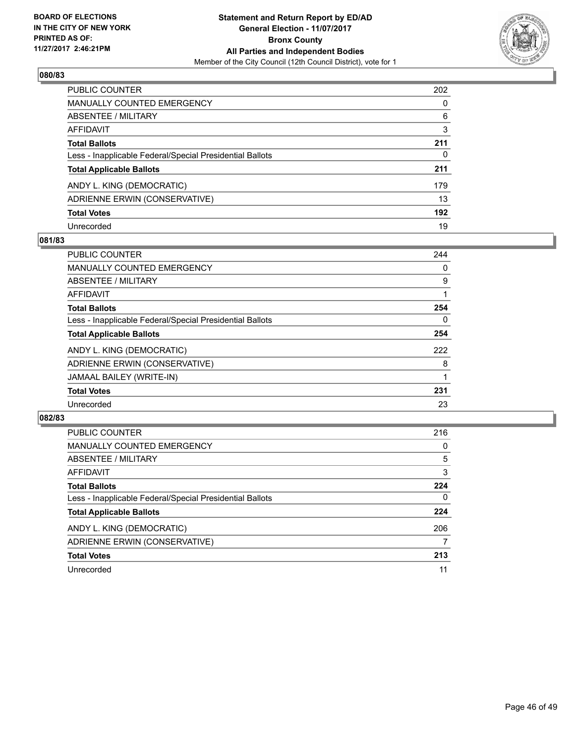**BOARD OF ELECTIONS IN THE CITY OF NEW YORK PRINTED AS OF: 11/27/2017 2:46:21PM**

**Statement and Return Report by ED/AD General Election - 11/07/2017 Bronx County All Parties and Independent Bodies**

Member of the City Council (12th Council District), vote for 1

## 080/83

| | |
|---|---|
| PUBLIC COUNTER | 202 |
| MANUALLY COUNTED EMERGENCY | 0 |
| ABSENTEE / MILITARY | 6 |
| AFFIDAVIT | 3 |
| **Total Ballots** | **211** |
| Less - Inapplicable Federal/Special Presidential Ballots | 0 |
| **Total Applicable Ballots** | **211** |
| ANDY L. KING (DEMOCRATIC) | 179 |
| ADRIENNE ERWIN (CONSERVATIVE) | 13 |
| **Total Votes** | **192** |
| Unrecorded | 19 |

## 081/83

| | |
|---|---|
| PUBLIC COUNTER | 244 |
| MANUALLY COUNTED EMERGENCY | 0 |
| ABSENTEE / MILITARY | 9 |
| AFFIDAVIT | 1 |
| **Total Ballots** | **254** |
| Less - Inapplicable Federal/Special Presidential Ballots | 0 |
| **Total Applicable Ballots** | **254** |
| ANDY L. KING (DEMOCRATIC) | 222 |
| ADRIENNE ERWIN (CONSERVATIVE) | 8 |
| JAMAAL BAILEY (WRITE-IN) | 1 |
| **Total Votes** | **231** |
| Unrecorded | 23 |

## 082/83

| | |
|---|---|
| PUBLIC COUNTER | 216 |
| MANUALLY COUNTED EMERGENCY | 0 |
| ABSENTEE / MILITARY | 5 |
| AFFIDAVIT | 3 |
| **Total Ballots** | **224** |
| Less - Inapplicable Federal/Special Presidential Ballots | 0 |
| **Total Applicable Ballots** | **224** |
| ANDY L. KING (DEMOCRATIC) | 206 |
| ADRIENNE ERWIN (CONSERVATIVE) | 7 |
| **Total Votes** | **213** |
| Unrecorded | 11 |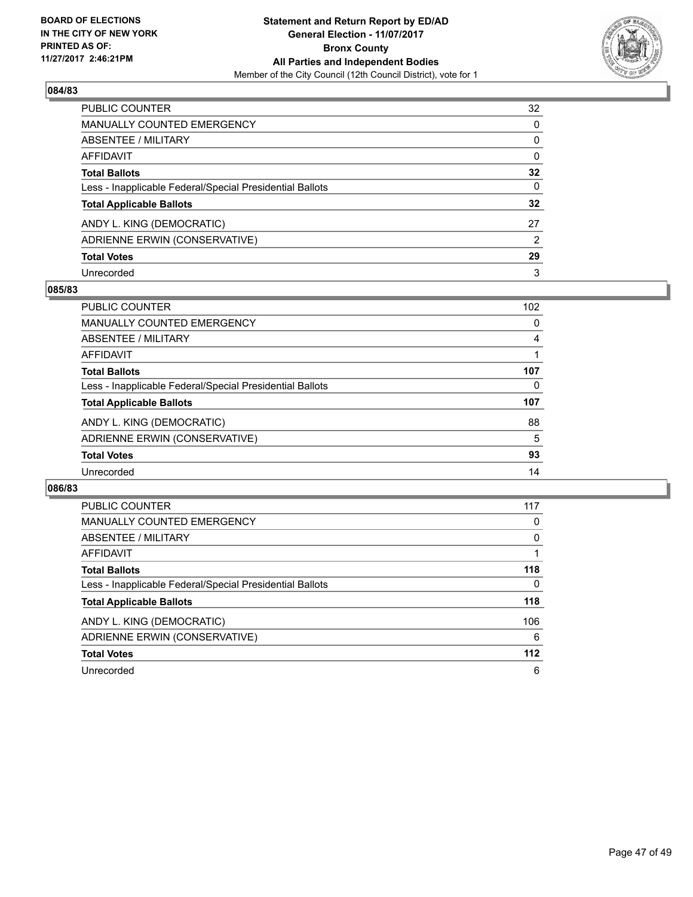**BOARD OF ELECTIONS IN THE CITY OF NEW YORK PRINTED AS OF: 11/27/2017 2:46:21PM**

**Statement and Return Report by ED/AD General Election - 11/07/2017 Bronx County All Parties and Independent Bodies**

Member of the City Council (12th Council District), vote for 1

### 084/83

| | |
|---|---|
| PUBLIC COUNTER | 32 |
| MANUALLY COUNTED EMERGENCY | 0 |
| ABSENTEE / MILITARY | 0 |
| AFFIDAVIT | 0 |
| **Total Ballots** | **32** |
| Less - Inapplicable Federal/Special Presidential Ballots | 0 |
| **Total Applicable Ballots** | **32** |
| ANDY L. KING (DEMOCRATIC) | 27 |
| ADRIENNE ERWIN (CONSERVATIVE) | 2 |
| **Total Votes** | **29** |
| Unrecorded | 3 |

### 085/83

| | |
|---|---|
| PUBLIC COUNTER | 102 |
| MANUALLY COUNTED EMERGENCY | 0 |
| ABSENTEE / MILITARY | 4 |
| AFFIDAVIT | 1 |
| **Total Ballots** | **107** |
| Less - Inapplicable Federal/Special Presidential Ballots | 0 |
| **Total Applicable Ballots** | **107** |
| ANDY L. KING (DEMOCRATIC) | 88 |
| ADRIENNE ERWIN (CONSERVATIVE) | 5 |
| **Total Votes** | **93** |
| Unrecorded | 14 |

### 086/83

| | |
|---|---|
| PUBLIC COUNTER | 117 |
| MANUALLY COUNTED EMERGENCY | 0 |
| ABSENTEE / MILITARY | 0 |
| AFFIDAVIT | 1 |
| **Total Ballots** | **118** |
| Less - Inapplicable Federal/Special Presidential Ballots | 0 |
| **Total Applicable Ballots** | **118** |
| ANDY L. KING (DEMOCRATIC) | 106 |
| ADRIENNE ERWIN (CONSERVATIVE) | 6 |
| **Total Votes** | **112** |
| Unrecorded | 6 |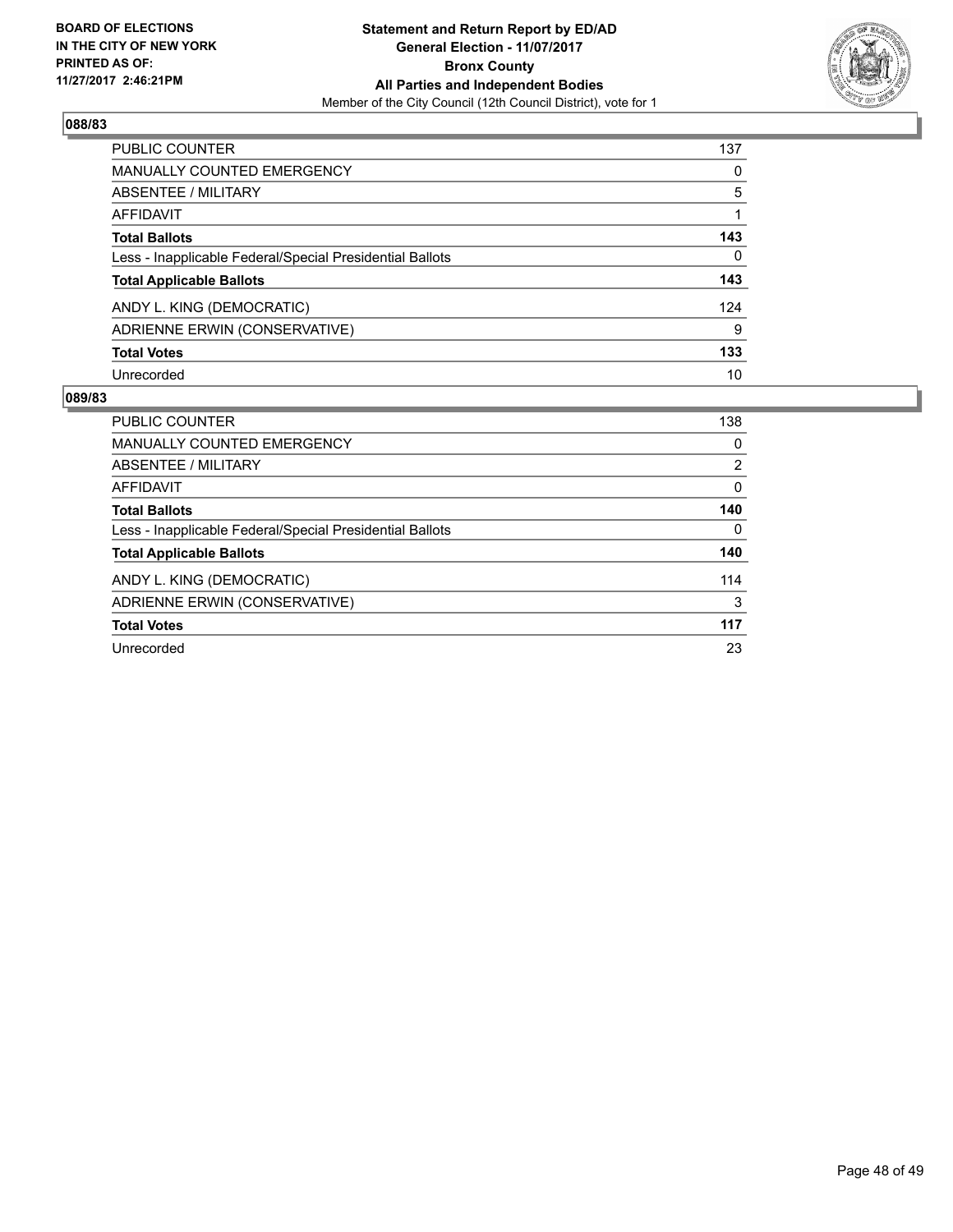BOARD OF ELECTIONS
IN THE CITY OF NEW YORK
PRINTED AS OF:
11/27/2017 2:46:21PM

**Statement and Return Report by ED/AD**
**General Election - 11/07/2017**
**Bronx County**
**All Parties and Independent Bodies**
Member of the City Council (12th Council District), vote for 1

### 088/83

| | |
|---|---|
| PUBLIC COUNTER | 137 |
| MANUALLY COUNTED EMERGENCY | 0 |
| ABSENTEE / MILITARY | 5 |
| AFFIDAVIT | 1 |
| **Total Ballots** | **143** |
| Less - Inapplicable Federal/Special Presidential Ballots | 0 |
| **Total Applicable Ballots** | **143** |
| ANDY L. KING (DEMOCRATIC) | 124 |
| ADRIENNE ERWIN (CONSERVATIVE) | 9 |
| **Total Votes** | **133** |
| Unrecorded | 10 |

### 089/83

| | |
|---|---|
| PUBLIC COUNTER | 138 |
| MANUALLY COUNTED EMERGENCY | 0 |
| ABSENTEE / MILITARY | 2 |
| AFFIDAVIT | 0 |
| **Total Ballots** | **140** |
| Less - Inapplicable Federal/Special Presidential Ballots | 0 |
| **Total Applicable Ballots** | **140** |
| ANDY L. KING (DEMOCRATIC) | 114 |
| ADRIENNE ERWIN (CONSERVATIVE) | 3 |
| **Total Votes** | **117** |
| Unrecorded | 23 |